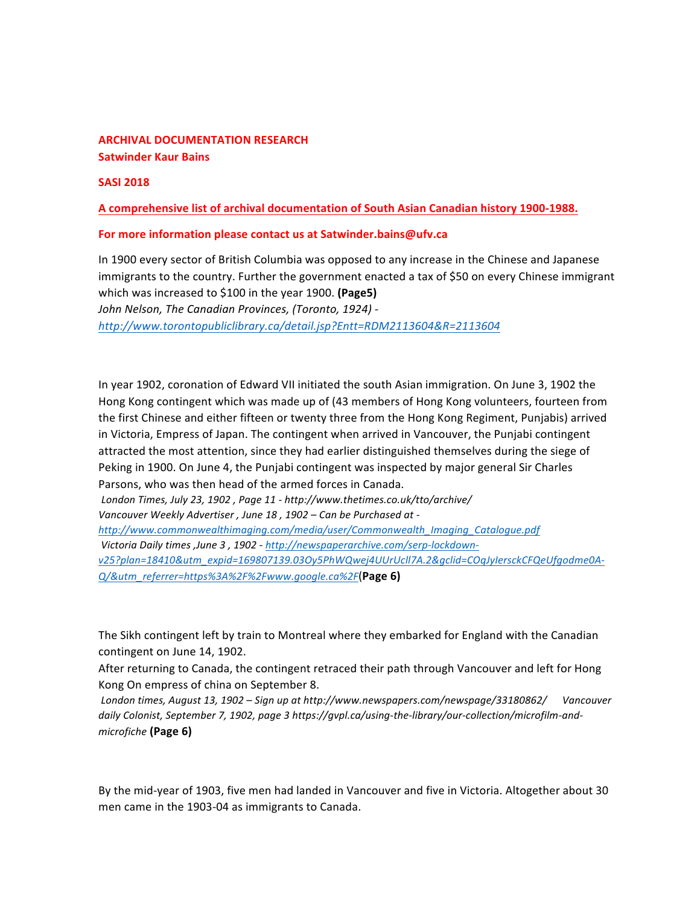**ARCHIVAL DOCUMENTATION RESEARCH**
**Satwinder Kaur Bains**

**SASI 2018**

**A comprehensive list of archival documentation of South Asian Canadian history 1900-1988.**

**For more information please contact us at Satwinder.bains@ufv.ca**

In 1900 every sector of British Columbia was opposed to any increase in the Chinese and Japanese immigrants to the country. Further the government enacted a tax of $50 on every Chinese immigrant which was increased to $100 in the year 1900. **(Page5)**
*John Nelson, The Canadian Provinces, (Toronto, 1924) - http://www.torontopubliclibrary.ca/detail.jsp?Entt=RDM2113604&R=2113604*

In year 1902, coronation of Edward VII initiated the south Asian immigration. On June 3, 1902 the Hong Kong contingent which was made up of (43 members of Hong Kong volunteers, fourteen from the first Chinese and either fifteen or twenty three from the Hong Kong Regiment, Punjabis) arrived in Victoria, Empress of Japan. The contingent when arrived in Vancouver, the Punjabi contingent attracted the most attention, since they had earlier distinguished themselves during the siege of Peking in 1900. On June 4, the Punjabi contingent was inspected by major general Sir Charles Parsons, who was then head of the armed forces in Canada.
*London Times, July 23, 1902 , Page 11 - http://www.thetimes.co.uk/tto/archive/*
*Vancouver Weekly Advertiser , June 18 , 1902 – Can be Purchased at - http://www.commonwealthimaging.com/media/user/Commonwealth_Imaging_Catalogue.pdf*
*Victoria Daily times ,June 3 , 1902 - http://newspaperarchive.com/serp-lockdown-v25?plan=18410&utm_expid=169807139.03Oy5PhWQwej4UUrUcll7A.2&gclid=COqJylersckCFQeUfgodme0A-Q/&utm_referrer=https%3A%2F%2Fwww.google.ca%2F* **(Page 6)**

The Sikh contingent left by train to Montreal where they embarked for England with the Canadian contingent on June 14, 1902.
After returning to Canada, the contingent retraced their path through Vancouver and left for Hong Kong On empress of china on September 8.
*London times, August 13, 1902 – Sign up at http://www.newspapers.com/newspage/33180862/ Vancouver daily Colonist, September 7, 1902, page 3 https://gvpl.ca/using-the-library/our-collection/microfilm-and-microfiche* **(Page 6)**

By the mid-year of 1903, five men had landed in Vancouver and five in Victoria. Altogether about 30 men came in the 1903-04 as immigrants to Canada.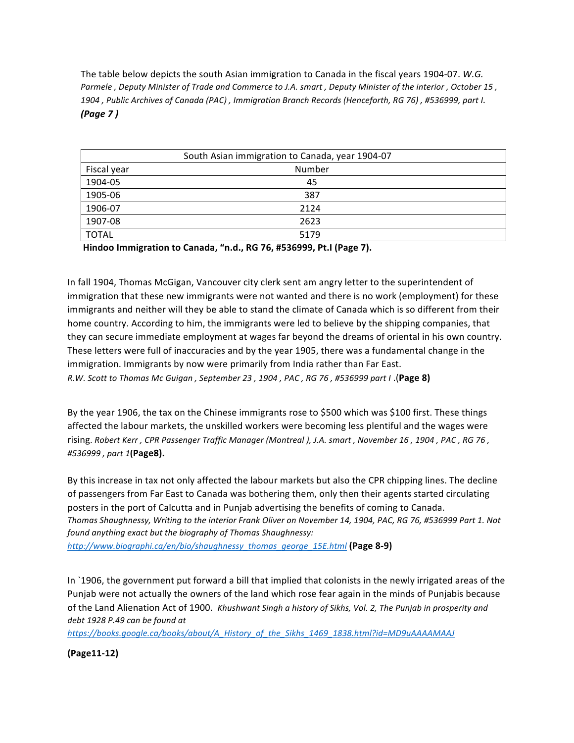The table below depicts the south Asian immigration to Canada in the fiscal years 1904-07. *W.G. Parmele , Deputy Minister of Trade and Commerce to J.A. smart , Deputy Minister of the interior , October 15 , 1904 , Public Archives of Canada (PAC) , Immigration Branch Records (Henceforth, RG 76) , #536999, part I.* ***(Page 7 )***

| South Asian immigration to Canada, year 1904-07 | |
|---|---|
| Fiscal year | Number |
| 1904-05 | 45 |
| 1905-06 | 387 |
| 1906-07 | 2124 |
| 1907-08 | 2623 |
| TOTAL | 5179 |

**Hindoo Immigration to Canada, "n.d., RG 76, #536999, Pt.I (Page 7).**

In fall 1904, Thomas McGigan, Vancouver city clerk sent am angry letter to the superintendent of immigration that these new immigrants were not wanted and there is no work (employment) for these immigrants and neither will they be able to stand the climate of Canada which is so different from their home country. According to him, the immigrants were led to believe by the shipping companies, that they can secure immediate employment at wages far beyond the dreams of oriental in his own country. These letters were full of inaccuracies and by the year 1905, there was a fundamental change in the immigration. Immigrants by now were primarily from India rather than Far East. *R.W. Scott to Thomas Mc Guigan , September 23 , 1904 , PAC , RG 76 , #536999 part I* .(**Page 8)**

By the year 1906, the tax on the Chinese immigrants rose to $500 which was $100 first. These things affected the labour markets, the unskilled workers were becoming less plentiful and the wages were rising. *Robert Kerr , CPR Passenger Traffic Manager (Montreal ), J.A. smart , November 16 , 1904 , PAC , RG 76 , #536999 , part 1***(Page8).**

By this increase in tax not only affected the labour markets but also the CPR chipping lines. The decline of passengers from Far East to Canada was bothering them, only then their agents started circulating posters in the port of Calcutta and in Punjab advertising the benefits of coming to Canada. *Thomas Shaughnessy, Writing to the interior Frank Oliver on November 14, 1904, PAC, RG 76, #536999 Part 1. Not found anything exact but the biography of Thomas Shaughnessy: http://www.biographi.ca/en/bio/shaughnessy_thomas_george_15E.html* **(Page 8-9)**

In `1906, the government put forward a bill that implied that colonists in the newly irrigated areas of the Punjab were not actually the owners of the land which rose fear again in the minds of Punjabis because of the Land Alienation Act of 1900. *Khushwant Singh a history of Sikhs, Vol. 2, The Punjab in prosperity and debt 1928 P.49 can be found at https://books.google.ca/books/about/A_History_of_the_Sikhs_1469_1838.html?id=MD9uAAAAMAAJ*

**(Page11-12)**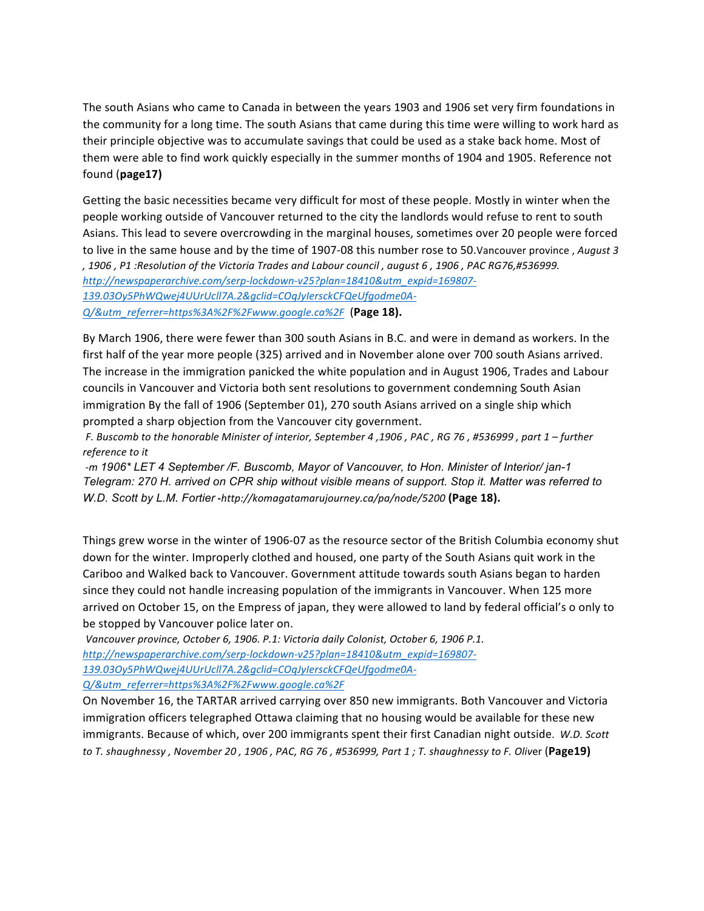The south Asians who came to Canada in between the years 1903 and 1906 set very firm foundations in the community for a long time. The south Asians that came during this time were willing to work hard as their principle objective was to accumulate savings that could be used as a stake back home. Most of them were able to find work quickly especially in the summer months of 1904 and 1905. Reference not found (**page17)**

Getting the basic necessities became very difficult for most of these people. Mostly in winter when the people working outside of Vancouver returned to the city the landlords would refuse to rent to south Asians. This lead to severe overcrowding in the marginal houses, sometimes over 20 people were forced to live in the same house and by the time of 1907-08 this number rose to 50.Vancouver province , *August 3 , 1906 , P1 :Resolution of the Victoria Trades and Labour council , august 6 , 1906 , PAC RG76,#536999.* *http://newspaperarchive.com/serp-lockdown-v25?plan=18410&utm_expid=169807-139.03Oy5PhWQwej4UUrUcll7A.2&gclid=COqJyIersckCFQeUfgodme0A-Q/&utm_referrer=https%3A%2F%2Fwww.google.ca%2F* **(Page 18).**

By March 1906, there were fewer than 300 south Asians in B.C. and were in demand as workers. In the first half of the year more people (325) arrived and in November alone over 700 south Asians arrived. The increase in the immigration panicked the white population and in August 1906, Trades and Labour councils in Vancouver and Victoria both sent resolutions to government condemning South Asian immigration By the fall of 1906 (September 01), 270 south Asians arrived on a single ship which prompted a sharp objection from the Vancouver city government.

*F. Buscomb to the honorable Minister of interior, September 4 ,1906 , PAC , RG 76 , #536999 , part 1 – further reference to it*

*-m 1906* LET 4 September /F. Buscomb, Mayor of Vancouver, to Hon. Minister of Interior/ jan-1 Telegram: 270 H. arrived on CPR ship without visible means of support. Stop it. Matter was referred to W.D. Scott by L.M. Fortier* -http://komagatamarujourney.ca/pa/node/5200 **(Page 18).**

Things grew worse in the winter of 1906-07 as the resource sector of the British Columbia economy shut down for the winter. Improperly clothed and housed, one party of the South Asians quit work in the Cariboo and Walked back to Vancouver. Government attitude towards south Asians began to harden since they could not handle increasing population of the immigrants in Vancouver. When 125 more arrived on October 15, on the Empress of japan, they were allowed to land by federal official's o only to be stopped by Vancouver police later on.

*Vancouver province, October 6, 1906. P.1: Victoria daily Colonist, October 6, 1906 P.1.* *http://newspaperarchive.com/serp-lockdown-v25?plan=18410&utm_expid=169807-139.03Oy5PhWQwej4UUrUcll7A.2&gclid=COqJyIersckCFQeUfgodme0A-Q/&utm_referrer=https%3A%2F%2Fwww.google.ca%2F*

On November 16, the TARTAR arrived carrying over 850 new immigrants. Both Vancouver and Victoria immigration officers telegraphed Ottawa claiming that no housing would be available for these new immigrants. Because of which, over 200 immigrants spent their first Canadian night outside. *W.D. Scott to T. shaughnessy , November 20 , 1906 , PAC, RG 76 , #536999, Part 1 ; T. shaughnessy to F. Olive*r **(Page19)**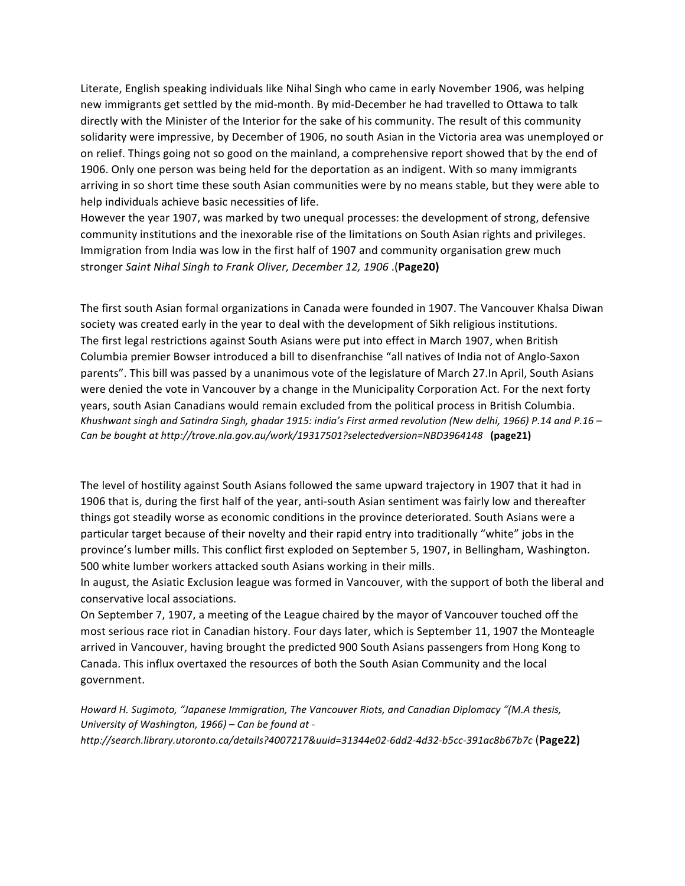Literate, English speaking individuals like Nihal Singh who came in early November 1906, was helping new immigrants get settled by the mid-month. By mid-December he had travelled to Ottawa to talk directly with the Minister of the Interior for the sake of his community. The result of this community solidarity were impressive, by December of 1906, no south Asian in the Victoria area was unemployed or on relief. Things going not so good on the mainland, a comprehensive report showed that by the end of 1906. Only one person was being held for the deportation as an indigent. With so many immigrants arriving in so short time these south Asian communities were by no means stable, but they were able to help individuals achieve basic necessities of life.
However the year 1907, was marked by two unequal processes: the development of strong, defensive community institutions and the inexorable rise of the limitations on South Asian rights and privileges. Immigration from India was low in the first half of 1907 and community organisation grew much stronger *Saint Nihal Singh to Frank Oliver, December 12, 1906* .(**Page20)**

The first south Asian formal organizations in Canada were founded in 1907. The Vancouver Khalsa Diwan society was created early in the year to deal with the development of Sikh religious institutions.
The first legal restrictions against South Asians were put into effect in March 1907, when British Columbia premier Bowser introduced a bill to disenfranchise "all natives of India not of Anglo-Saxon parents". This bill was passed by a unanimous vote of the legislature of March 27.In April, South Asians were denied the vote in Vancouver by a change in the Municipality Corporation Act. For the next forty years, south Asian Canadians would remain excluded from the political process in British Columbia.
*Khushwant singh and Satindra Singh, ghadar 1915: india's First armed revolution (New delhi, 1966) P.14 and P.16 – Can be bought at http://trove.nla.gov.au/work/19317501?selectedversion=NBD3964148* **(page21)**

The level of hostility against South Asians followed the same upward trajectory in 1907 that it had in 1906 that is, during the first half of the year, anti-south Asian sentiment was fairly low and thereafter things got steadily worse as economic conditions in the province deteriorated. South Asians were a particular target because of their novelty and their rapid entry into traditionally "white" jobs in the province's lumber mills. This conflict first exploded on September 5, 1907, in Bellingham, Washington. 500 white lumber workers attacked south Asians working in their mills.
In august, the Asiatic Exclusion league was formed in Vancouver, with the support of both the liberal and conservative local associations.
On September 7, 1907, a meeting of the League chaired by the mayor of Vancouver touched off the most serious race riot in Canadian history. Four days later, which is September 11, 1907 the Monteagle arrived in Vancouver, having brought the predicted 900 South Asians passengers from Hong Kong to Canada. This influx overtaxed the resources of both the South Asian Community and the local government.

*Howard H. Sugimoto, "Japanese Immigration, The Vancouver Riots, and Canadian Diplomacy "(M.A thesis, University of Washington, 1966) – Can be found at - http://search.library.utoronto.ca/details?4007217&uuid=31344e02-6dd2-4d32-b5cc-391ac8b67b7c* (**Page22)**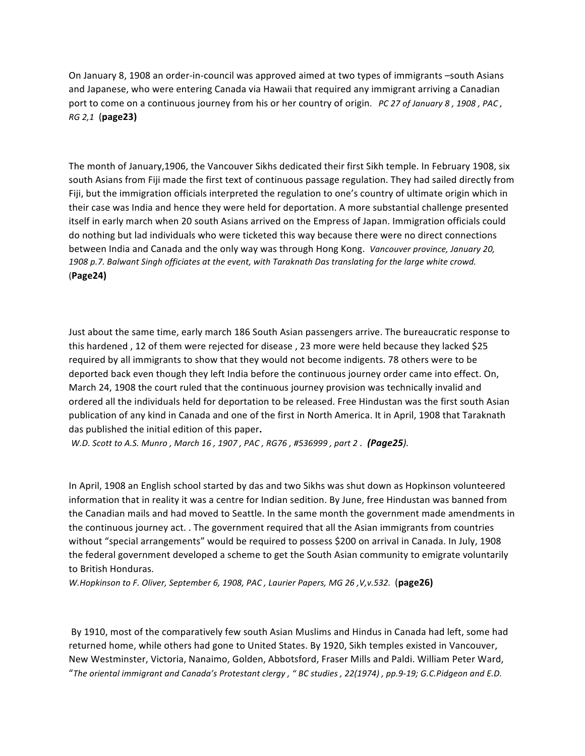On January 8, 1908 an order-in-council was approved aimed at two types of immigrants –south Asians and Japanese, who were entering Canada via Hawaii that required any immigrant arriving a Canadian port to come on a continuous journey from his or her country of origin. *PC 27 of January 8 , 1908 , PAC , RG 2,1* (**page23)**

The month of January,1906, the Vancouver Sikhs dedicated their first Sikh temple. In February 1908, six south Asians from Fiji made the first text of continuous passage regulation. They had sailed directly from Fiji, but the immigration officials interpreted the regulation to one's country of ultimate origin which in their case was India and hence they were held for deportation. A more substantial challenge presented itself in early march when 20 south Asians arrived on the Empress of Japan. Immigration officials could do nothing but lad individuals who were ticketed this way because there were no direct connections between India and Canada and the only way was through Hong Kong. *Vancouver province, January 20, 1908 p.7. Balwant Singh officiates at the event, with Taraknath Das translating for the large white crowd.* (**Page24)**

Just about the same time, early march 186 South Asian passengers arrive. The bureaucratic response to this hardened , 12 of them were rejected for disease , 23 more were held because they lacked $25 required by all immigrants to show that they would not become indigents. 78 others were to be deported back even though they left India before the continuous journey order came into effect. On, March 24, 1908 the court ruled that the continuous journey provision was technically invalid and ordered all the individuals held for deportation to be released. Free Hindustan was the first south Asian publication of any kind in Canada and one of the first in North America. It in April, 1908 that Taraknath das published the initial edition of this paper**.**
*W.D. Scott to A.S. Munro , March 16 , 1907 , PAC , RG76 , #536999 , part 2 .* ***(Page25****).*

In April, 1908 an English school started by das and two Sikhs was shut down as Hopkinson volunteered information that in reality it was a centre for Indian sedition. By June, free Hindustan was banned from the Canadian mails and had moved to Seattle. In the same month the government made amendments in the continuous journey act. . The government required that all the Asian immigrants from countries without "special arrangements" would be required to possess $200 on arrival in Canada. In July, 1908 the federal government developed a scheme to get the South Asian community to emigrate voluntarily to British Honduras.
*W.Hopkinson to F. Oliver, September 6, 1908, PAC , Laurier Papers, MG 26 ,V,v.532.* (**page26)**

By 1910, most of the comparatively few south Asian Muslims and Hindus in Canada had left, some had returned home, while others had gone to United States. By 1920, Sikh temples existed in Vancouver, New Westminster, Victoria, Nanaimo, Golden, Abbotsford, Fraser Mills and Paldi. William Peter Ward, "*The oriental immigrant and Canada's Protestant clergy , " BC studies , 22(1974) , pp.9-19; G.C.Pidgeon and E.D.*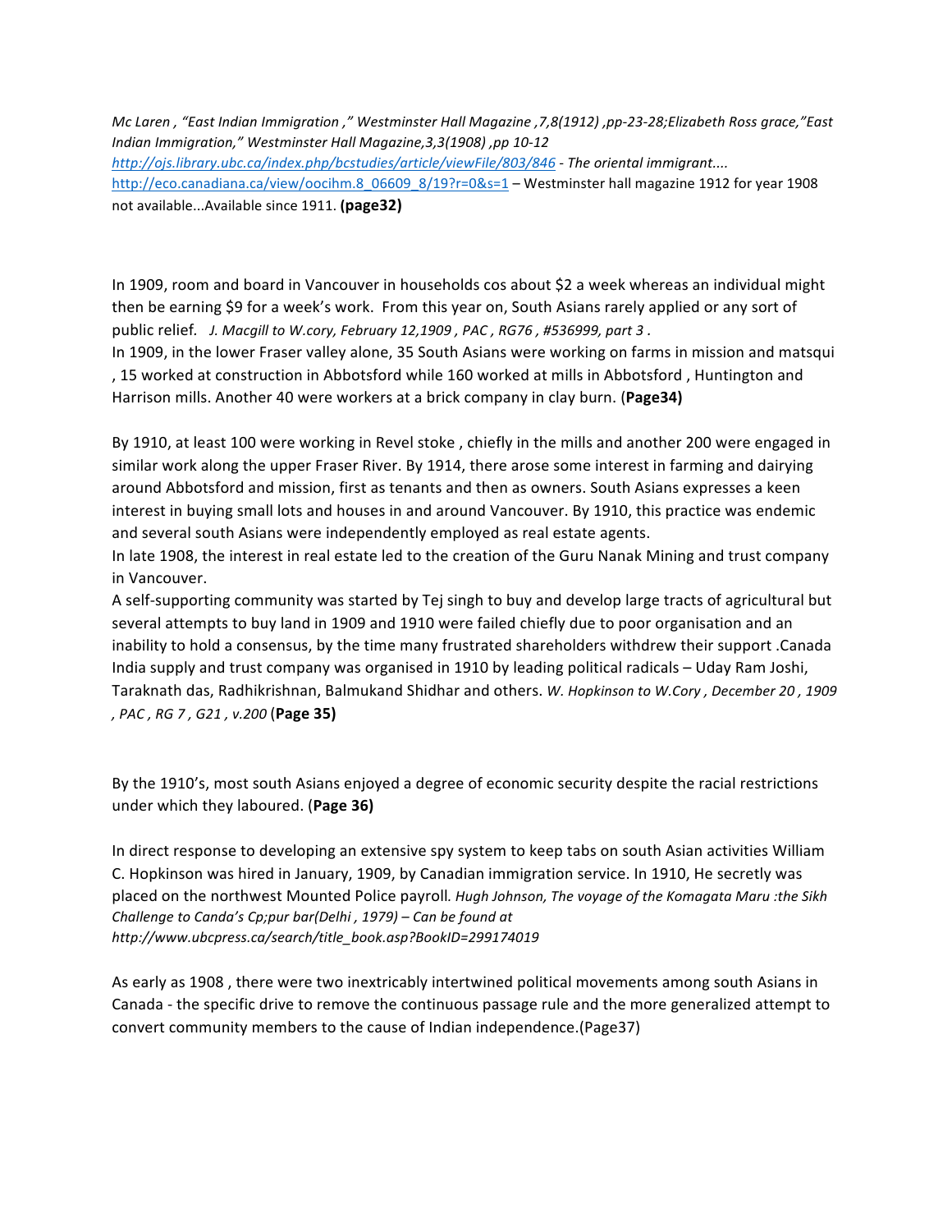*Mc Laren , "East Indian Immigration ," Westminster Hall Magazine ,7,8(1912) ,pp-23-28;Elizabeth Ross grace,"East Indian Immigration," Westminster Hall Magazine,3,3(1908) ,pp 10-12*
*http://ojs.library.ubc.ca/index.php/bcstudies/article/viewFile/803/846 - The oriental immigrant....*
http://eco.canadiana.ca/view/oocihm.8_06609_8/19?r=0&s=1 – Westminster hall magazine 1912 for year 1908 not available...Available since 1911. **(page32)**

In 1909, room and board in Vancouver in households cos about $2 a week whereas an individual might then be earning $9 for a week's work. From this year on, South Asians rarely applied or any sort of public relief. *J. Macgill to W.cory, February 12,1909 , PAC , RG76 , #536999, part 3 .*
In 1909, in the lower Fraser valley alone, 35 South Asians were working on farms in mission and matsqui , 15 worked at construction in Abbotsford while 160 worked at mills in Abbotsford , Huntington and Harrison mills. Another 40 were workers at a brick company in clay burn. (**Page34)**

By 1910, at least 100 were working in Revel stoke , chiefly in the mills and another 200 were engaged in similar work along the upper Fraser River. By 1914, there arose some interest in farming and dairying around Abbotsford and mission, first as tenants and then as owners. South Asians expresses a keen interest in buying small lots and houses in and around Vancouver. By 1910, this practice was endemic and several south Asians were independently employed as real estate agents.
In late 1908, the interest in real estate led to the creation of the Guru Nanak Mining and trust company in Vancouver.
A self-supporting community was started by Tej singh to buy and develop large tracts of agricultural but several attempts to buy land in 1909 and 1910 were failed chiefly due to poor organisation and an inability to hold a consensus, by the time many frustrated shareholders withdrew their support .Canada India supply and trust company was organised in 1910 by leading political radicals – Uday Ram Joshi, Taraknath das, Radhikrishnan, Balmukand Shidhar and others. *W. Hopkinson to W.Cory , December 20 , 1909 , PAC , RG 7 , G21 , v.200* (**Page 35)**

By the 1910's, most south Asians enjoyed a degree of economic security despite the racial restrictions under which they laboured. (**Page 36)**

In direct response to developing an extensive spy system to keep tabs on south Asian activities William C. Hopkinson was hired in January, 1909, by Canadian immigration service. In 1910, He secretly was placed on the northwest Mounted Police payroll*. Hugh Johnson, The voyage of the Komagata Maru :the Sikh Challenge to Canda's Cp;pur bar(Delhi , 1979) – Can be found at http://www.ubcpress.ca/search/title_book.asp?BookID=299174019*

As early as 1908 , there were two inextricably intertwined political movements among south Asians in Canada - the specific drive to remove the continuous passage rule and the more generalized attempt to convert community members to the cause of Indian independence.(Page37)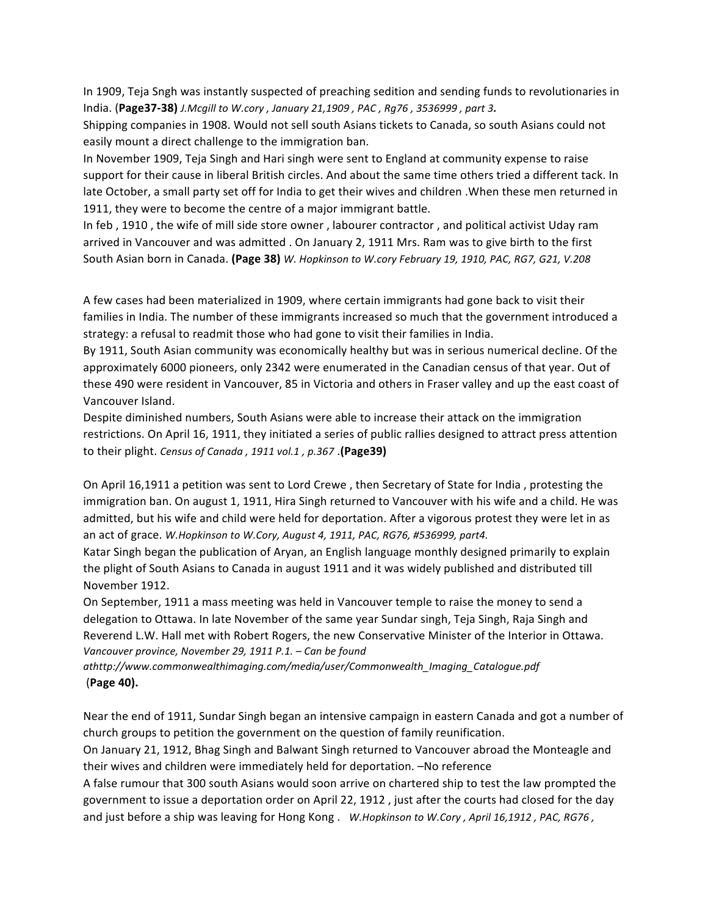In 1909, Teja Sngh was instantly suspected of preaching sedition and sending funds to revolutionaries in India. (**Page37-38)** *J.Mcgill to W.cory , January 21,1909 , PAC , Rg76 , 3536999 , part 3.*

Shipping companies in 1908. Would not sell south Asians tickets to Canada, so south Asians could not easily mount a direct challenge to the immigration ban.

In November 1909, Teja Singh and Hari singh were sent to England at community expense to raise support for their cause in liberal British circles. And about the same time others tried a different tack. In late October, a small party set off for India to get their wives and children .When these men returned in 1911, they were to become the centre of a major immigrant battle.

In feb , 1910 , the wife of mill side store owner , labourer contractor , and political activist Uday ram arrived in Vancouver and was admitted . On January 2, 1911 Mrs. Ram was to give birth to the first South Asian born in Canada. **(Page 38)** *W. Hopkinson to W.cory February 19, 1910, PAC, RG7, G21, V.208*

A few cases had been materialized in 1909, where certain immigrants had gone back to visit their families in India. The number of these immigrants increased so much that the government introduced a strategy: a refusal to readmit those who had gone to visit their families in India.

By 1911, South Asian community was economically healthy but was in serious numerical decline. Of the approximately 6000 pioneers, only 2342 were enumerated in the Canadian census of that year. Out of these 490 were resident in Vancouver, 85 in Victoria and others in Fraser valley and up the east coast of Vancouver Island.

Despite diminished numbers, South Asians were able to increase their attack on the immigration restrictions. On April 16, 1911, they initiated a series of public rallies designed to attract press attention to their plight. *Census of Canada , 1911 vol.1 , p.367* .**(Page39)**

On April 16,1911 a petition was sent to Lord Crewe , then Secretary of State for India , protesting the immigration ban. On august 1, 1911, Hira Singh returned to Vancouver with his wife and a child. He was admitted, but his wife and child were held for deportation. After a vigorous protest they were let in as an act of grace. *W.Hopkinson to W.Cory, August 4, 1911, PAC, RG76, #536999, part4.*

Katar Singh began the publication of Aryan, an English language monthly designed primarily to explain the plight of South Asians to Canada in august 1911 and it was widely published and distributed till November 1912.

On September, 1911 a mass meeting was held in Vancouver temple to raise the money to send a delegation to Ottawa. In late November of the same year Sundar singh, Teja Singh, Raja Singh and Reverend L.W. Hall met with Robert Rogers, the new Conservative Minister of the Interior in Ottawa. *Vancouver province, November 29, 1911 P.1. – Can be found athttp://www.commonwealthimaging.com/media/user/Commonwealth_Imaging_Catalogue.pdf*
(**Page 40).**

Near the end of 1911, Sundar Singh began an intensive campaign in eastern Canada and got a number of church groups to petition the government on the question of family reunification.

On January 21, 1912, Bhag Singh and Balwant Singh returned to Vancouver abroad the Monteagle and their wives and children were immediately held for deportation. –No reference

A false rumour that 300 south Asians would soon arrive on chartered ship to test the law prompted the government to issue a deportation order on April 22, 1912 , just after the courts had closed for the day and just before a ship was leaving for Hong Kong . *W.Hopkinson to W.Cory , April 16,1912 , PAC, RG76 ,*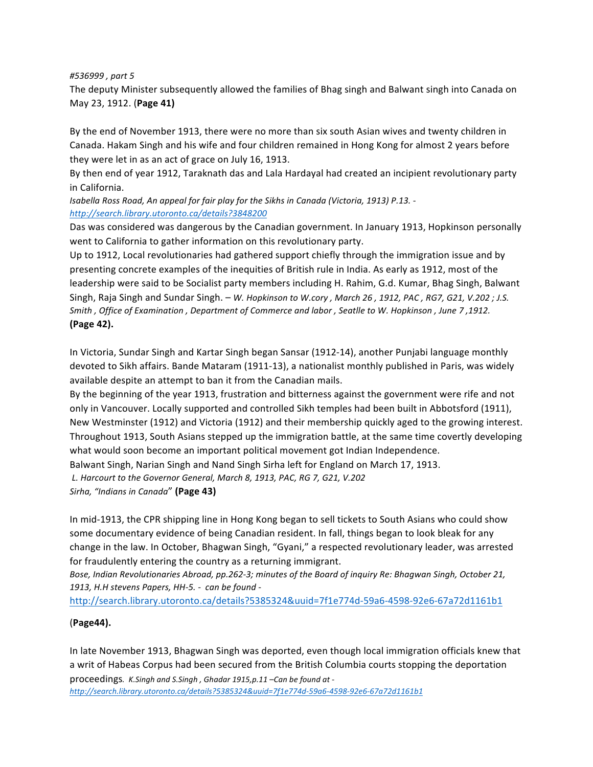*#536999 , part 5*

The deputy Minister subsequently allowed the families of Bhag singh and Balwant singh into Canada on May 23, 1912. (**Page 41)**

By the end of November 1913, there were no more than six south Asian wives and twenty children in Canada. Hakam Singh and his wife and four children remained in Hong Kong for almost 2 years before they were let in as an act of grace on July 16, 1913.

By then end of year 1912, Taraknath das and Lala Hardayal had created an incipient revolutionary party in California.

*Isabella Ross Road, An appeal for fair play for the Sikhs in Canada (Victoria, 1913) P.13. - http://search.library.utoronto.ca/details?3848200*

Das was considered was dangerous by the Canadian government. In January 1913, Hopkinson personally went to California to gather information on this revolutionary party.

Up to 1912, Local revolutionaries had gathered support chiefly through the immigration issue and by presenting concrete examples of the inequities of British rule in India. As early as 1912, most of the leadership were said to be Socialist party members including H. Rahim, G.d. Kumar, Bhag Singh, Balwant Singh, Raja Singh and Sundar Singh. – *W. Hopkinson to W.cory , March 26 , 1912, PAC , RG7, G21, V.202 ; J.S. Smith , Office of Examination , Department of Commerce and labor , Seatlle to W. Hopkinson , June 7 ,1912.*

**(Page 42).**

In Victoria, Sundar Singh and Kartar Singh began Sansar (1912-14), another Punjabi language monthly devoted to Sikh affairs. Bande Mataram (1911-13), a nationalist monthly published in Paris, was widely available despite an attempt to ban it from the Canadian mails.

By the beginning of the year 1913, frustration and bitterness against the government were rife and not only in Vancouver. Locally supported and controlled Sikh temples had been built in Abbotsford (1911), New Westminster (1912) and Victoria (1912) and their membership quickly aged to the growing interest.

Throughout 1913, South Asians stepped up the immigration battle, at the same time covertly developing what would soon become an important political movement got Indian Independence.

Balwant Singh, Narian Singh and Nand Singh Sirha left for England on March 17, 1913.

*L. Harcourt to the Governor General, March 8, 1913, PAC, RG 7, G21, V.202*

*Sirha, "Indians in Canada*" **(Page 43)**

In mid-1913, the CPR shipping line in Hong Kong began to sell tickets to South Asians who could show some documentary evidence of being Canadian resident. In fall, things began to look bleak for any change in the law. In October, Bhagwan Singh, "Gyani," a respected revolutionary leader, was arrested for fraudulently entering the country as a returning immigrant.

*Bose, Indian Revolutionaries Abroad, pp.262-3; minutes of the Board of inquiry Re: Bhagwan Singh, October 21, 1913, H.H stevens Papers, HH-5. - can be found -*

http://search.library.utoronto.ca/details?5385324&uuid=7f1e774d-59a6-4598-92e6-67a72d1161b1

(**Page44).**

In late November 1913, Bhagwan Singh was deported, even though local immigration officials knew that a writ of Habeas Corpus had been secured from the British Columbia courts stopping the deportation proceedings*. K.Singh and S.Singh , Ghadar 1915,p.11 –Can be found at - http://search.library.utoronto.ca/details?5385324&uuid=7f1e774d-59a6-4598-92e6-67a72d1161b1*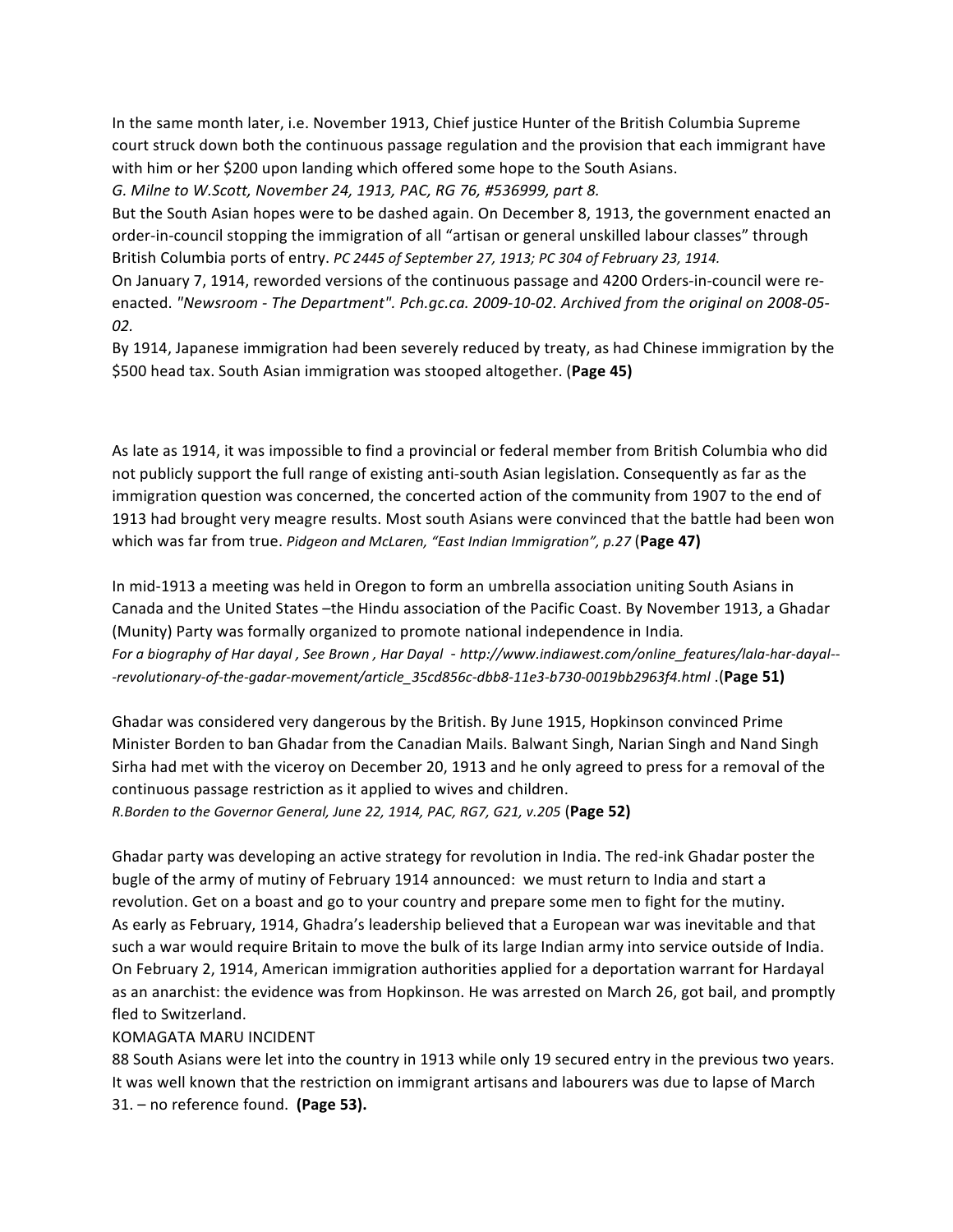In the same month later, i.e. November 1913, Chief justice Hunter of the British Columbia Supreme court struck down both the continuous passage regulation and the provision that each immigrant have with him or her $200 upon landing which offered some hope to the South Asians.
*G. Milne to W.Scott, November 24, 1913, PAC, RG 76, #536999, part 8.*
But the South Asian hopes were to be dashed again. On December 8, 1913, the government enacted an order-in-council stopping the immigration of all "artisan or general unskilled labour classes" through British Columbia ports of entry. *PC 2445 of September 27, 1913; PC 304 of February 23, 1914.*
On January 7, 1914, reworded versions of the continuous passage and 4200 Orders-in-council were re-enacted. *"Newsroom - The Department". Pch.gc.ca. 2009-10-02. Archived from the original on 2008-05-02.*
By 1914, Japanese immigration had been severely reduced by treaty, as had Chinese immigration by the $500 head tax. South Asian immigration was stooped altogether. (**Page 45)**

As late as 1914, it was impossible to find a provincial or federal member from British Columbia who did not publicly support the full range of existing anti-south Asian legislation. Consequently as far as the immigration question was concerned, the concerted action of the community from 1907 to the end of 1913 had brought very meagre results. Most south Asians were convinced that the battle had been won which was far from true. *Pidgeon and McLaren, "East Indian Immigration", p.27* (**Page 47)**

In mid-1913 a meeting was held in Oregon to form an umbrella association uniting South Asians in Canada and the United States –the Hindu association of the Pacific Coast. By November 1913, a Ghadar (Munity) Party was formally organized to promote national independence in India*.*
*For a biography of Har dayal , See Brown , Har Dayal - http://www.indiawest.com/online_features/lala-har-dayal---revolutionary-of-the-gadar-movement/article_35cd856c-dbb8-11e3-b730-0019bb2963f4.html* .(**Page 51)**

Ghadar was considered very dangerous by the British. By June 1915, Hopkinson convinced Prime Minister Borden to ban Ghadar from the Canadian Mails. Balwant Singh, Narian Singh and Nand Singh Sirha had met with the viceroy on December 20, 1913 and he only agreed to press for a removal of the continuous passage restriction as it applied to wives and children.
*R.Borden to the Governor General, June 22, 1914, PAC, RG7, G21, v.205* (**Page 52)**

Ghadar party was developing an active strategy for revolution in India. The red-ink Ghadar poster the bugle of the army of mutiny of February 1914 announced: we must return to India and start a revolution. Get on a boast and go to your country and prepare some men to fight for the mutiny.
As early as February, 1914, Ghadra's leadership believed that a European war was inevitable and that such a war would require Britain to move the bulk of its large Indian army into service outside of India. On February 2, 1914, American immigration authorities applied for a deportation warrant for Hardayal as an anarchist: the evidence was from Hopkinson. He was arrested on March 26, got bail, and promptly fled to Switzerland.

KOMAGATA MARU INCIDENT

88 South Asians were let into the country in 1913 while only 19 secured entry in the previous two years. It was well known that the restriction on immigrant artisans and labourers was due to lapse of March 31. – no reference found. **(Page 53).**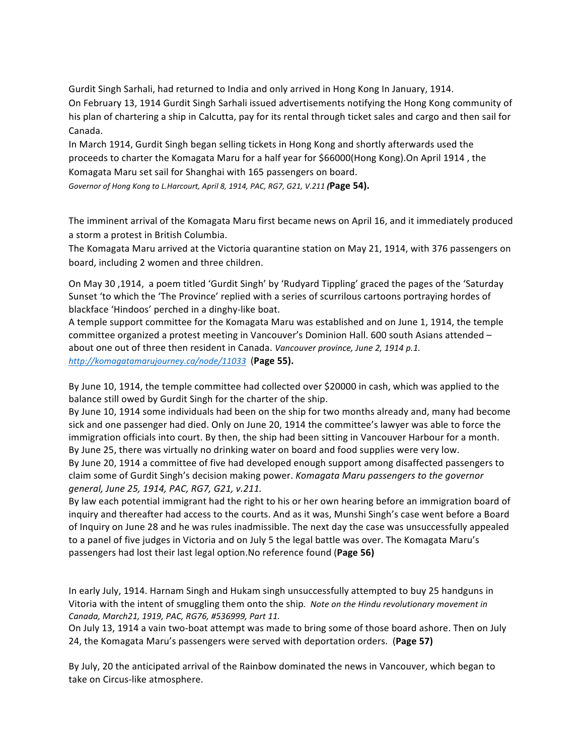Gurdit Singh Sarhali, had returned to India and only arrived in Hong Kong In January, 1914.
On February 13, 1914 Gurdit Singh Sarhali issued advertisements notifying the Hong Kong community of his plan of chartering a ship in Calcutta, pay for its rental through ticket sales and cargo and then sail for Canada.
In March 1914, Gurdit Singh began selling tickets in Hong Kong and shortly afterwards used the proceeds to charter the Komagata Maru for a half year for $66000(Hong Kong).On April 1914 , the Komagata Maru set sail for Shanghai with 165 passengers on board.
*Governor of Hong Kong to L.Harcourt, April 8, 1914, PAC, RG7, G21, V.211 (***Page 54).**

The imminent arrival of the Komagata Maru first became news on April 16, and it immediately produced a storm a protest in British Columbia.
The Komagata Maru arrived at the Victoria quarantine station on May 21, 1914, with 376 passengers on board, including 2 women and three children.

On May 30 ,1914, a poem titled 'Gurdit Singh' by 'Rudyard Tippling' graced the pages of the 'Saturday Sunset 'to which the 'The Province' replied with a series of scurrilous cartoons portraying hordes of blackface 'Hindoos' perched in a dinghy-like boat.
A temple support committee for the Komagata Maru was established and on June 1, 1914, the temple committee organized a protest meeting in Vancouver's Dominion Hall. 600 south Asians attended – about one out of three then resident in Canada. *Vancouver province, June 2, 1914 p.1. http://komagatamarujourney.ca/node/11033* (**Page 55).**

By June 10, 1914, the temple committee had collected over $20000 in cash, which was applied to the balance still owed by Gurdit Singh for the charter of the ship.
By June 10, 1914 some individuals had been on the ship for two months already and, many had become sick and one passenger had died. Only on June 20, 1914 the committee's lawyer was able to force the immigration officials into court. By then, the ship had been sitting in Vancouver Harbour for a month.
By June 25, there was virtually no drinking water on board and food supplies were very low.
By June 20, 1914 a committee of five had developed enough support among disaffected passengers to claim some of Gurdit Singh's decision making power. *Komagata Maru passengers to the governor general, June 25, 1914, PAC, RG7, G21, v.211.*
By law each potential immigrant had the right to his or her own hearing before an immigration board of inquiry and thereafter had access to the courts. And as it was, Munshi Singh's case went before a Board of Inquiry on June 28 and he was rules inadmissible. The next day the case was unsuccessfully appealed to a panel of five judges in Victoria and on July 5 the legal battle was over. The Komagata Maru's passengers had lost their last legal option.No reference found (**Page 56)**

In early July, 1914. Harnam Singh and Hukam singh unsuccessfully attempted to buy 25 handguns in Vitoria with the intent of smuggling them onto the ship. *Note on the Hindu revolutionary movement in Canada, March21, 1919, PAC, RG76, #536999, Part 11.*
On July 13, 1914 a vain two-boat attempt was made to bring some of those board ashore. Then on July 24, the Komagata Maru's passengers were served with deportation orders. (**Page 57)**

By July, 20 the anticipated arrival of the Rainbow dominated the news in Vancouver, which began to take on Circus-like atmosphere.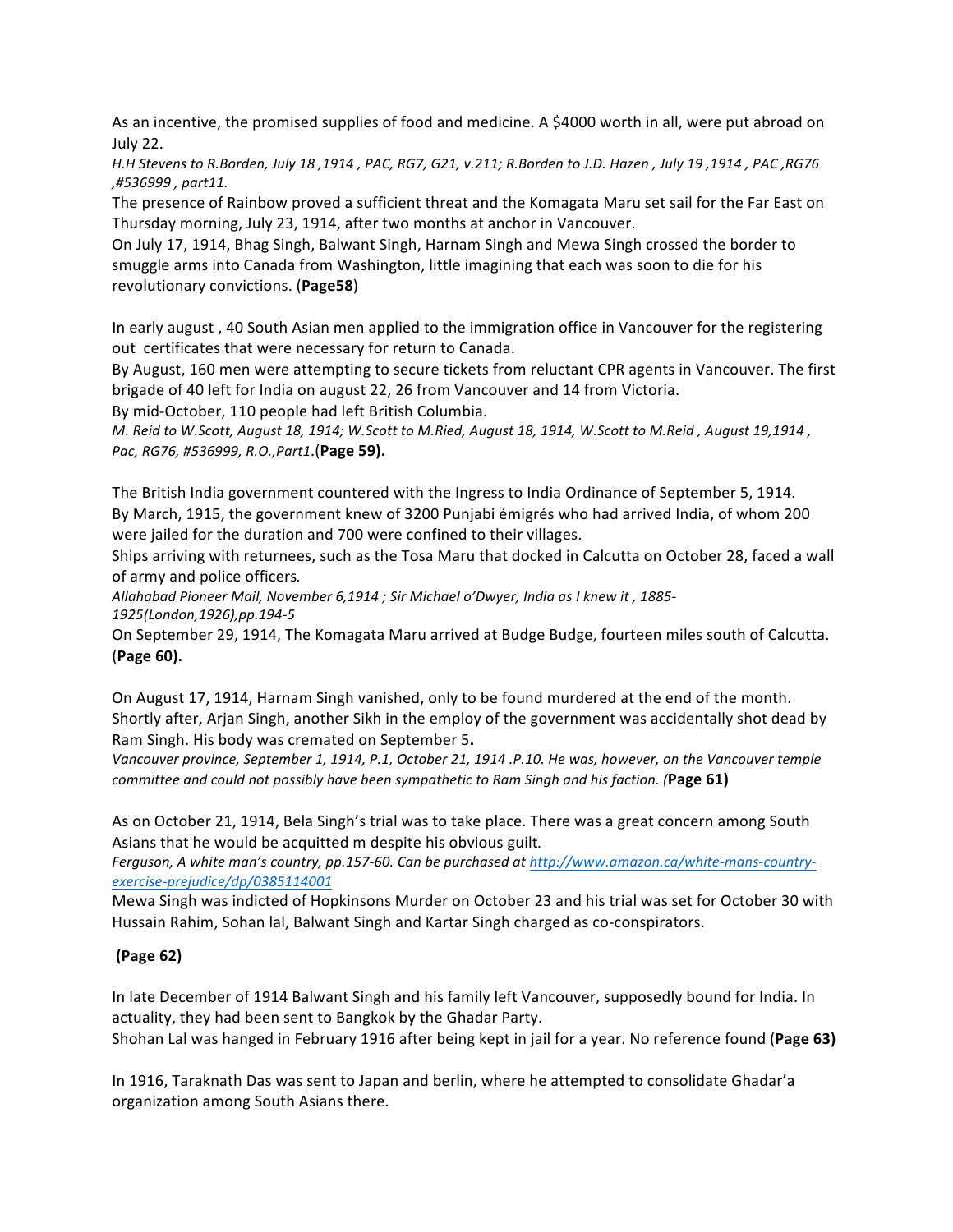As an incentive, the promised supplies of food and medicine. A $4000 worth in all, were put abroad on July 22.

*H.H Stevens to R.Borden, July 18 ,1914 , PAC, RG7, G21, v.211; R.Borden to J.D. Hazen , July 19 ,1914 , PAC ,RG76 ,#536999 , part11.*

The presence of Rainbow proved a sufficient threat and the Komagata Maru set sail for the Far East on Thursday morning, July 23, 1914, after two months at anchor in Vancouver.

On July 17, 1914, Bhag Singh, Balwant Singh, Harnam Singh and Mewa Singh crossed the border to smuggle arms into Canada from Washington, little imagining that each was soon to die for his revolutionary convictions. (**Page58**)

In early august , 40 South Asian men applied to the immigration office in Vancouver for the registering out certificates that were necessary for return to Canada.

By August, 160 men were attempting to secure tickets from reluctant CPR agents in Vancouver. The first brigade of 40 left for India on august 22, 26 from Vancouver and 14 from Victoria.

By mid-October, 110 people had left British Columbia.

*M. Reid to W.Scott, August 18, 1914; W.Scott to M.Ried, August 18, 1914, W.Scott to M.Reid , August 19,1914 , Pac, RG76, #536999, R.O.,Part1*.(**Page 59).**

The British India government countered with the Ingress to India Ordinance of September 5, 1914.

By March, 1915, the government knew of 3200 Punjabi émigrés who had arrived India, of whom 200 were jailed for the duration and 700 were confined to their villages.

Ships arriving with returnees, such as the Tosa Maru that docked in Calcutta on October 28, faced a wall of army and police officers*.*

*Allahabad Pioneer Mail, November 6,1914 ; Sir Michael o'Dwyer, India as I knew it , 1885-1925(London,1926),pp.194-5*

On September 29, 1914, The Komagata Maru arrived at Budge Budge, fourteen miles south of Calcutta. (**Page 60).**

On August 17, 1914, Harnam Singh vanished, only to be found murdered at the end of the month. Shortly after, Arjan Singh, another Sikh in the employ of the government was accidentally shot dead by Ram Singh. His body was cremated on September 5**.**

*Vancouver province, September 1, 1914, P.1, October 21, 1914 .P.10. He was, however, on the Vancouver temple committee and could not possibly have been sympathetic to Ram Singh and his faction. (***Page 61)**

As on October 21, 1914, Bela Singh's trial was to take place. There was a great concern among South Asians that he would be acquitted m despite his obvious guilt*.*

*Ferguson, A white man's country, pp.157-60. Can be purchased at [http://www.amazon.ca/white-mans-country-exercise-prejudice/dp/0385114001](http://www.amazon.ca/white-mans-country-exercise-prejudice/dp/0385114001)*

Mewa Singh was indicted of Hopkinsons Murder on October 23 and his trial was set for October 30 with Hussain Rahim, Sohan lal, Balwant Singh and Kartar Singh charged as co-conspirators.

**(Page 62)**

In late December of 1914 Balwant Singh and his family left Vancouver, supposedly bound for India. In actuality, they had been sent to Bangkok by the Ghadar Party.

Shohan Lal was hanged in February 1916 after being kept in jail for a year. No reference found (**Page 63)**

In 1916, Taraknath Das was sent to Japan and berlin, where he attempted to consolidate Ghadar'a organization among South Asians there.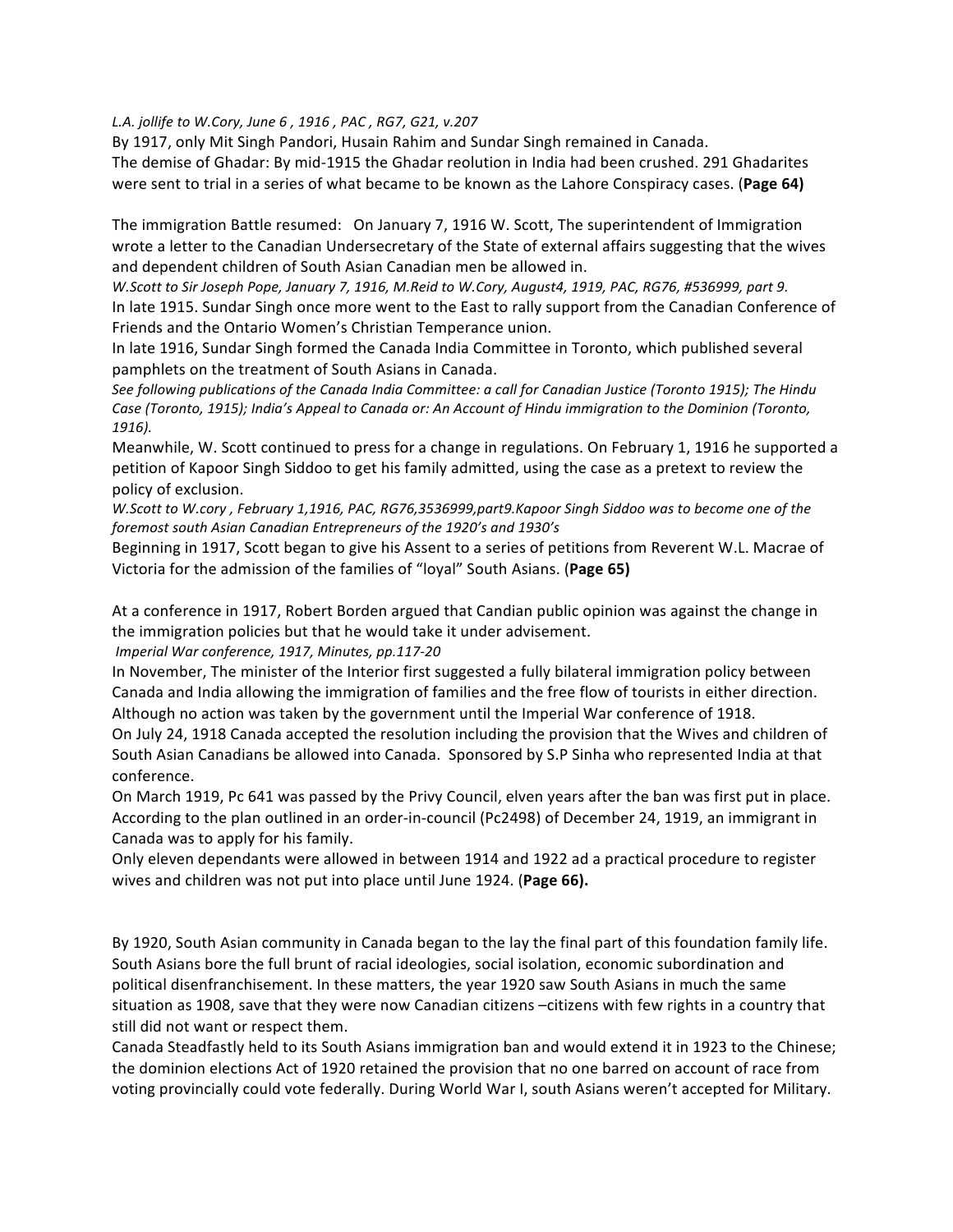*L.A. jollife to W.Cory, June 6 , 1916 , PAC , RG7, G21, v.207*

By 1917, only Mit Singh Pandori, Husain Rahim and Sundar Singh remained in Canada.

The demise of Ghadar: By mid-1915 the Ghadar reolution in India had been crushed. 291 Ghadarites were sent to trial in a series of what became to be known as the Lahore Conspiracy cases. (**Page 64)**

The immigration Battle resumed: On January 7, 1916 W. Scott, The superintendent of Immigration wrote a letter to the Canadian Undersecretary of the State of external affairs suggesting that the wives and dependent children of South Asian Canadian men be allowed in.

*W.Scott to Sir Joseph Pope, January 7, 1916, M.Reid to W.Cory, August4, 1919, PAC, RG76, #536999, part 9.*

In late 1915. Sundar Singh once more went to the East to rally support from the Canadian Conference of Friends and the Ontario Women's Christian Temperance union.

In late 1916, Sundar Singh formed the Canada India Committee in Toronto, which published several pamphlets on the treatment of South Asians in Canada.

*See following publications of the Canada India Committee: a call for Canadian Justice (Toronto 1915); The Hindu Case (Toronto, 1915); India's Appeal to Canada or: An Account of Hindu immigration to the Dominion (Toronto, 1916).*

Meanwhile, W. Scott continued to press for a change in regulations. On February 1, 1916 he supported a petition of Kapoor Singh Siddoo to get his family admitted, using the case as a pretext to review the policy of exclusion.

*W.Scott to W.cory , February 1,1916, PAC, RG76,3536999,part9.Kapoor Singh Siddoo was to become one of the foremost south Asian Canadian Entrepreneurs of the 1920's and 1930's*

Beginning in 1917, Scott began to give his Assent to a series of petitions from Reverent W.L. Macrae of Victoria for the admission of the families of "loyal" South Asians. (**Page 65)**

At a conference in 1917, Robert Borden argued that Candian public opinion was against the change in the immigration policies but that he would take it under advisement.

*Imperial War conference, 1917, Minutes, pp.117-20*

In November, The minister of the Interior first suggested a fully bilateral immigration policy between Canada and India allowing the immigration of families and the free flow of tourists in either direction. Although no action was taken by the government until the Imperial War conference of 1918.

On July 24, 1918 Canada accepted the resolution including the provision that the Wives and children of South Asian Canadians be allowed into Canada. Sponsored by S.P Sinha who represented India at that conference.

On March 1919, Pc 641 was passed by the Privy Council, elven years after the ban was first put in place. According to the plan outlined in an order-in-council (Pc2498) of December 24, 1919, an immigrant in Canada was to apply for his family.

Only eleven dependants were allowed in between 1914 and 1922 ad a practical procedure to register wives and children was not put into place until June 1924. (**Page 66).**

By 1920, South Asian community in Canada began to the lay the final part of this foundation family life. South Asians bore the full brunt of racial ideologies, social isolation, economic subordination and political disenfranchisement. In these matters, the year 1920 saw South Asians in much the same situation as 1908, save that they were now Canadian citizens –citizens with few rights in a country that still did not want or respect them.

Canada Steadfastly held to its South Asians immigration ban and would extend it in 1923 to the Chinese; the dominion elections Act of 1920 retained the provision that no one barred on account of race from voting provincially could vote federally. During World War I, south Asians weren't accepted for Military.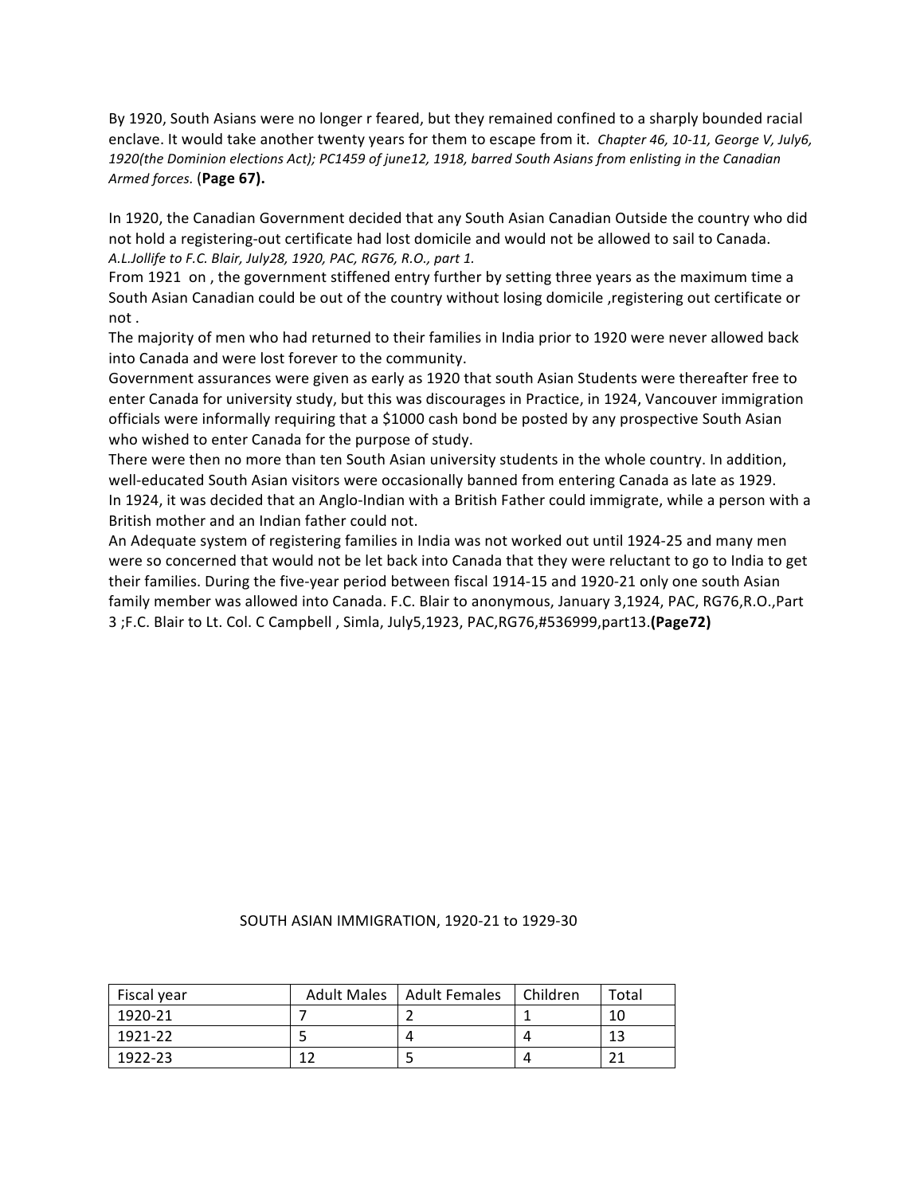By 1920, South Asians were no longer r feared, but they remained confined to a sharply bounded racial enclave. It would take another twenty years for them to escape from it. *Chapter 46, 10-11, George V, July6, 1920(the Dominion elections Act); PC1459 of june12, 1918, barred South Asians from enlisting in the Canadian Armed forces.* (**Page 67).**

In 1920, the Canadian Government decided that any South Asian Canadian Outside the country who did not hold a registering-out certificate had lost domicile and would not be allowed to sail to Canada. *A.L.Jollife to F.C. Blair, July28, 1920, PAC, RG76, R.O., part 1.*

From 1921 on , the government stiffened entry further by setting three years as the maximum time a South Asian Canadian could be out of the country without losing domicile ,registering out certificate or not .

The majority of men who had returned to their families in India prior to 1920 were never allowed back into Canada and were lost forever to the community.

Government assurances were given as early as 1920 that south Asian Students were thereafter free to enter Canada for university study, but this was discourages in Practice, in 1924, Vancouver immigration officials were informally requiring that a $1000 cash bond be posted by any prospective South Asian who wished to enter Canada for the purpose of study.

There were then no more than ten South Asian university students in the whole country. In addition, well-educated South Asian visitors were occasionally banned from entering Canada as late as 1929.

In 1924, it was decided that an Anglo-Indian with a British Father could immigrate, while a person with a British mother and an Indian father could not.

An Adequate system of registering families in India was not worked out until 1924-25 and many men were so concerned that would not be let back into Canada that they were reluctant to go to India to get their families. During the five-year period between fiscal 1914-15 and 1920-21 only one south Asian family member was allowed into Canada. F.C. Blair to anonymous, January 3,1924, PAC, RG76,R.O.,Part 3 ;F.C. Blair to Lt. Col. C Campbell , Simla, July5,1923, PAC,RG76,#536999,part13.**(Page72)**

SOUTH ASIAN IMMIGRATION, 1920-21 to 1929-30

| Fiscal year | Adult Males | Adult Females | Children | Total |
|---|---|---|---|---|
| 1920-21 | 7 | 2 | 1 | 10 |
| 1921-22 | 5 | 4 | 4 | 13 |
| 1922-23 | 12 | 5 | 4 | 21 |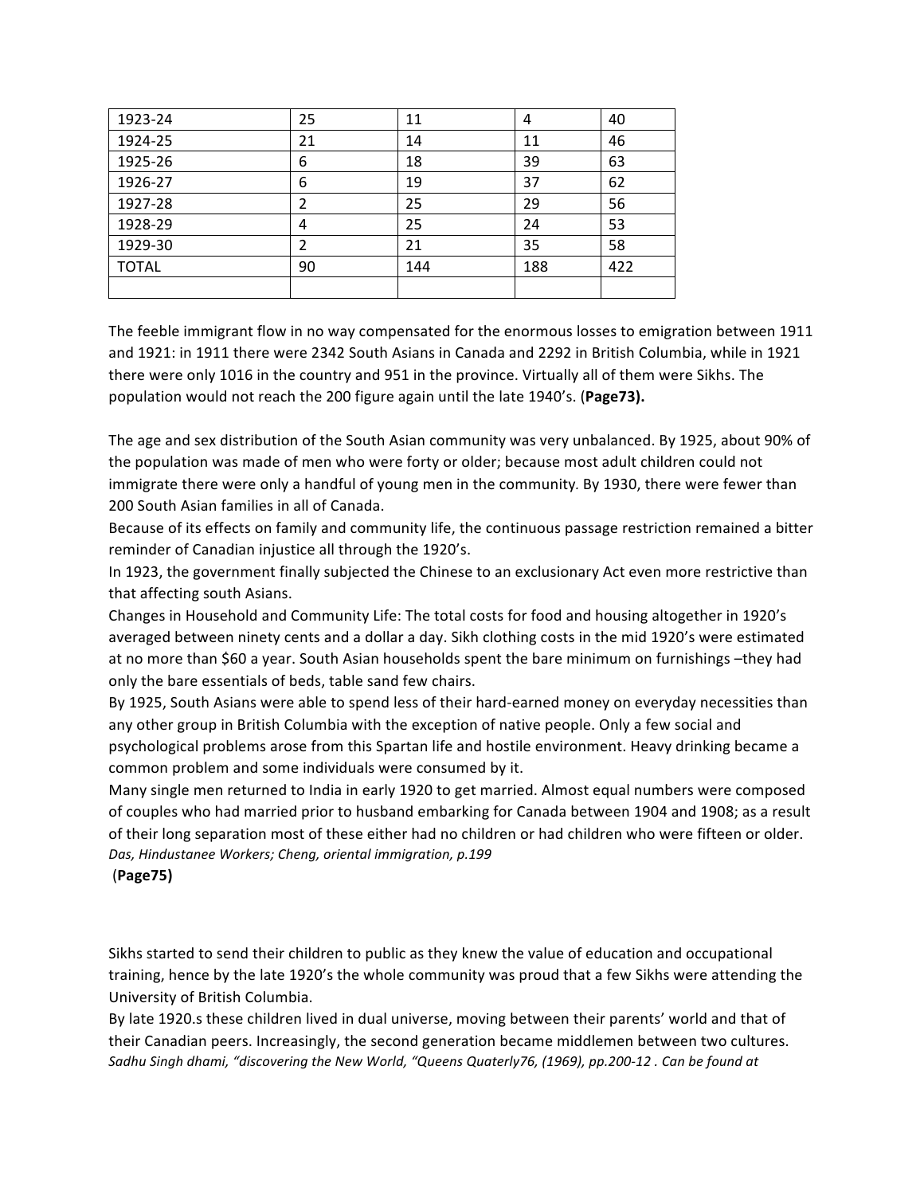| 1923-24 | 25 | 11 | 4 | 40 |
|---|---|---|---|---|
| 1924-25 | 21 | 14 | 11 | 46 |
| 1925-26 | 6 | 18 | 39 | 63 |
| 1926-27 | 6 | 19 | 37 | 62 |
| 1927-28 | 2 | 25 | 29 | 56 |
| 1928-29 | 4 | 25 | 24 | 53 |
| 1929-30 | 2 | 21 | 35 | 58 |
| TOTAL | 90 | 144 | 188 | 422 |
| | | | | |

The feeble immigrant flow in no way compensated for the enormous losses to emigration between 1911 and 1921: in 1911 there were 2342 South Asians in Canada and 2292 in British Columbia, while in 1921 there were only 1016 in the country and 951 in the province. Virtually all of them were Sikhs. The population would not reach the 200 figure again until the late 1940's. (**Page73).**

The age and sex distribution of the South Asian community was very unbalanced. By 1925, about 90% of the population was made of men who were forty or older; because most adult children could not immigrate there were only a handful of young men in the community. By 1930, there were fewer than 200 South Asian families in all of Canada.
Because of its effects on family and community life, the continuous passage restriction remained a bitter reminder of Canadian injustice all through the 1920's.
In 1923, the government finally subjected the Chinese to an exclusionary Act even more restrictive than that affecting south Asians.
Changes in Household and Community Life: The total costs for food and housing altogether in 1920's averaged between ninety cents and a dollar a day. Sikh clothing costs in the mid 1920's were estimated at no more than $60 a year. South Asian households spent the bare minimum on furnishings –they had only the bare essentials of beds, table sand few chairs.
By 1925, South Asians were able to spend less of their hard-earned money on everyday necessities than any other group in British Columbia with the exception of native people. Only a few social and psychological problems arose from this Spartan life and hostile environment. Heavy drinking became a common problem and some individuals were consumed by it.
Many single men returned to India in early 1920 to get married. Almost equal numbers were composed of couples who had married prior to husband embarking for Canada between 1904 and 1908; as a result of their long separation most of these either had no children or had children who were fifteen or older.
*Das, Hindustanee Workers; Cheng, oriental immigration, p.199*
(**Page75)**

Sikhs started to send their children to public as they knew the value of education and occupational training, hence by the late 1920's the whole community was proud that a few Sikhs were attending the University of British Columbia.
By late 1920.s these children lived in dual universe, moving between their parents' world and that of their Canadian peers. Increasingly, the second generation became middlemen between two cultures.
*Sadhu Singh dhami, "discovering the New World, "Queens Quaterly76, (1969), pp.200-12 . Can be found at*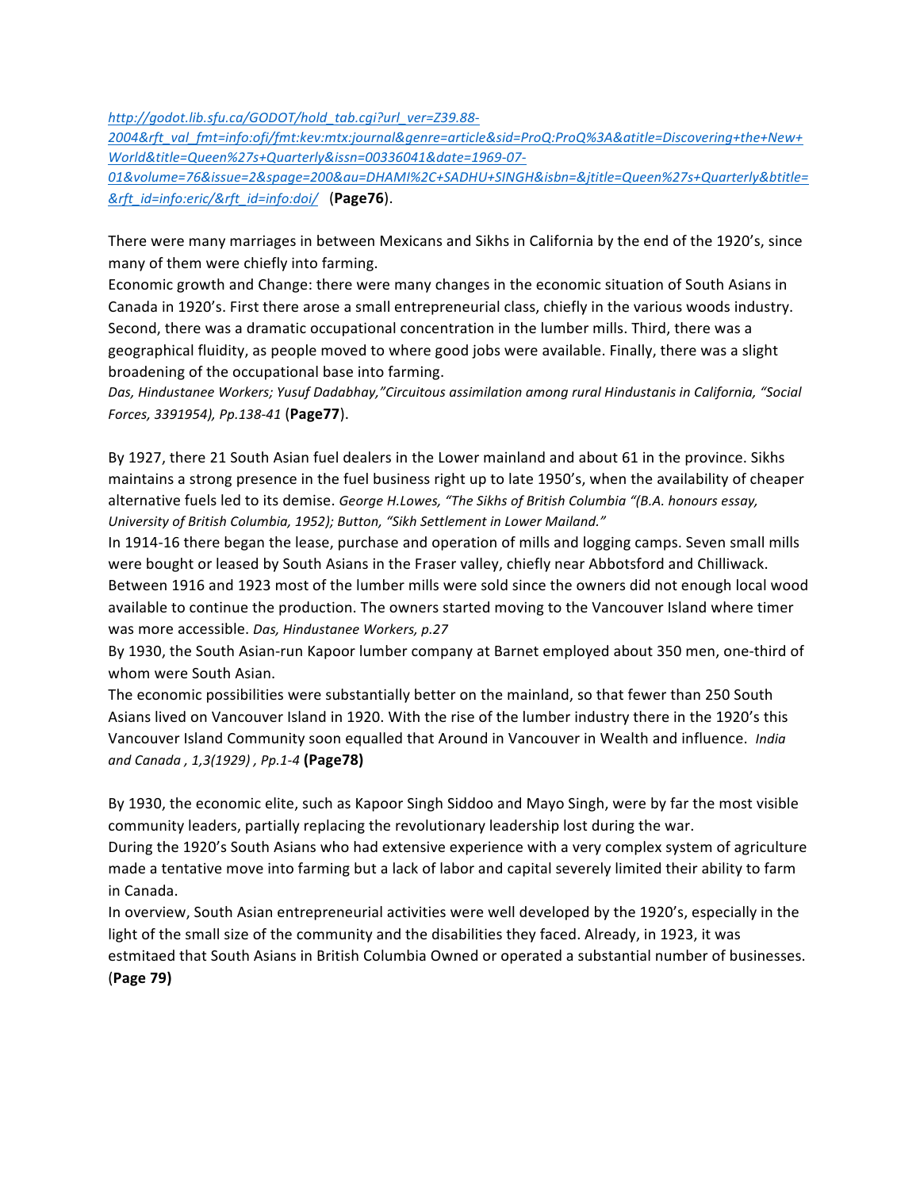*[http://godot.lib.sfu.ca/GODOT/hold_tab.cgi?url_ver=Z39.88-2004&rft_val_fmt=info:ofi/fmt:kev:mtx:journal&genre=article&sid=ProQ:ProQ%3A&atitle=Discovering+the+New+World&title=Queen%27s+Quarterly&issn=00336041&date=1969-07-01&volume=76&issue=2&spage=200&au=DHAMI%2C+SADHU+SINGH&isbn=&jtitle=Queen%27s+Quarterly&btitle=&rft_id=info:eric/&rft_id=info:doi/](http://godot.lib.sfu.ca/GODOT/hold_tab.cgi?url_ver=Z39.88-2004&rft_val_fmt=info:ofi/fmt:kev:mtx:journal&genre=article&sid=ProQ:ProQ%3A&atitle=Discovering+the+New+World&title=Queen%27s+Quarterly&issn=00336041&date=1969-07-01&volume=76&issue=2&spage=200&au=DHAMI%2C+SADHU+SINGH&isbn=&jtitle=Queen%27s+Quarterly&btitle=&rft_id=info:eric/&rft_id=info:doi/)* (**Page76**).

There were many marriages in between Mexicans and Sikhs in California by the end of the 1920's, since many of them were chiefly into farming.

Economic growth and Change: there were many changes in the economic situation of South Asians in Canada in 1920's. First there arose a small entrepreneurial class, chiefly in the various woods industry. Second, there was a dramatic occupational concentration in the lumber mills. Third, there was a geographical fluidity, as people moved to where good jobs were available. Finally, there was a slight broadening of the occupational base into farming.

*Das, Hindustanee Workers; Yusuf Dadabhay,"Circuitous assimilation among rural Hindustanis in California, "Social Forces, 3391954), Pp.138-41* (**Page77**).

By 1927, there 21 South Asian fuel dealers in the Lower mainland and about 61 in the province. Sikhs maintains a strong presence in the fuel business right up to late 1950's, when the availability of cheaper alternative fuels led to its demise. *George H.Lowes, "The Sikhs of British Columbia "(B.A. honours essay, University of British Columbia, 1952); Button, "Sikh Settlement in Lower Mailand."*

In 1914-16 there began the lease, purchase and operation of mills and logging camps. Seven small mills were bought or leased by South Asians in the Fraser valley, chiefly near Abbotsford and Chilliwack. Between 1916 and 1923 most of the lumber mills were sold since the owners did not enough local wood available to continue the production. The owners started moving to the Vancouver Island where timer was more accessible. *Das, Hindustanee Workers, p.27*

By 1930, the South Asian-run Kapoor lumber company at Barnet employed about 350 men, one-third of whom were South Asian.

The economic possibilities were substantially better on the mainland, so that fewer than 250 South Asians lived on Vancouver Island in 1920. With the rise of the lumber industry there in the 1920's this Vancouver Island Community soon equalled that Around in Vancouver in Wealth and influence. *India and Canada , 1,3(1929) , Pp.1-4* **(Page78)**

By 1930, the economic elite, such as Kapoor Singh Siddoo and Mayo Singh, were by far the most visible community leaders, partially replacing the revolutionary leadership lost during the war.

During the 1920's South Asians who had extensive experience with a very complex system of agriculture made a tentative move into farming but a lack of labor and capital severely limited their ability to farm in Canada.

In overview, South Asian entrepreneurial activities were well developed by the 1920's, especially in the light of the small size of the community and the disabilities they faced. Already, in 1923, it was estmitaed that South Asians in British Columbia Owned or operated a substantial number of businesses. (**Page 79)**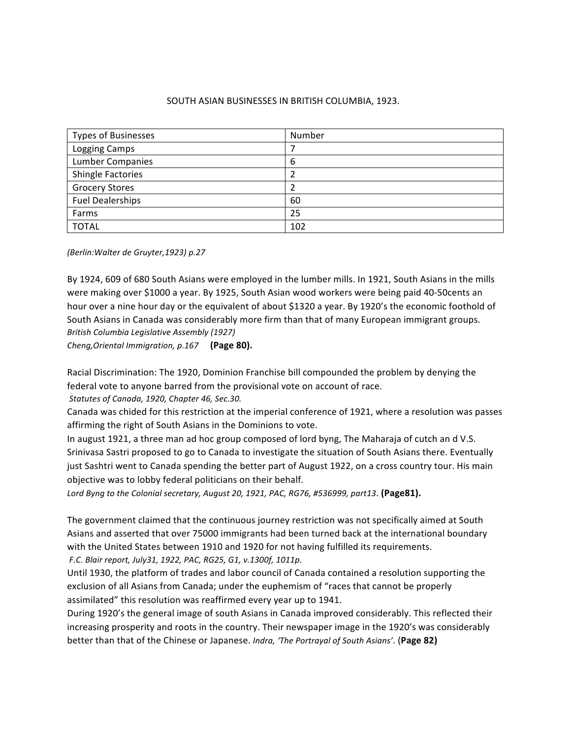SOUTH ASIAN BUSINESSES IN BRITISH COLUMBIA, 1923.

| Types of Businesses | Number |
| --- | --- |
| Logging Camps | 7 |
| Lumber Companies | 6 |
| Shingle Factories | 2 |
| Grocery Stores | 2 |
| Fuel Dealerships | 60 |
| Farms | 25 |
| TOTAL | 102 |

*(Berlin:Walter de Gruyter,1923) p.27*

By 1924, 609 of 680 South Asians were employed in the lumber mills. In 1921, South Asians in the mills were making over $1000 a year. By 1925, South Asian wood workers were being paid 40-50cents an hour over a nine hour day or the equivalent of about $1320 a year. By 1920's the economic foothold of South Asians in Canada was considerably more firm than that of many European immigrant groups.
*British Columbia Legislative Assembly (1927)*
*Cheng,Oriental Immigration, p.167* **(Page 80).**

Racial Discrimination: The 1920, Dominion Franchise bill compounded the problem by denying the federal vote to anyone barred from the provisional vote on account of race.
*Statutes of Canada, 1920, Chapter 46, Sec.30.*
Canada was chided for this restriction at the imperial conference of 1921, where a resolution was passes affirming the right of South Asians in the Dominions to vote.
In august 1921, a three man ad hoc group composed of lord byng, The Maharaja of cutch an d V.S. Srinivasa Sastri proposed to go to Canada to investigate the situation of South Asians there. Eventually just Sashtri went to Canada spending the better part of August 1922, on a cross country tour. His main objective was to lobby federal politicians on their behalf.
*Lord Byng to the Colonial secretary, August 20, 1921, PAC, RG76, #536999, part13*. **(Page81).**

The government claimed that the continuous journey restriction was not specifically aimed at South Asians and asserted that over 75000 immigrants had been turned back at the international boundary with the United States between 1910 and 1920 for not having fulfilled its requirements.
*F.C. Blair report, July31, 1922, PAC, RG25, G1, v.1300f, 1011p.*
Until 1930, the platform of trades and labor council of Canada contained a resolution supporting the exclusion of all Asians from Canada; under the euphemism of "races that cannot be properly assimilated" this resolution was reaffirmed every year up to 1941.
During 1920's the general image of south Asians in Canada improved considerably. This reflected their increasing prosperity and roots in the country. Their newspaper image in the 1920's was considerably better than that of the Chinese or Japanese. *Indra, 'The Portrayal of South Asians'*. (**Page 82)**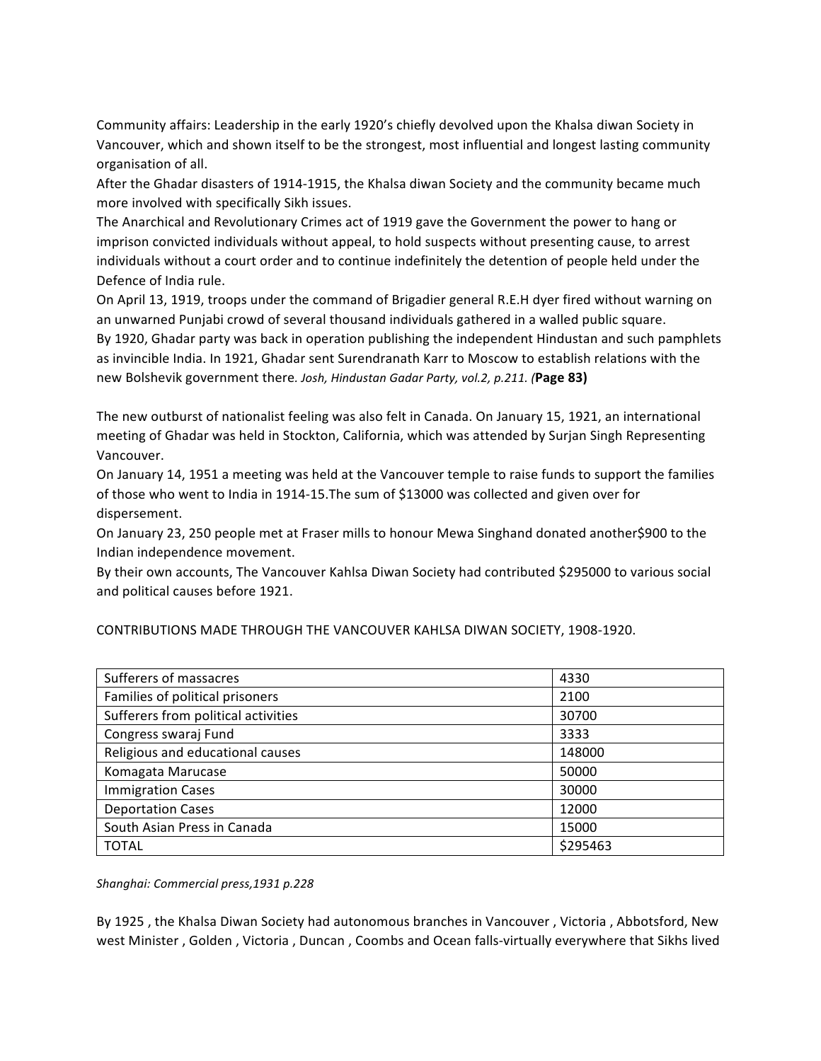Community affairs: Leadership in the early 1920's chiefly devolved upon the Khalsa diwan Society in Vancouver, which and shown itself to be the strongest, most influential and longest lasting community organisation of all.

After the Ghadar disasters of 1914-1915, the Khalsa diwan Society and the community became much more involved with specifically Sikh issues.

The Anarchical and Revolutionary Crimes act of 1919 gave the Government the power to hang or imprison convicted individuals without appeal, to hold suspects without presenting cause, to arrest individuals without a court order and to continue indefinitely the detention of people held under the Defence of India rule.

On April 13, 1919, troops under the command of Brigadier general R.E.H dyer fired without warning on an unwarned Punjabi crowd of several thousand individuals gathered in a walled public square.

By 1920, Ghadar party was back in operation publishing the independent Hindustan and such pamphlets as invincible India. In 1921, Ghadar sent Surendranath Karr to Moscow to establish relations with the new Bolshevik government there. *Josh, Hindustan Gadar Party, vol.2, p.211. (***Page 83)**

The new outburst of nationalist feeling was also felt in Canada. On January 15, 1921, an international meeting of Ghadar was held in Stockton, California, which was attended by Surjan Singh Representing Vancouver.

On January 14, 1951 a meeting was held at the Vancouver temple to raise funds to support the families of those who went to India in 1914-15.The sum of $13000 was collected and given over for dispersement.

On January 23, 250 people met at Fraser mills to honour Mewa Singhand donated another$900 to the Indian independence movement.

By their own accounts, The Vancouver Kahlsa Diwan Society had contributed $295000 to various social and political causes before 1921.

CONTRIBUTIONS MADE THROUGH THE VANCOUVER KAHLSA DIWAN SOCIETY, 1908-1920.

| | |
|---|---|
| Sufferers of massacres | 4330 |
| Families of political prisoners | 2100 |
| Sufferers from political activities | 30700 |
| Congress swaraj Fund | 3333 |
| Religious and educational causes | 148000 |
| Komagata Marucase | 50000 |
| Immigration Cases | 30000 |
| Deportation Cases | 12000 |
| South Asian Press in Canada | 15000 |
| TOTAL | $295463 |

*Shanghai: Commercial press,1931 p.228*

By 1925 , the Khalsa Diwan Society had autonomous branches in Vancouver , Victoria , Abbotsford, New west Minister , Golden , Victoria , Duncan , Coombs and Ocean falls-virtually everywhere that Sikhs lived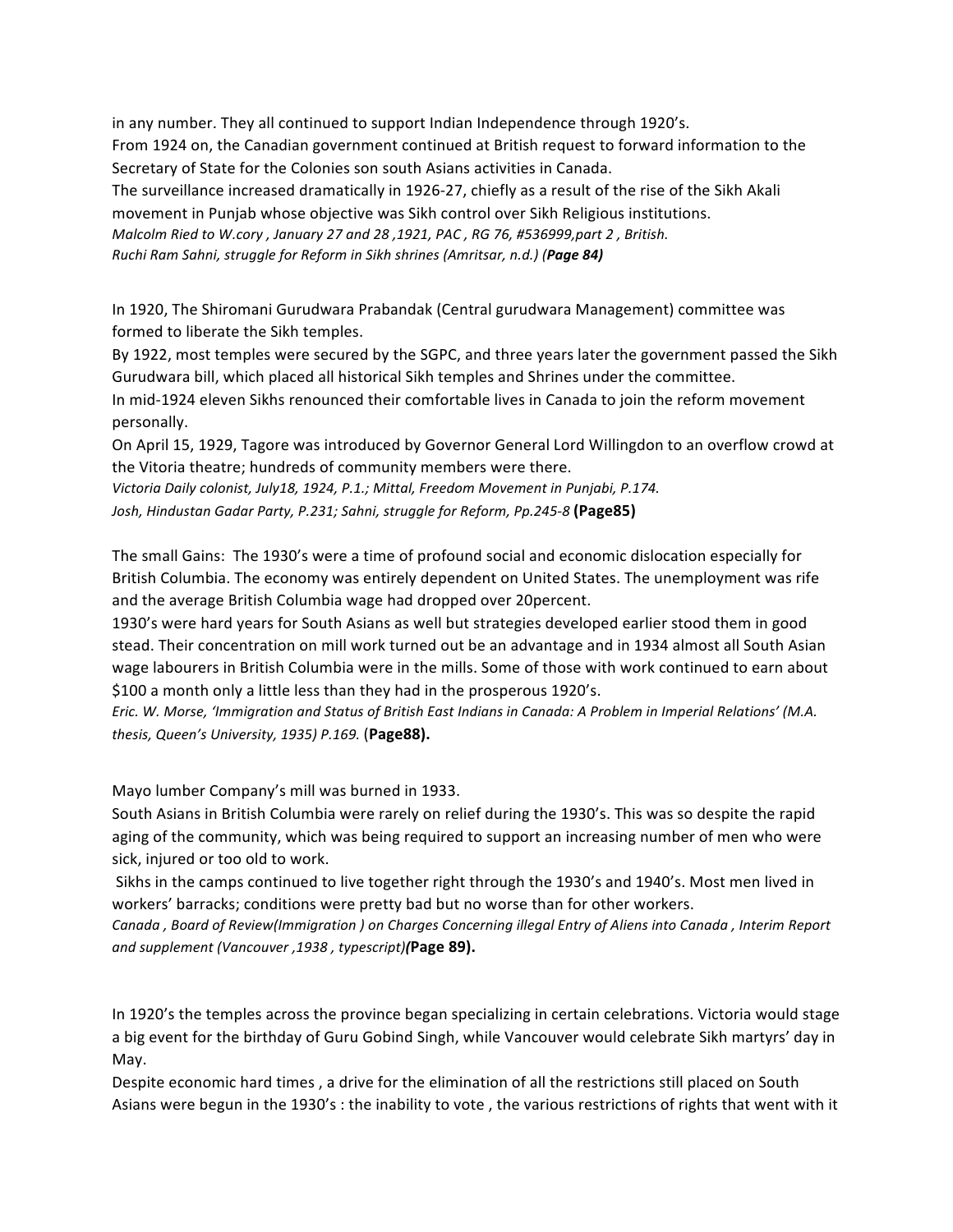in any number. They all continued to support Indian Independence through 1920's.
From 1924 on, the Canadian government continued at British request to forward information to the Secretary of State for the Colonies son south Asians activities in Canada.
The surveillance increased dramatically in 1926-27, chiefly as a result of the rise of the Sikh Akali movement in Punjab whose objective was Sikh control over Sikh Religious institutions.
*Malcolm Ried to W.cory , January 27 and 28 ,1921, PAC , RG 76, #536999,part 2 , British.*
*Ruchi Ram Sahni, struggle for Reform in Sikh shrines (Amritsar, n.d.) (**Page 84)***

In 1920, The Shiromani Gurudwara Prabandak (Central gurudwara Management) committee was formed to liberate the Sikh temples.
By 1922, most temples were secured by the SGPC, and three years later the government passed the Sikh Gurudwara bill, which placed all historical Sikh temples and Shrines under the committee.
In mid-1924 eleven Sikhs renounced their comfortable lives in Canada to join the reform movement personally.
On April 15, 1929, Tagore was introduced by Governor General Lord Willingdon to an overflow crowd at the Vitoria theatre; hundreds of community members were there.
*Victoria Daily colonist, July18, 1924, P.1.; Mittal, Freedom Movement in Punjabi, P.174.*
*Josh, Hindustan Gadar Party, P.231; Sahni, struggle for Reform, Pp.245-8* **(Page85)**

The small Gains: The 1930's were a time of profound social and economic dislocation especially for British Columbia. The economy was entirely dependent on United States. The unemployment was rife and the average British Columbia wage had dropped over 20percent.
1930's were hard years for South Asians as well but strategies developed earlier stood them in good stead. Their concentration on mill work turned out be an advantage and in 1934 almost all South Asian wage labourers in British Columbia were in the mills. Some of those with work continued to earn about $100 a month only a little less than they had in the prosperous 1920's.
*Eric. W. Morse, 'Immigration and Status of British East Indians in Canada: A Problem in Imperial Relations' (M.A. thesis, Queen's University, 1935) P.169.* (**Page88).**

Mayo lumber Company's mill was burned in 1933.
South Asians in British Columbia were rarely on relief during the 1930's. This was so despite the rapid aging of the community, which was being required to support an increasing number of men who were sick, injured or too old to work.
Sikhs in the camps continued to live together right through the 1930's and 1940's. Most men lived in workers' barracks; conditions were pretty bad but no worse than for other workers.
*Canada , Board of Review(Immigration ) on Charges Concerning illegal Entry of Aliens into Canada , Interim Report and supplement (Vancouver ,1938 , typescript)***(Page 89).**

In 1920's the temples across the province began specializing in certain celebrations. Victoria would stage a big event for the birthday of Guru Gobind Singh, while Vancouver would celebrate Sikh martyrs' day in May.
Despite economic hard times , a drive for the elimination of all the restrictions still placed on South Asians were begun in the 1930's : the inability to vote , the various restrictions of rights that went with it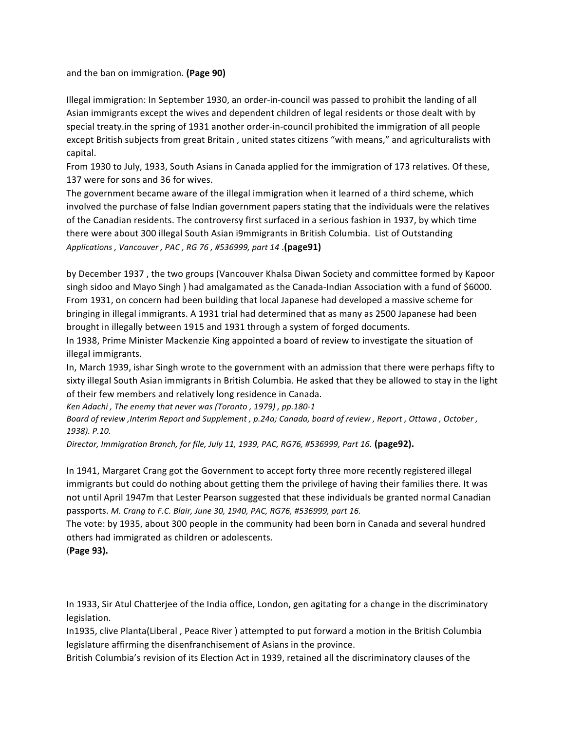and the ban on immigration. **(Page 90)**

Illegal immigration: In September 1930, an order-in-council was passed to prohibit the landing of all Asian immigrants except the wives and dependent children of legal residents or those dealt with by special treaty.in the spring of 1931 another order-in-council prohibited the immigration of all people except British subjects from great Britain , united states citizens "with means," and agriculturalists with capital.

From 1930 to July, 1933, South Asians in Canada applied for the immigration of 173 relatives. Of these, 137 were for sons and 36 for wives.

The government became aware of the illegal immigration when it learned of a third scheme, which involved the purchase of false Indian government papers stating that the individuals were the relatives of the Canadian residents. The controversy first surfaced in a serious fashion in 1937, by which time there were about 300 illegal South Asian i9mmigrants in British Columbia. List of Outstanding *Applications , Vancouver , PAC , RG 76 , #536999, part 14* .**(page91)**

by December 1937 , the two groups (Vancouver Khalsa Diwan Society and committee formed by Kapoor singh sidoo and Mayo Singh ) had amalgamated as the Canada-Indian Association with a fund of $6000.

From 1931, on concern had been building that local Japanese had developed a massive scheme for bringing in illegal immigrants. A 1931 trial had determined that as many as 2500 Japanese had been brought in illegally between 1915 and 1931 through a system of forged documents.

In 1938, Prime Minister Mackenzie King appointed a board of review to investigate the situation of illegal immigrants.

In, March 1939, ishar Singh wrote to the government with an admission that there were perhaps fifty to sixty illegal South Asian immigrants in British Columbia. He asked that they be allowed to stay in the light of their few members and relatively long residence in Canada.

*Ken Adachi , The enemy that never was (Toronto , 1979) , pp.180-1*

*Board of review ,Interim Report and Supplement , p.24a; Canada, board of review , Report , Ottawa , October , 1938). P.10.*

*Director, Immigration Branch, for file, July 11, 1939, PAC, RG76, #536999, Part 16.* **(page92).**

In 1941, Margaret Crang got the Government to accept forty three more recently registered illegal immigrants but could do nothing about getting them the privilege of having their families there. It was not until April 1947m that Lester Pearson suggested that these individuals be granted normal Canadian passports. *M. Crang to F.C. Blair, June 30, 1940, PAC, RG76, #536999, part 16.*

The vote: by 1935, about 300 people in the community had been born in Canada and several hundred others had immigrated as children or adolescents.

(**Page 93).**

In 1933, Sir Atul Chatterjee of the India office, London, gen agitating for a change in the discriminatory legislation.

In1935, clive Planta(Liberal , Peace River ) attempted to put forward a motion in the British Columbia legislature affirming the disenfranchisement of Asians in the province.

British Columbia's revision of its Election Act in 1939, retained all the discriminatory clauses of the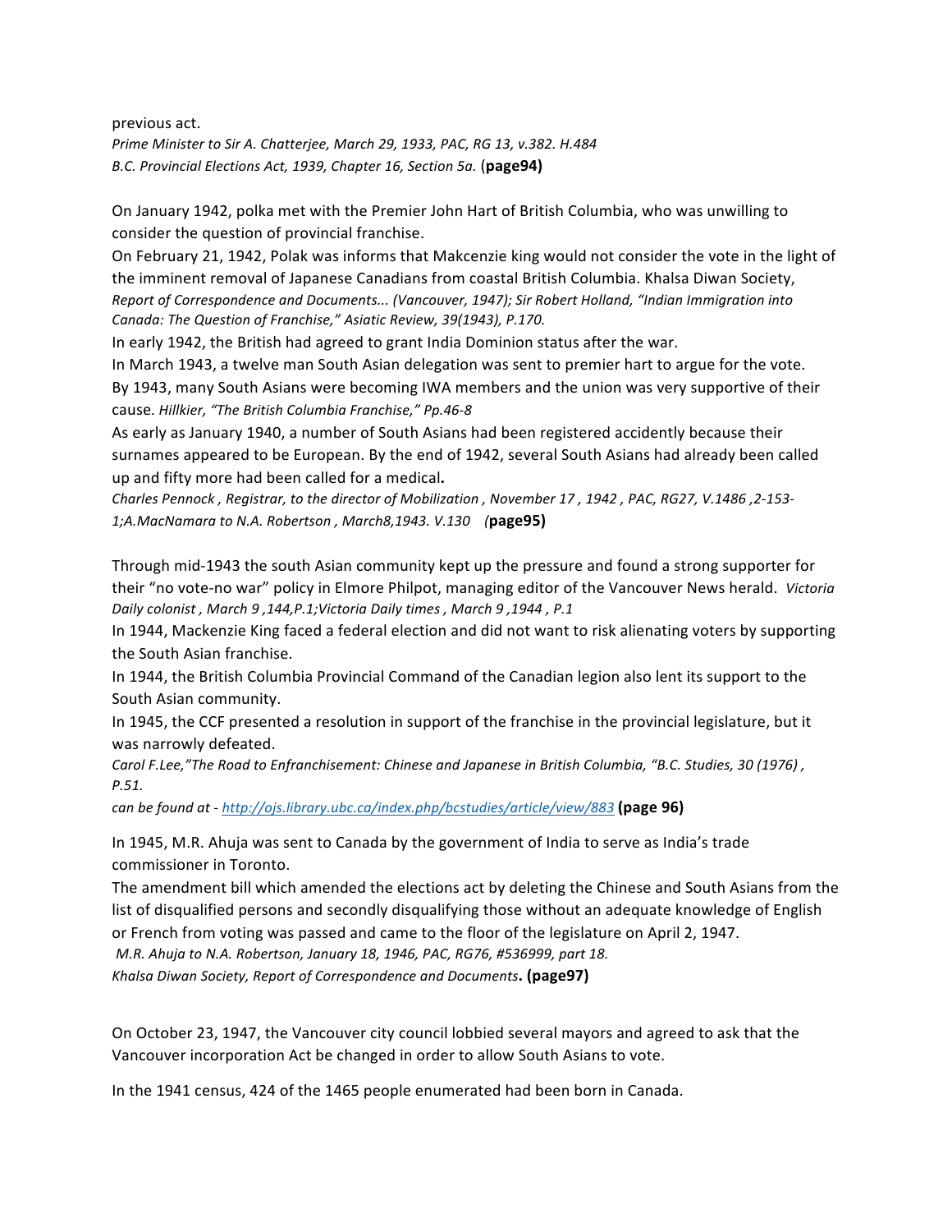previous act.

*Prime Minister to Sir A. Chatterjee, March 29, 1933, PAC, RG 13, v.382. H.484*

*B.C. Provincial Elections Act, 1939, Chapter 16, Section 5a.* **(page94)**

On January 1942, polka met with the Premier John Hart of British Columbia, who was unwilling to consider the question of provincial franchise.

On February 21, 1942, Polak was informs that Makcenzie king would not consider the vote in the light of the imminent removal of Japanese Canadians from coastal British Columbia. Khalsa Diwan Society, *Report of Correspondence and Documents... (Vancouver, 1947); Sir Robert Holland, "Indian Immigration into Canada: The Question of Franchise," Asiatic Review, 39(1943), P.170.*

In early 1942, the British had agreed to grant India Dominion status after the war.

In March 1943, a twelve man South Asian delegation was sent to premier hart to argue for the vote.

By 1943, many South Asians were becoming IWA members and the union was very supportive of their cause. *Hillkier, "The British Columbia Franchise," Pp.46-8*

As early as January 1940, a number of South Asians had been registered accidently because their surnames appeared to be European. By the end of 1942, several South Asians had already been called up and fifty more had been called for a medical**.**

*Charles Pennock , Registrar, to the director of Mobilization , November 17 , 1942 , PAC, RG27, V.1486 ,2-153-1;A.MacNamara to N.A. Robertson , March8,1943. V.130 (***page95)**

Through mid-1943 the south Asian community kept up the pressure and found a strong supporter for their "no vote-no war" policy in Elmore Philpot, managing editor of the Vancouver News herald. *Victoria Daily colonist , March 9 ,144,P.1;Victoria Daily times , March 9 ,1944 , P.1*

In 1944, Mackenzie King faced a federal election and did not want to risk alienating voters by supporting the South Asian franchise.

In 1944, the British Columbia Provincial Command of the Canadian legion also lent its support to the South Asian community.

In 1945, the CCF presented a resolution in support of the franchise in the provincial legislature, but it was narrowly defeated.

*Carol F.Lee,"The Road to Enfranchisement: Chinese and Japanese in British Columbia, "B.C. Studies, 30 (1976) , P.51.*

*can be found at - http://ojs.library.ubc.ca/index.php/bcstudies/article/view/883* **(page 96)**

In 1945, M.R. Ahuja was sent to Canada by the government of India to serve as India's trade commissioner in Toronto.

The amendment bill which amended the elections act by deleting the Chinese and South Asians from the list of disqualified persons and secondly disqualifying those without an adequate knowledge of English or French from voting was passed and came to the floor of the legislature on April 2, 1947.

*M.R. Ahuja to N.A. Robertson, January 18, 1946, PAC, RG76, #536999, part 18.*

*Khalsa Diwan Society, Report of Correspondence and Documents***. (page97)**

On October 23, 1947, the Vancouver city council lobbied several mayors and agreed to ask that the Vancouver incorporation Act be changed in order to allow South Asians to vote.

In the 1941 census, 424 of the 1465 people enumerated had been born in Canada.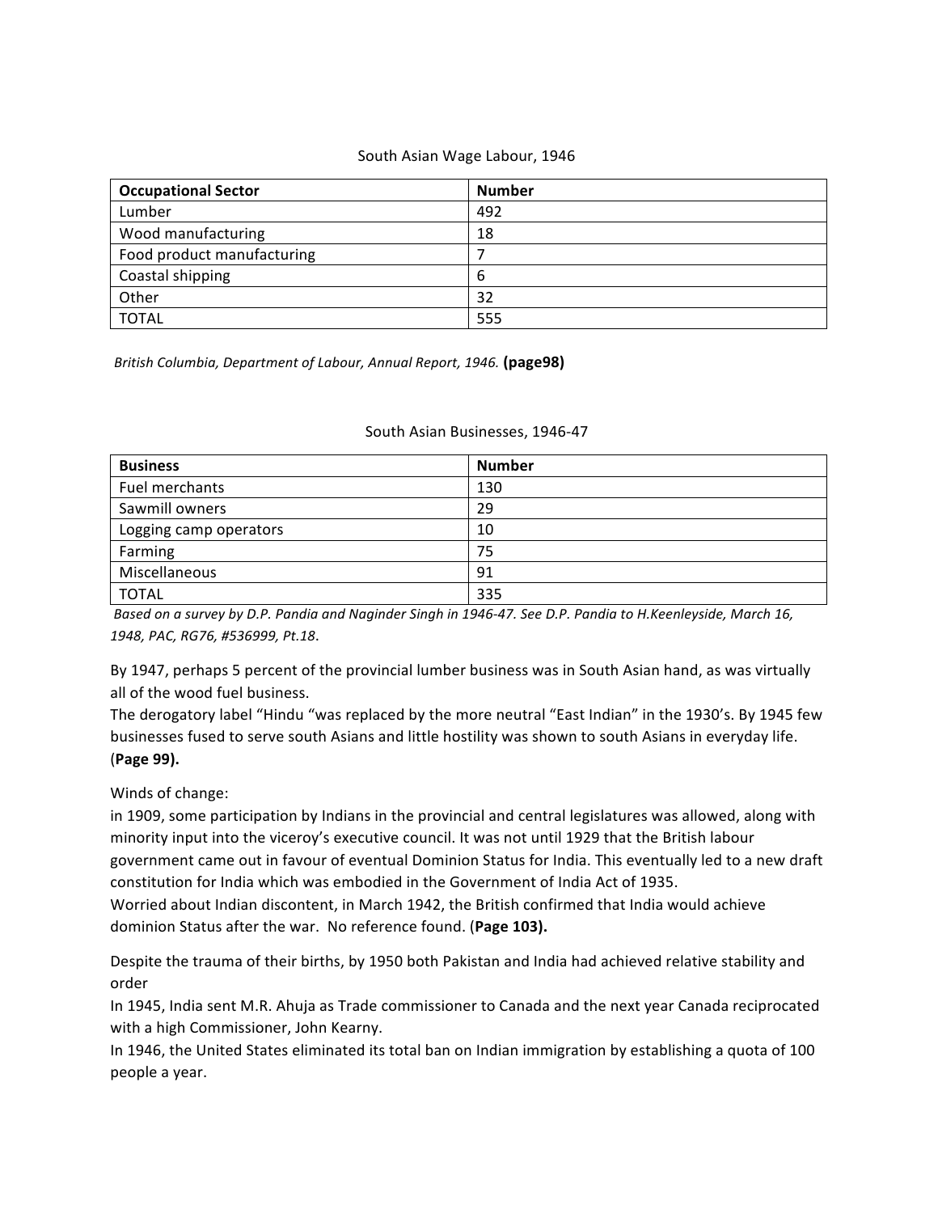South Asian Wage Labour, 1946

| Occupational Sector | Number |
|---|---|
| Lumber | 492 |
| Wood manufacturing | 18 |
| Food product manufacturing | 7 |
| Coastal shipping | 6 |
| Other | 32 |
| TOTAL | 555 |

*British Columbia, Department of Labour, Annual Report, 1946.* **(page98)**

South Asian Businesses, 1946-47

| Business | Number |
|---|---|
| Fuel merchants | 130 |
| Sawmill owners | 29 |
| Logging camp operators | 10 |
| Farming | 75 |
| Miscellaneous | 91 |
| TOTAL | 335 |

*Based on a survey by D.P. Pandia and Naginder Singh in 1946-47. See D.P. Pandia to H.Keenleyside, March 16, 1948, PAC, RG76, #536999, Pt.18.*

By 1947, perhaps 5 percent of the provincial lumber business was in South Asian hand, as was virtually all of the wood fuel business.
The derogatory label "Hindu "was replaced by the more neutral "East Indian" in the 1930's. By 1945 few businesses fused to serve south Asians and little hostility was shown to south Asians in everyday life. (**Page 99).**

Winds of change:
in 1909, some participation by Indians in the provincial and central legislatures was allowed, along with minority input into the viceroy's executive council. It was not until 1929 that the British labour government came out in favour of eventual Dominion Status for India. This eventually led to a new draft constitution for India which was embodied in the Government of India Act of 1935.
Worried about Indian discontent, in March 1942, the British confirmed that India would achieve dominion Status after the war. No reference found. (**Page 103).**

Despite the trauma of their births, by 1950 both Pakistan and India had achieved relative stability and order
In 1945, India sent M.R. Ahuja as Trade commissioner to Canada and the next year Canada reciprocated with a high Commissioner, John Kearny.
In 1946, the United States eliminated its total ban on Indian immigration by establishing a quota of 100 people a year.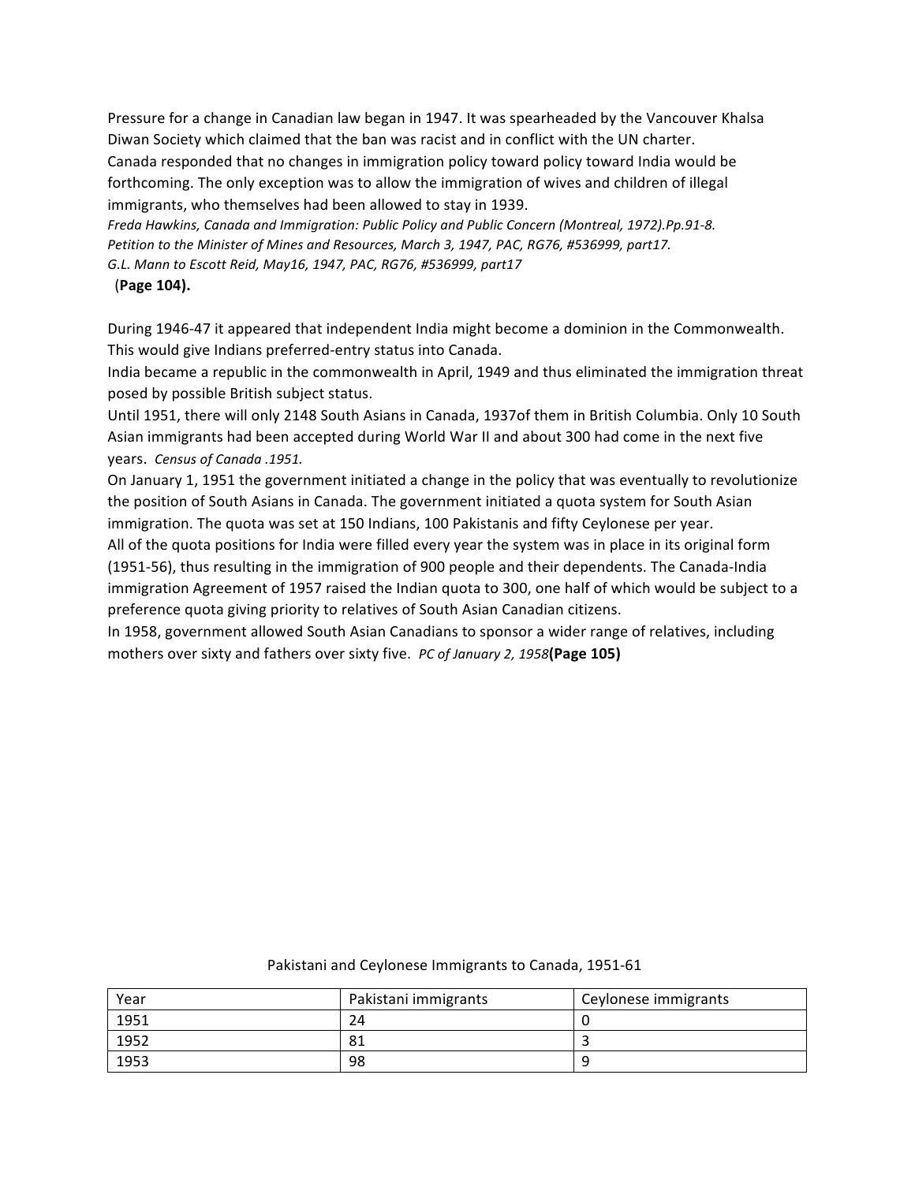Pressure for a change in Canadian law began in 1947. It was spearheaded by the Vancouver Khalsa Diwan Society which claimed that the ban was racist and in conflict with the UN charter.
Canada responded that no changes in immigration policy toward policy toward India would be forthcoming. The only exception was to allow the immigration of wives and children of illegal immigrants, who themselves had been allowed to stay in 1939.
*Freda Hawkins, Canada and Immigration: Public Policy and Public Concern (Montreal, 1972).Pp.91-8.*
*Petition to the Minister of Mines and Resources, March 3, 1947, PAC, RG76, #536999, part17.*
*G.L. Mann to Escott Reid, May16, 1947, PAC, RG76, #536999, part17*
(**Page 104).**

During 1946-47 it appeared that independent India might become a dominion in the Commonwealth. This would give Indians preferred-entry status into Canada.
India became a republic in the commonwealth in April, 1949 and thus eliminated the immigration threat posed by possible British subject status.
Until 1951, there will only 2148 South Asians in Canada, 1937of them in British Columbia. Only 10 South Asian immigrants had been accepted during World War II and about 300 had come in the next five years. *Census of Canada .1951.*
On January 1, 1951 the government initiated a change in the policy that was eventually to revolutionize the position of South Asians in Canada. The government initiated a quota system for South Asian immigration. The quota was set at 150 Indians, 100 Pakistanis and fifty Ceylonese per year.
All of the quota positions for India were filled every year the system was in place in its original form (1951-56), thus resulting in the immigration of 900 people and their dependents. The Canada-India immigration Agreement of 1957 raised the Indian quota to 300, one half of which would be subject to a preference quota giving priority to relatives of South Asian Canadian citizens.
In 1958, government allowed South Asian Canadians to sponsor a wider range of relatives, including mothers over sixty and fathers over sixty five. *PC of January 2, 1958***(Page 105)**

Pakistani and Ceylonese Immigrants to Canada, 1951-61

| Year | Pakistani immigrants | Ceylonese immigrants |
|---|---|---|
| 1951 | 24 | 0 |
| 1952 | 81 | 3 |
| 1953 | 98 | 9 |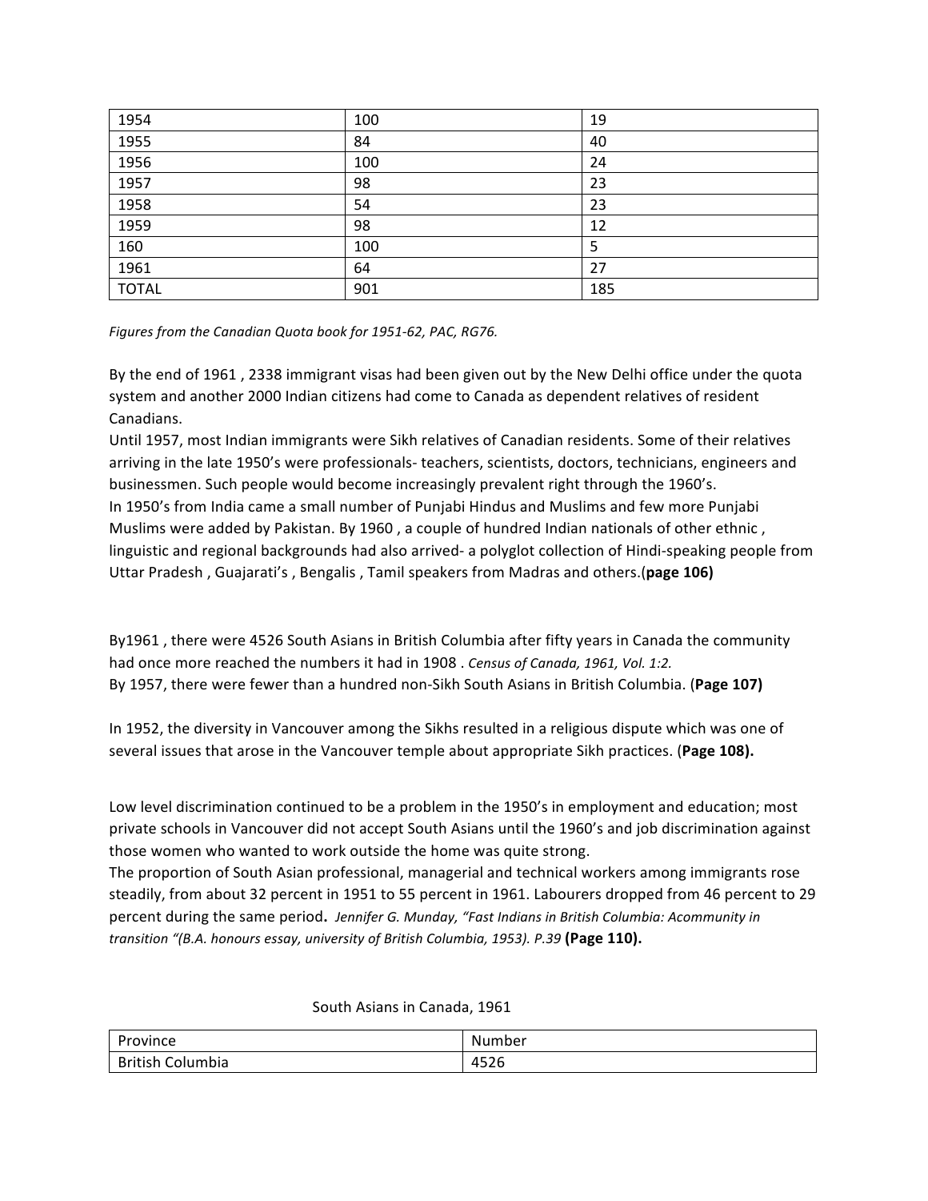| 1954 | 100 | 19 |
|---|---|---|
| 1955 | 84 | 40 |
| 1956 | 100 | 24 |
| 1957 | 98 | 23 |
| 1958 | 54 | 23 |
| 1959 | 98 | 12 |
| 160 | 100 | 5 |
| 1961 | 64 | 27 |
| TOTAL | 901 | 185 |

*Figures from the Canadian Quota book for 1951-62, PAC, RG76.*

By the end of 1961 , 2338 immigrant visas had been given out by the New Delhi office under the quota system and another 2000 Indian citizens had come to Canada as dependent relatives of resident Canadians.
Until 1957, most Indian immigrants were Sikh relatives of Canadian residents. Some of their relatives arriving in the late 1950's were professionals- teachers, scientists, doctors, technicians, engineers and businessmen. Such people would become increasingly prevalent right through the 1960's.
In 1950's from India came a small number of Punjabi Hindus and Muslims and few more Punjabi Muslims were added by Pakistan. By 1960 , a couple of hundred Indian nationals of other ethnic , linguistic and regional backgrounds had also arrived- a polyglot collection of Hindi-speaking people from Uttar Pradesh , Guajarati's , Bengalis , Tamil speakers from Madras and others.(**page 106)**

By1961 , there were 4526 South Asians in British Columbia after fifty years in Canada the community had once more reached the numbers it had in 1908 . *Census of Canada, 1961, Vol. 1:2.*
By 1957, there were fewer than a hundred non-Sikh South Asians in British Columbia. (**Page 107)**

In 1952, the diversity in Vancouver among the Sikhs resulted in a religious dispute which was one of several issues that arose in the Vancouver temple about appropriate Sikh practices. (**Page 108).**

Low level discrimination continued to be a problem in the 1950's in employment and education; most private schools in Vancouver did not accept South Asians until the 1960's and job discrimination against those women who wanted to work outside the home was quite strong.
The proportion of South Asian professional, managerial and technical workers among immigrants rose steadily, from about 32 percent in 1951 to 55 percent in 1961. Labourers dropped from 46 percent to 29 percent during the same period**.** *Jennifer G. Munday, "Fast Indians in British Columbia: Acommunity in transition "(B.A. honours essay, university of British Columbia, 1953). P.39* **(Page 110).**

South Asians in Canada, 1961

| Province | Number |
|---|---|
| British Columbia | 4526 |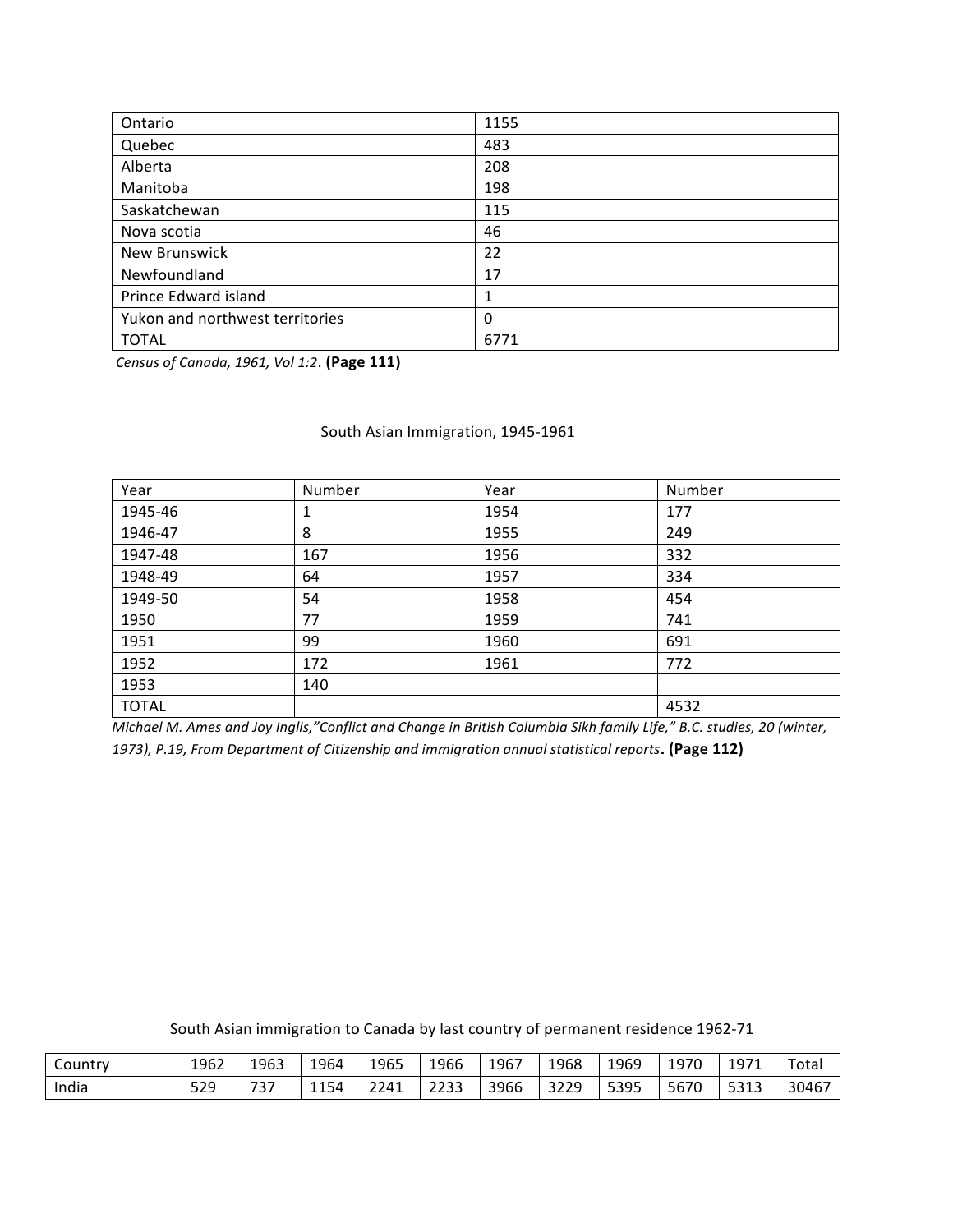| Ontario | 1155 |
|---|---|
| Quebec | 483 |
| Alberta | 208 |
| Manitoba | 198 |
| Saskatchewan | 115 |
| Nova scotia | 46 |
| New Brunswick | 22 |
| Newfoundland | 17 |
| Prince Edward island | 1 |
| Yukon and northwest territories | 0 |
| TOTAL | 6771 |

*Census of Canada, 1961, Vol 1:2*. **(Page 111)**

South Asian Immigration, 1945-1961

| Year | Number | Year | Number |
|---|---|---|---|
| 1945-46 | 1 | 1954 | 177 |
| 1946-47 | 8 | 1955 | 249 |
| 1947-48 | 167 | 1956 | 332 |
| 1948-49 | 64 | 1957 | 334 |
| 1949-50 | 54 | 1958 | 454 |
| 1950 | 77 | 1959 | 741 |
| 1951 | 99 | 1960 | 691 |
| 1952 | 172 | 1961 | 772 |
| 1953 | 140 | | |
| TOTAL | | | 4532 |

*Michael M. Ames and Joy Inglis,"Conflict and Change in British Columbia Sikh family Life," B.C. studies, 20 (winter, 1973), P.19, From Department of Citizenship and immigration annual statistical reports*. **(Page 112)**

South Asian immigration to Canada by last country of permanent residence 1962-71

| Country | 1962 | 1963 | 1964 | 1965 | 1966 | 1967 | 1968 | 1969 | 1970 | 1971 | Total |
|---|---|---|---|---|---|---|---|---|---|---|---|
| India | 529 | 737 | 1154 | 2241 | 2233 | 3966 | 3229 | 5395 | 5670 | 5313 | 30467 |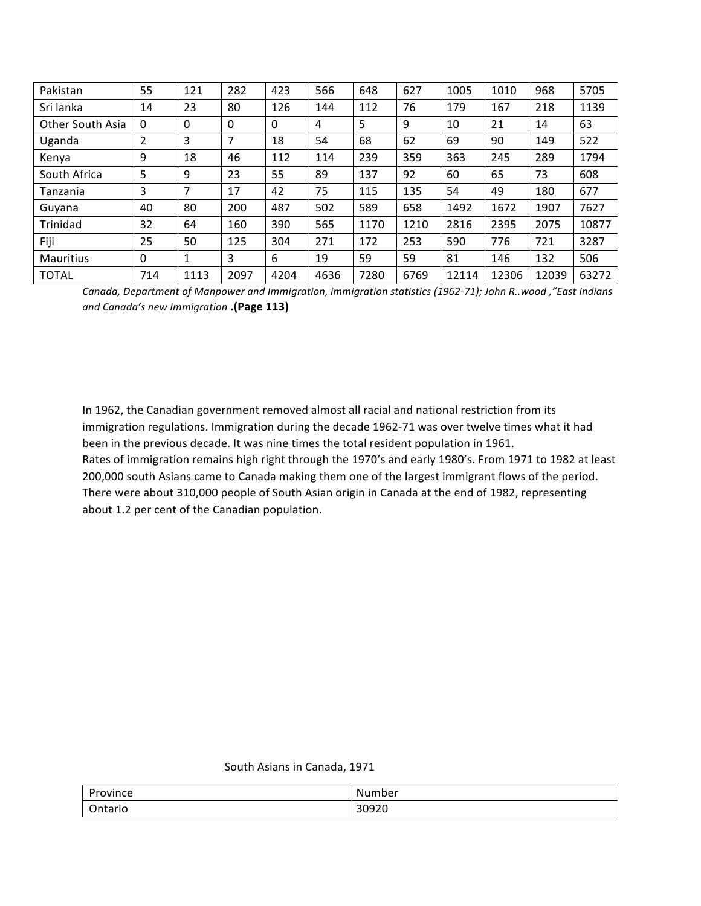| Pakistan | 55 | 121 | 282 | 423 | 566 | 648 | 627 | 1005 | 1010 | 968 | 5705 |
|---|---|---|---|---|---|---|---|---|---|---|---|
| Sri lanka | 14 | 23 | 80 | 126 | 144 | 112 | 76 | 179 | 167 | 218 | 1139 |
| Other South Asia | 0 | 0 | 0 | 0 | 4 | 5 | 9 | 10 | 21 | 14 | 63 |
| Uganda | 2 | 3 | 7 | 18 | 54 | 68 | 62 | 69 | 90 | 149 | 522 |
| Kenya | 9 | 18 | 46 | 112 | 114 | 239 | 359 | 363 | 245 | 289 | 1794 |
| South Africa | 5 | 9 | 23 | 55 | 89 | 137 | 92 | 60 | 65 | 73 | 608 |
| Tanzania | 3 | 7 | 17 | 42 | 75 | 115 | 135 | 54 | 49 | 180 | 677 |
| Guyana | 40 | 80 | 200 | 487 | 502 | 589 | 658 | 1492 | 1672 | 1907 | 7627 |
| Trinidad | 32 | 64 | 160 | 390 | 565 | 1170 | 1210 | 2816 | 2395 | 2075 | 10877 |
| Fiji | 25 | 50 | 125 | 304 | 271 | 172 | 253 | 590 | 776 | 721 | 3287 |
| Mauritius | 0 | 1 | 3 | 6 | 19 | 59 | 59 | 81 | 146 | 132 | 506 |
| TOTAL | 714 | 1113 | 2097 | 4204 | 4636 | 7280 | 6769 | 12114 | 12306 | 12039 | 63272 |

*Canada, Department of Manpower and Immigration, immigration statistics (1962-71); John R..wood ,"East Indians and Canada's new Immigration* **.(Page 113)**

In 1962, the Canadian government removed almost all racial and national restriction from its immigration regulations. Immigration during the decade 1962-71 was over twelve times what it had been in the previous decade. It was nine times the total resident population in 1961.
Rates of immigration remains high right through the 1970's and early 1980's. From 1971 to 1982 at least 200,000 south Asians came to Canada making them one of the largest immigrant flows of the period. There were about 310,000 people of South Asian origin in Canada at the end of 1982, representing about 1.2 per cent of the Canadian population.

South Asians in Canada, 1971

| Province | Number |
|---|---|
| Ontario | 30920 |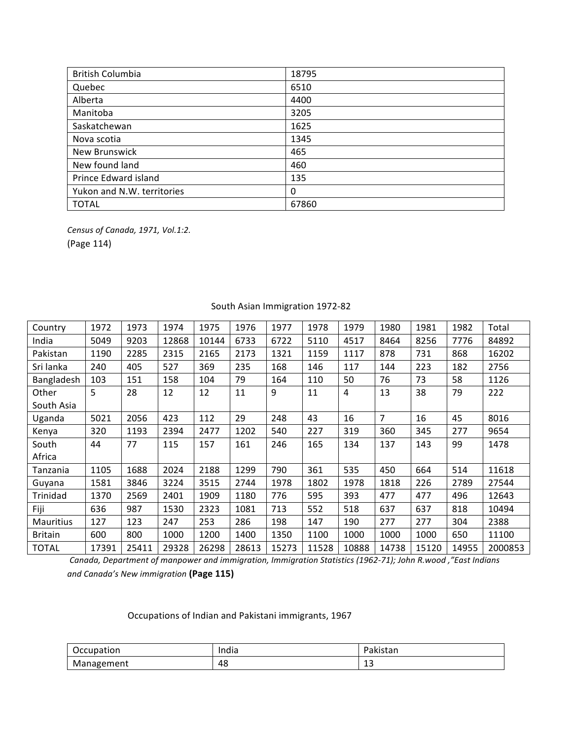| British Columbia | 18795 |
|---|---|
| Quebec | 6510 |
| Alberta | 4400 |
| Manitoba | 3205 |
| Saskatchewan | 1625 |
| Nova scotia | 1345 |
| New Brunswick | 465 |
| New found land | 460 |
| Prince Edward island | 135 |
| Yukon and N.W. territories | 0 |
| TOTAL | 67860 |

*Census of Canada, 1971, Vol.1:2.*
(Page 114)

South Asian Immigration 1972-82

| Country | 1972 | 1973 | 1974 | 1975 | 1976 | 1977 | 1978 | 1979 | 1980 | 1981 | 1982 | Total |
|---|---|---|---|---|---|---|---|---|---|---|---|---|
| India | 5049 | 9203 | 12868 | 10144 | 6733 | 6722 | 5110 | 4517 | 8464 | 8256 | 7776 | 84892 |
| Pakistan | 1190 | 2285 | 2315 | 2165 | 2173 | 1321 | 1159 | 1117 | 878 | 731 | 868 | 16202 |
| Sri lanka | 240 | 405 | 527 | 369 | 235 | 168 | 146 | 117 | 144 | 223 | 182 | 2756 |
| Bangladesh | 103 | 151 | 158 | 104 | 79 | 164 | 110 | 50 | 76 | 73 | 58 | 1126 |
| Other South Asia | 5 | 28 | 12 | 12 | 11 | 9 | 11 | 4 | 13 | 38 | 79 | 222 |
| Uganda | 5021 | 2056 | 423 | 112 | 29 | 248 | 43 | 16 | 7 | 16 | 45 | 8016 |
| Kenya | 320 | 1193 | 2394 | 2477 | 1202 | 540 | 227 | 319 | 360 | 345 | 277 | 9654 |
| South Africa | 44 | 77 | 115 | 157 | 161 | 246 | 165 | 134 | 137 | 143 | 99 | 1478 |
| Tanzania | 1105 | 1688 | 2024 | 2188 | 1299 | 790 | 361 | 535 | 450 | 664 | 514 | 11618 |
| Guyana | 1581 | 3846 | 3224 | 3515 | 2744 | 1978 | 1802 | 1978 | 1818 | 226 | 2789 | 27544 |
| Trinidad | 1370 | 2569 | 2401 | 1909 | 1180 | 776 | 595 | 393 | 477 | 477 | 496 | 12643 |
| Fiji | 636 | 987 | 1530 | 2323 | 1081 | 713 | 552 | 518 | 637 | 637 | 818 | 10494 |
| Mauritius | 127 | 123 | 247 | 253 | 286 | 198 | 147 | 190 | 277 | 277 | 304 | 2388 |
| Britain | 600 | 800 | 1000 | 1200 | 1400 | 1350 | 1100 | 1000 | 1000 | 1000 | 650 | 11100 |
| TOTAL | 17391 | 25411 | 29328 | 26298 | 28613 | 15273 | 11528 | 10888 | 14738 | 15120 | 14955 | 2000853 |

*Canada, Department of manpower and immigration, Immigration Statistics (1962-71); John R.wood ,"East Indians and Canada's New immigration* **(Page 115)**

Occupations of Indian and Pakistani immigrants, 1967

| Occupation | India | Pakistan |
|---|---|---|
| Management | 48 | 13 |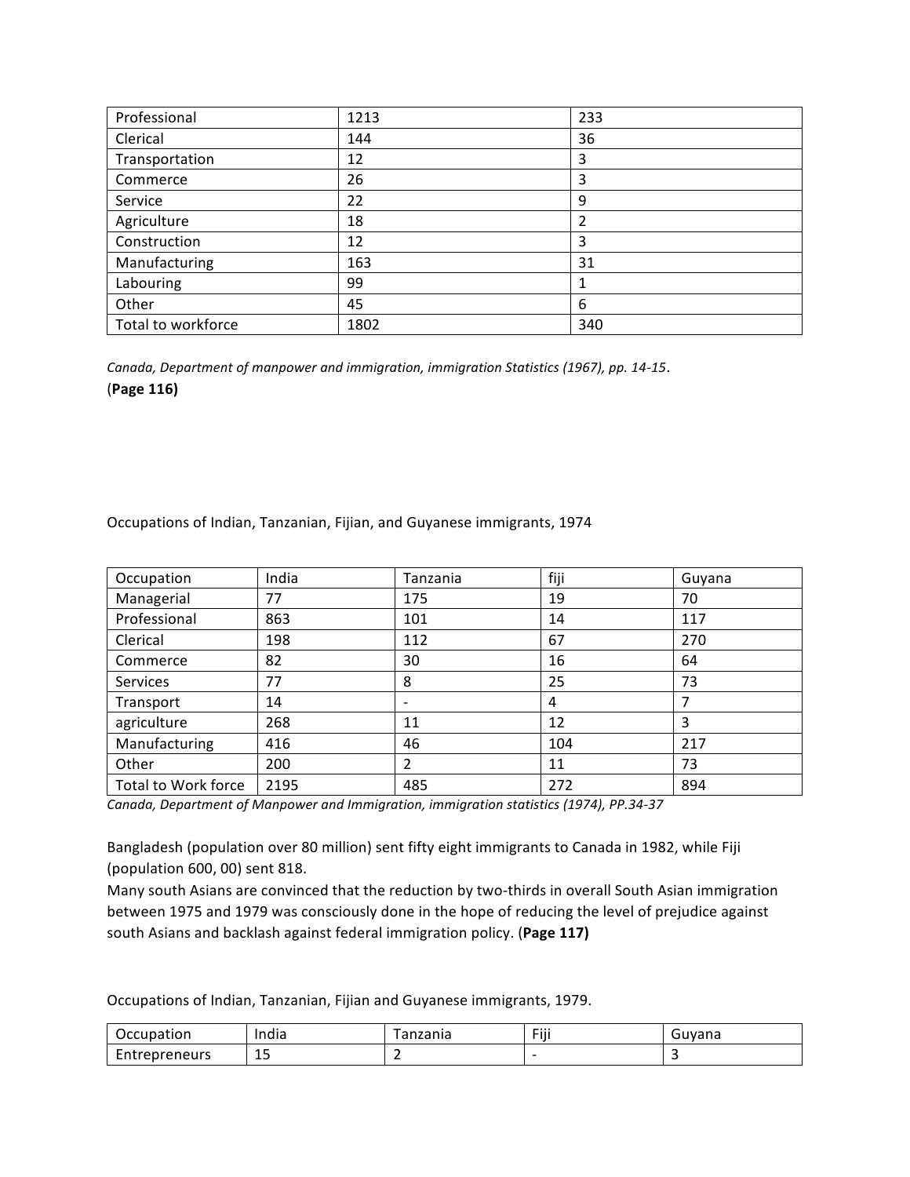| Professional | 1213 | 233 |
|---|---|---|
| Clerical | 144 | 36 |
| Transportation | 12 | 3 |
| Commerce | 26 | 3 |
| Service | 22 | 9 |
| Agriculture | 18 | 2 |
| Construction | 12 | 3 |
| Manufacturing | 163 | 31 |
| Labouring | 99 | 1 |
| Other | 45 | 6 |
| Total to workforce | 1802 | 340 |

*Canada, Department of manpower and immigration, immigration Statistics (1967), pp. 14-15*.

(**Page 116)**

Occupations of Indian, Tanzanian, Fijian, and Guyanese immigrants, 1974

| Occupation | India | Tanzania | fiji | Guyana |
|---|---|---|---|---|
| Managerial | 77 | 175 | 19 | 70 |
| Professional | 863 | 101 | 14 | 117 |
| Clerical | 198 | 112 | 67 | 270 |
| Commerce | 82 | 30 | 16 | 64 |
| Services | 77 | 8 | 25 | 73 |
| Transport | 14 | - | 4 | 7 |
| agriculture | 268 | 11 | 12 | 3 |
| Manufacturing | 416 | 46 | 104 | 217 |
| Other | 200 | 2 | 11 | 73 |
| Total to Work force | 2195 | 485 | 272 | 894 |

*Canada, Department of Manpower and Immigration, immigration statistics (1974), PP.34-37*

Bangladesh (population over 80 million) sent fifty eight immigrants to Canada in 1982, while Fiji (population 600, 00) sent 818.

Many south Asians are convinced that the reduction by two-thirds in overall South Asian immigration between 1975 and 1979 was consciously done in the hope of reducing the level of prejudice against south Asians and backlash against federal immigration policy. (**Page 117)**

Occupations of Indian, Tanzanian, Fijian and Guyanese immigrants, 1979.

| Occupation | India | Tanzania | Fiji | Guyana |
|---|---|---|---|---|
| Entrepreneurs | 15 | 2 | - | 3 |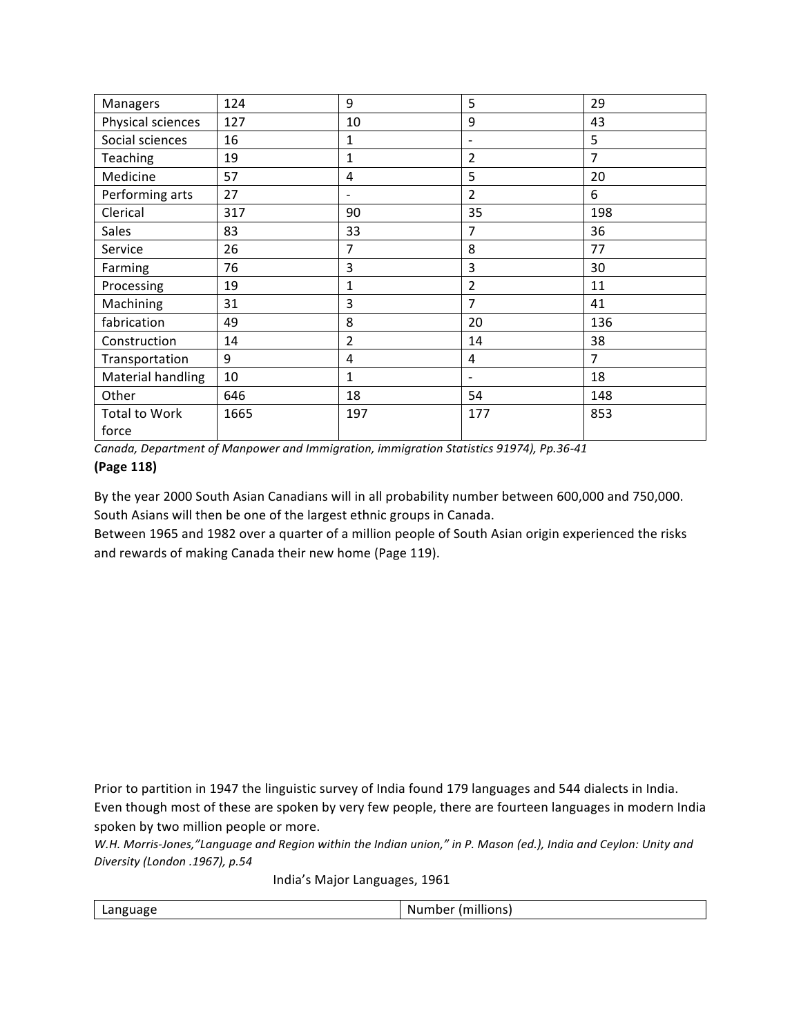| Managers | 124 | 9 | 5 | 29 |
|---|---|---|---|---|
| Physical sciences | 127 | 10 | 9 | 43 |
| Social sciences | 16 | 1 | - | 5 |
| Teaching | 19 | 1 | 2 | 7 |
| Medicine | 57 | 4 | 5 | 20 |
| Performing arts | 27 | - | 2 | 6 |
| Clerical | 317 | 90 | 35 | 198 |
| Sales | 83 | 33 | 7 | 36 |
| Service | 26 | 7 | 8 | 77 |
| Farming | 76 | 3 | 3 | 30 |
| Processing | 19 | 1 | 2 | 11 |
| Machining | 31 | 3 | 7 | 41 |
| fabrication | 49 | 8 | 20 | 136 |
| Construction | 14 | 2 | 14 | 38 |
| Transportation | 9 | 4 | 4 | 7 |
| Material handling | 10 | 1 | - | 18 |
| Other | 646 | 18 | 54 | 148 |
| Total to Work force | 1665 | 197 | 177 | 853 |

*Canada, Department of Manpower and Immigration, immigration Statistics 91974), Pp.36-41*

**(Page 118)**

By the year 2000 South Asian Canadians will in all probability number between 600,000 and 750,000. South Asians will then be one of the largest ethnic groups in Canada.

Between 1965 and 1982 over a quarter of a million people of South Asian origin experienced the risks and rewards of making Canada their new home (Page 119).

Prior to partition in 1947 the linguistic survey of India found 179 languages and 544 dialects in India. Even though most of these are spoken by very few people, there are fourteen languages in modern India spoken by two million people or more.

*W.H. Morris-Jones,"Language and Region within the Indian union," in P. Mason (ed.), India and Ceylon: Unity and Diversity (London .1967), p.54*

India's Major Languages, 1961

| Language | Number (millions) |
|---|---|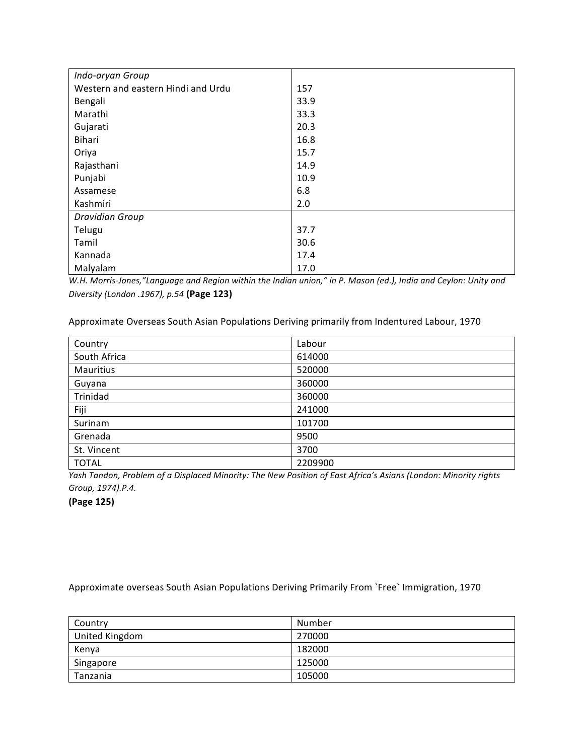| *Indo-aryan Group* | |
|---|---|
| Western and eastern Hindi and Urdu | 157 |
| Bengali | 33.9 |
| Marathi | 33.3 |
| Gujarati | 20.3 |
| Bihari | 16.8 |
| Oriya | 15.7 |
| Rajasthani | 14.9 |
| Punjabi | 10.9 |
| Assamese | 6.8 |
| Kashmiri | 2.0 |
| *Dravidian Group* | |
| Telugu | 37.7 |
| Tamil | 30.6 |
| Kannada | 17.4 |
| Malyalam | 17.0 |

*W.H. Morris-Jones,"Language and Region within the Indian union," in P. Mason (ed.), India and Ceylon: Unity and Diversity (London .1967), p.54* **(Page 123)**

Approximate Overseas South Asian Populations Deriving primarily from Indentured Labour, 1970

| Country | Labour |
|---|---|
| South Africa | 614000 |
| Mauritius | 520000 |
| Guyana | 360000 |
| Trinidad | 360000 |
| Fiji | 241000 |
| Surinam | 101700 |
| Grenada | 9500 |
| St. Vincent | 3700 |
| TOTAL | 2209900 |

*Yash Tandon, Problem of a Displaced Minority: The New Position of East Africa's Asians (London: Minority rights Group, 1974).P.4.*

**(Page 125)**

Approximate overseas South Asian Populations Deriving Primarily From `Free` Immigration, 1970

| Country | Number |
|---|---|
| United Kingdom | 270000 |
| Kenya | 182000 |
| Singapore | 125000 |
| Tanzania | 105000 |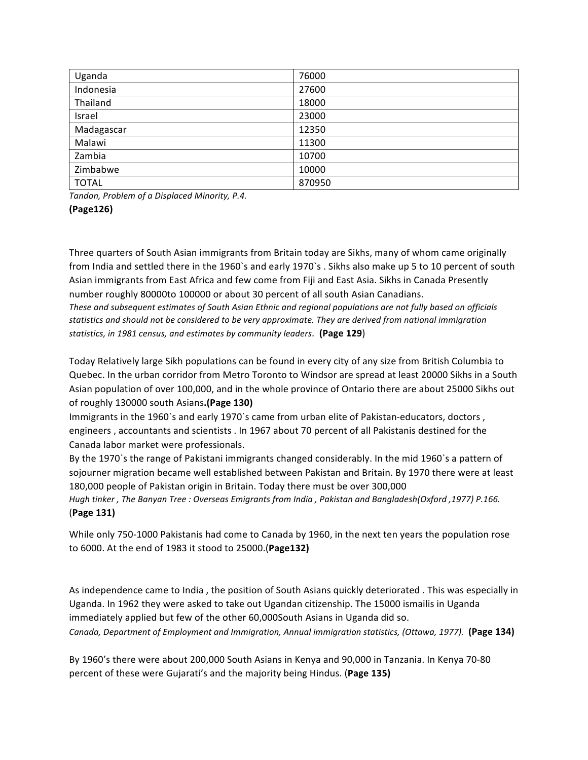| Uganda | 76000 |
| --- | --- |
| Indonesia | 27600 |
| Thailand | 18000 |
| Israel | 23000 |
| Madagascar | 12350 |
| Malawi | 11300 |
| Zambia | 10700 |
| Zimbabwe | 10000 |
| TOTAL | 870950 |

*Tandon, Problem of a Displaced Minority, P.4.*

**(Page126)**

Three quarters of South Asian immigrants from Britain today are Sikhs, many of whom came originally from India and settled there in the 1960`s and early 1970`s . Sikhs also make up 5 to 10 percent of south Asian immigrants from East Africa and few come from Fiji and East Asia. Sikhs in Canada Presently number roughly 80000to 100000 or about 30 percent of all south Asian Canadians.

*These and subsequent estimates of South Asian Ethnic and regional populations are not fully based on officials statistics and should not be considered to be very approximate. They are derived from national immigration statistics, in 1981 census, and estimates by community leaders*. **(Page 129**)

Today Relatively large Sikh populations can be found in every city of any size from British Columbia to Quebec. In the urban corridor from Metro Toronto to Windsor are spread at least 20000 Sikhs in a South Asian population of over 100,000, and in the whole province of Ontario there are about 25000 Sikhs out of roughly 130000 south Asians**.(Page 130)**

Immigrants in the 1960`s and early 1970`s came from urban elite of Pakistan-educators, doctors , engineers , accountants and scientists . In 1967 about 70 percent of all Pakistanis destined for the Canada labor market were professionals.

By the 1970`s the range of Pakistani immigrants changed considerably. In the mid 1960`s a pattern of sojourner migration became well established between Pakistan and Britain. By 1970 there were at least 180,000 people of Pakistan origin in Britain. Today there must be over 300,000

*Hugh tinker , The Banyan Tree : Overseas Emigrants from India , Pakistan and Bangladesh(Oxford ,1977) P.166.*

(**Page 131)**

While only 750-1000 Pakistanis had come to Canada by 1960, in the next ten years the population rose to 6000. At the end of 1983 it stood to 25000.(**Page132)**

As independence came to India , the position of South Asians quickly deteriorated . This was especially in Uganda. In 1962 they were asked to take out Ugandan citizenship. The 15000 ismailis in Uganda immediately applied but few of the other 60,000South Asians in Uganda did so.

*Canada, Department of Employment and Immigration, Annual immigration statistics, (Ottawa, 1977).* **(Page 134)**

By 1960's there were about 200,000 South Asians in Kenya and 90,000 in Tanzania. In Kenya 70-80 percent of these were Gujarati's and the majority being Hindus. (**Page 135)**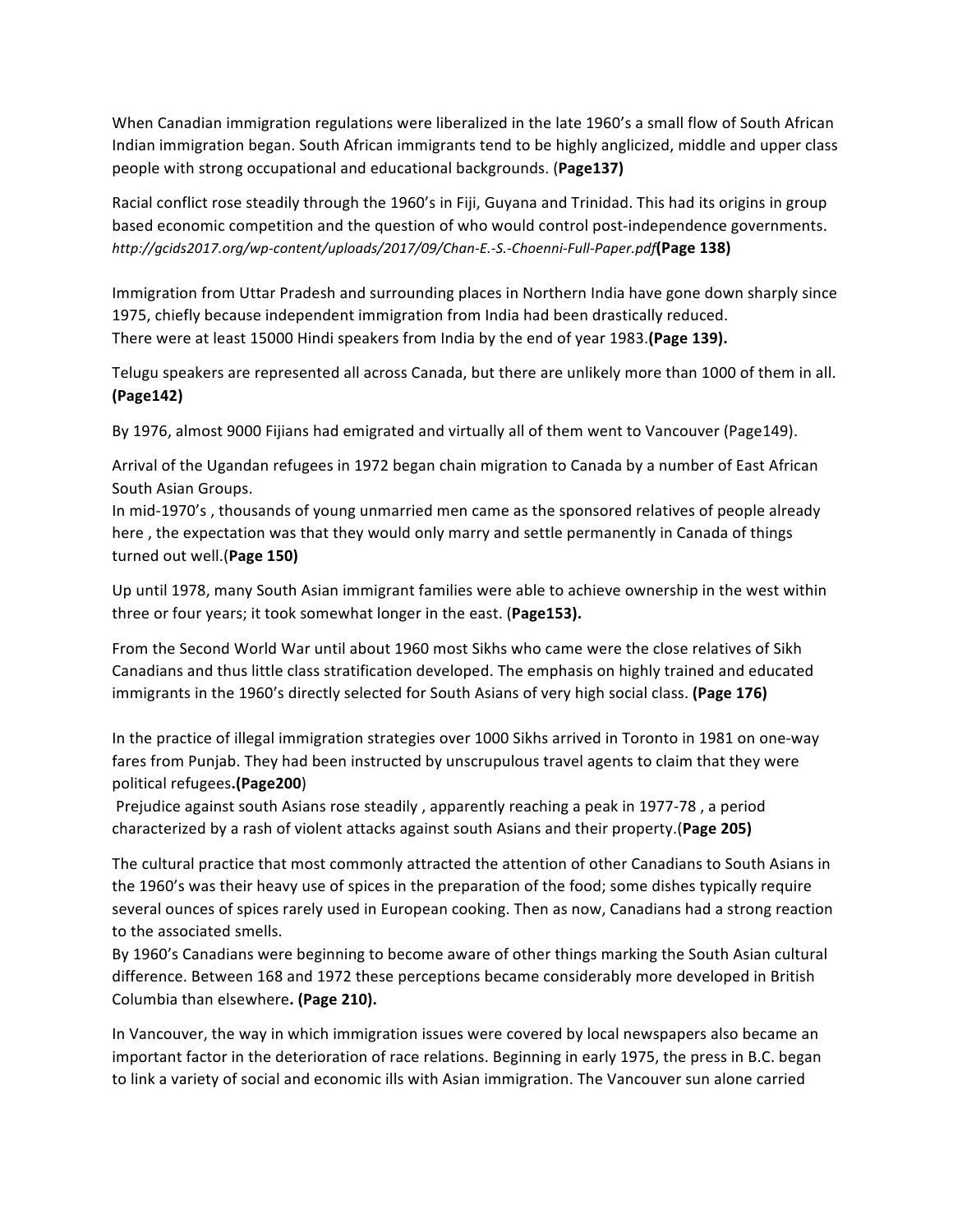When Canadian immigration regulations were liberalized in the late 1960's a small flow of South African Indian immigration began. South African immigrants tend to be highly anglicized, middle and upper class people with strong occupational and educational backgrounds. (**Page137)**

Racial conflict rose steadily through the 1960's in Fiji, Guyana and Trinidad. This had its origins in group based economic competition and the question of who would control post-independence governments. *http://gcids2017.org/wp-content/uploads/2017/09/Chan-E.-S.-Choenni-Full-Paper.pdf***(Page 138)**

Immigration from Uttar Pradesh and surrounding places in Northern India have gone down sharply since 1975, chiefly because independent immigration from India had been drastically reduced.
There were at least 15000 Hindi speakers from India by the end of year 1983.**(Page 139).**

Telugu speakers are represented all across Canada, but there are unlikely more than 1000 of them in all. **(Page142)**

By 1976, almost 9000 Fijians had emigrated and virtually all of them went to Vancouver (Page149).

Arrival of the Ugandan refugees in 1972 began chain migration to Canada by a number of East African South Asian Groups.
In mid-1970's , thousands of young unmarried men came as the sponsored relatives of people already here , the expectation was that they would only marry and settle permanently in Canada of things turned out well.(**Page 150)**

Up until 1978, many South Asian immigrant families were able to achieve ownership in the west within three or four years; it took somewhat longer in the east. (**Page153).**

From the Second World War until about 1960 most Sikhs who came were the close relatives of Sikh Canadians and thus little class stratification developed. The emphasis on highly trained and educated immigrants in the 1960's directly selected for South Asians of very high social class. **(Page 176)**

In the practice of illegal immigration strategies over 1000 Sikhs arrived in Toronto in 1981 on one-way fares from Punjab. They had been instructed by unscrupulous travel agents to claim that they were political refugees**.(Page200**)
Prejudice against south Asians rose steadily , apparently reaching a peak in 1977-78 , a period characterized by a rash of violent attacks against south Asians and their property.(**Page 205)**

The cultural practice that most commonly attracted the attention of other Canadians to South Asians in the 1960's was their heavy use of spices in the preparation of the food; some dishes typically require several ounces of spices rarely used in European cooking. Then as now, Canadians had a strong reaction to the associated smells.
By 1960's Canadians were beginning to become aware of other things marking the South Asian cultural difference. Between 168 and 1972 these perceptions became considerably more developed in British Columbia than elsewhere**. (Page 210).**

In Vancouver, the way in which immigration issues were covered by local newspapers also became an important factor in the deterioration of race relations. Beginning in early 1975, the press in B.C. began to link a variety of social and economic ills with Asian immigration. The Vancouver sun alone carried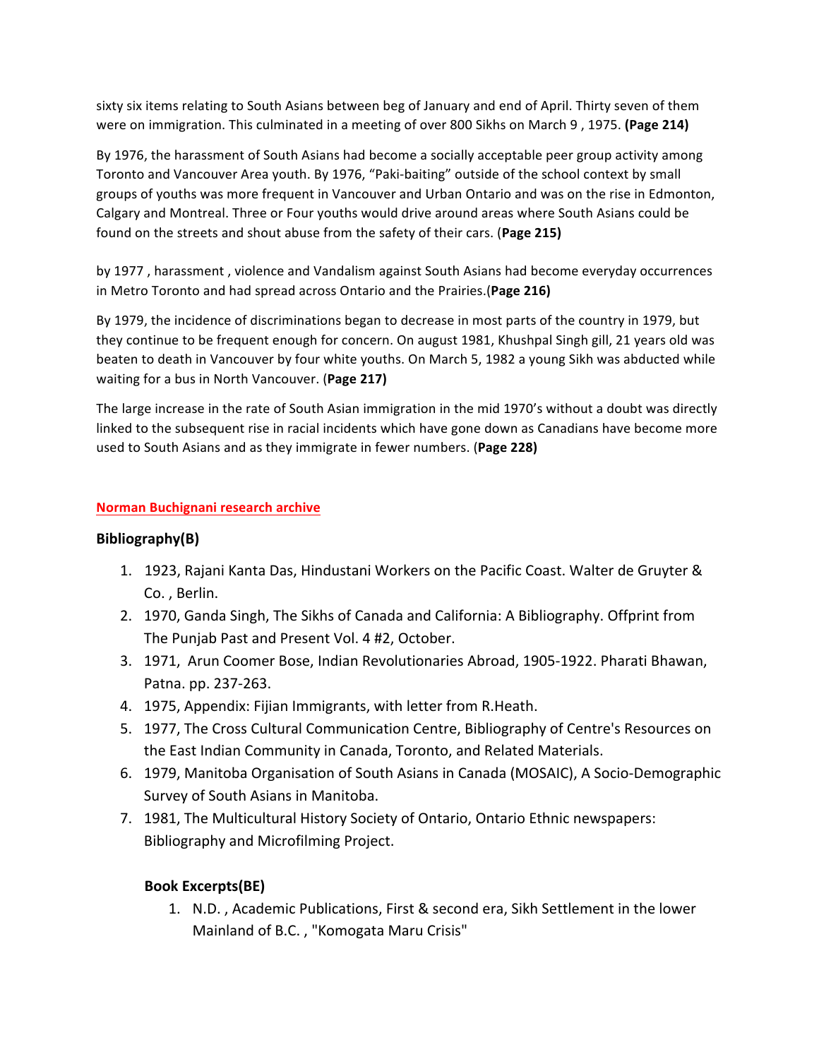sixty six items relating to South Asians between beg of January and end of April. Thirty seven of them were on immigration. This culminated in a meeting of over 800 Sikhs on March 9 , 1975. **(Page 214)**

By 1976, the harassment of South Asians had become a socially acceptable peer group activity among Toronto and Vancouver Area youth. By 1976, "Paki-baiting" outside of the school context by small groups of youths was more frequent in Vancouver and Urban Ontario and was on the rise in Edmonton, Calgary and Montreal. Three or Four youths would drive around areas where South Asians could be found on the streets and shout abuse from the safety of their cars. (**Page 215)**

by 1977 , harassment , violence and Vandalism against South Asians had become everyday occurrences in Metro Toronto and had spread across Ontario and the Prairies.(**Page 216)**

By 1979, the incidence of discriminations began to decrease in most parts of the country in 1979, but they continue to be frequent enough for concern. On august 1981, Khushpal Singh gill, 21 years old was beaten to death in Vancouver by four white youths. On March 5, 1982 a young Sikh was abducted while waiting for a bus in North Vancouver. (**Page 217)**

The large increase in the rate of South Asian immigration in the mid 1970's without a doubt was directly linked to the subsequent rise in racial incidents which have gone down as Canadians have become more used to South Asians and as they immigrate in fewer numbers. (**Page 228)**

**Norman Buchignani research archive**

### Bibliography(B)

1. 1923, Rajani Kanta Das, Hindustani Workers on the Pacific Coast. Walter de Gruyter & Co. , Berlin.
2. 1970, Ganda Singh, The Sikhs of Canada and California: A Bibliography. Offprint from The Punjab Past and Present Vol. 4 #2, October.
3. 1971, Arun Coomer Bose, Indian Revolutionaries Abroad, 1905-1922. Pharati Bhawan, Patna. pp. 237-263.
4. 1975, Appendix: Fijian Immigrants, with letter from R.Heath.
5. 1977, The Cross Cultural Communication Centre, Bibliography of Centre's Resources on the East Indian Community in Canada, Toronto, and Related Materials.
6. 1979, Manitoba Organisation of South Asians in Canada (MOSAIC), A Socio-Demographic Survey of South Asians in Manitoba.
7. 1981, The Multicultural History Society of Ontario, Ontario Ethnic newspapers: Bibliography and Microfilming Project.

#### Book Excerpts(BE)

1. N.D. , Academic Publications, First & second era, Sikh Settlement in the lower Mainland of B.C. , "Komogata Maru Crisis"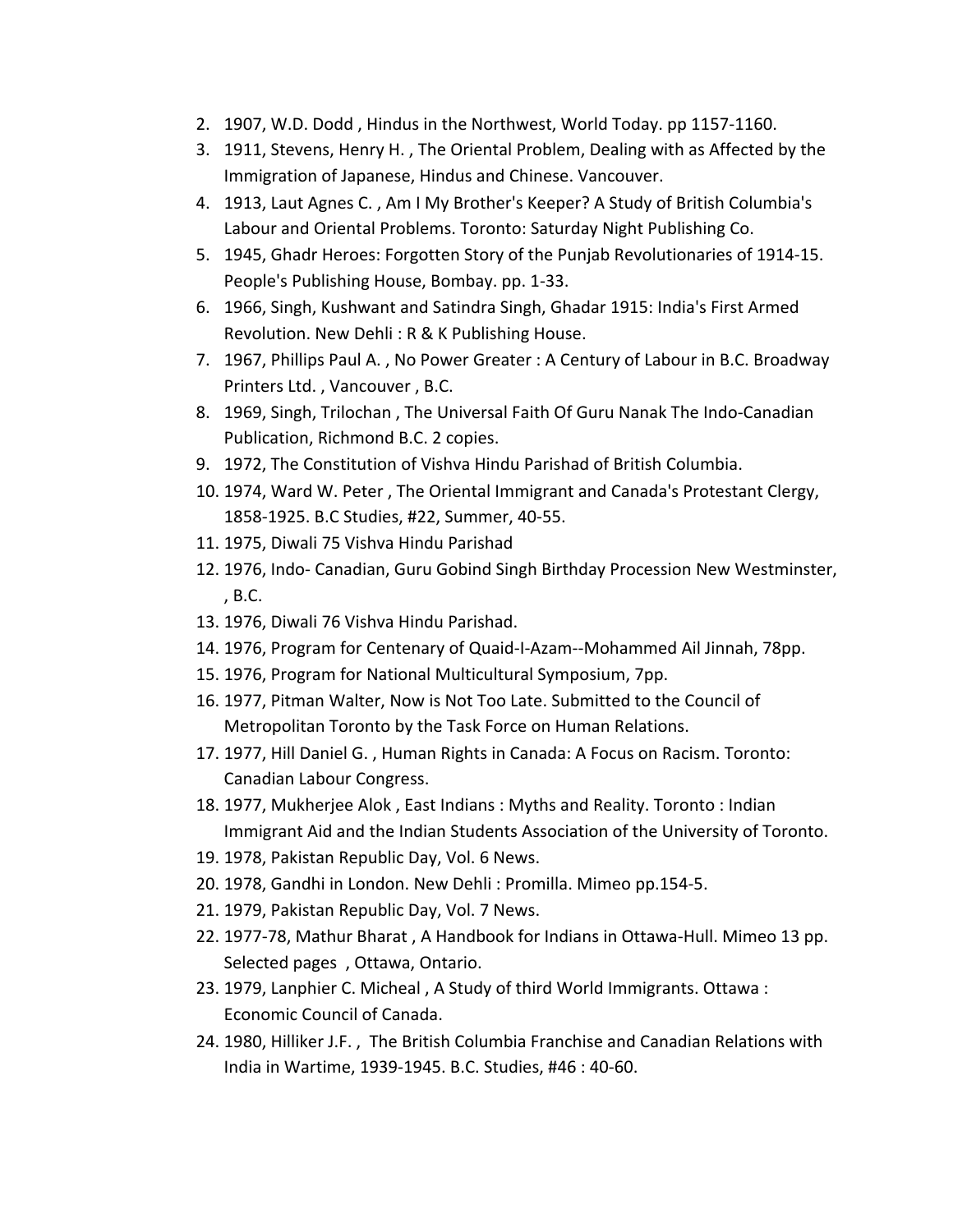2. 1907, W.D. Dodd , Hindus in the Northwest, World Today. pp 1157-1160.
3. 1911, Stevens, Henry H. , The Oriental Problem, Dealing with as Affected by the Immigration of Japanese, Hindus and Chinese. Vancouver.
4. 1913, Laut Agnes C. , Am I My Brother's Keeper? A Study of British Columbia's Labour and Oriental Problems. Toronto: Saturday Night Publishing Co.
5. 1945, Ghadr Heroes: Forgotten Story of the Punjab Revolutionaries of 1914-15. People's Publishing House, Bombay. pp. 1-33.
6. 1966, Singh, Kushwant and Satindra Singh, Ghadar 1915: India's First Armed Revolution. New Dehli : R & K Publishing House.
7. 1967, Phillips Paul A. , No Power Greater : A Century of Labour in B.C. Broadway Printers Ltd. , Vancouver , B.C.
8. 1969, Singh, Trilochan , The Universal Faith Of Guru Nanak The Indo-Canadian Publication, Richmond B.C. 2 copies.
9. 1972, The Constitution of Vishva Hindu Parishad of British Columbia.
10. 1974, Ward W. Peter , The Oriental Immigrant and Canada's Protestant Clergy, 1858-1925. B.C Studies, #22, Summer, 40-55.
11. 1975, Diwali 75 Vishva Hindu Parishad
12. 1976, Indo- Canadian, Guru Gobind Singh Birthday Procession New Westminster, , B.C.
13. 1976, Diwali 76 Vishva Hindu Parishad.
14. 1976, Program for Centenary of Quaid-I-Azam--Mohammed Ail Jinnah, 78pp.
15. 1976, Program for National Multicultural Symposium, 7pp.
16. 1977, Pitman Walter, Now is Not Too Late. Submitted to the Council of Metropolitan Toronto by the Task Force on Human Relations.
17. 1977, Hill Daniel G. , Human Rights in Canada: A Focus on Racism. Toronto: Canadian Labour Congress.
18. 1977, Mukherjee Alok , East Indians : Myths and Reality. Toronto : Indian Immigrant Aid and the Indian Students Association of the University of Toronto.
19. 1978, Pakistan Republic Day, Vol. 6 News.
20. 1978, Gandhi in London. New Dehli : Promilla. Mimeo pp.154-5.
21. 1979, Pakistan Republic Day, Vol. 7 News.
22. 1977-78, Mathur Bharat , A Handbook for Indians in Ottawa-Hull. Mimeo 13 pp. Selected pages , Ottawa, Ontario.
23. 1979, Lanphier C. Micheal , A Study of third World Immigrants. Ottawa : Economic Council of Canada.
24. 1980, Hilliker J.F. , The British Columbia Franchise and Canadian Relations with India in Wartime, 1939-1945. B.C. Studies, #46 : 40-60.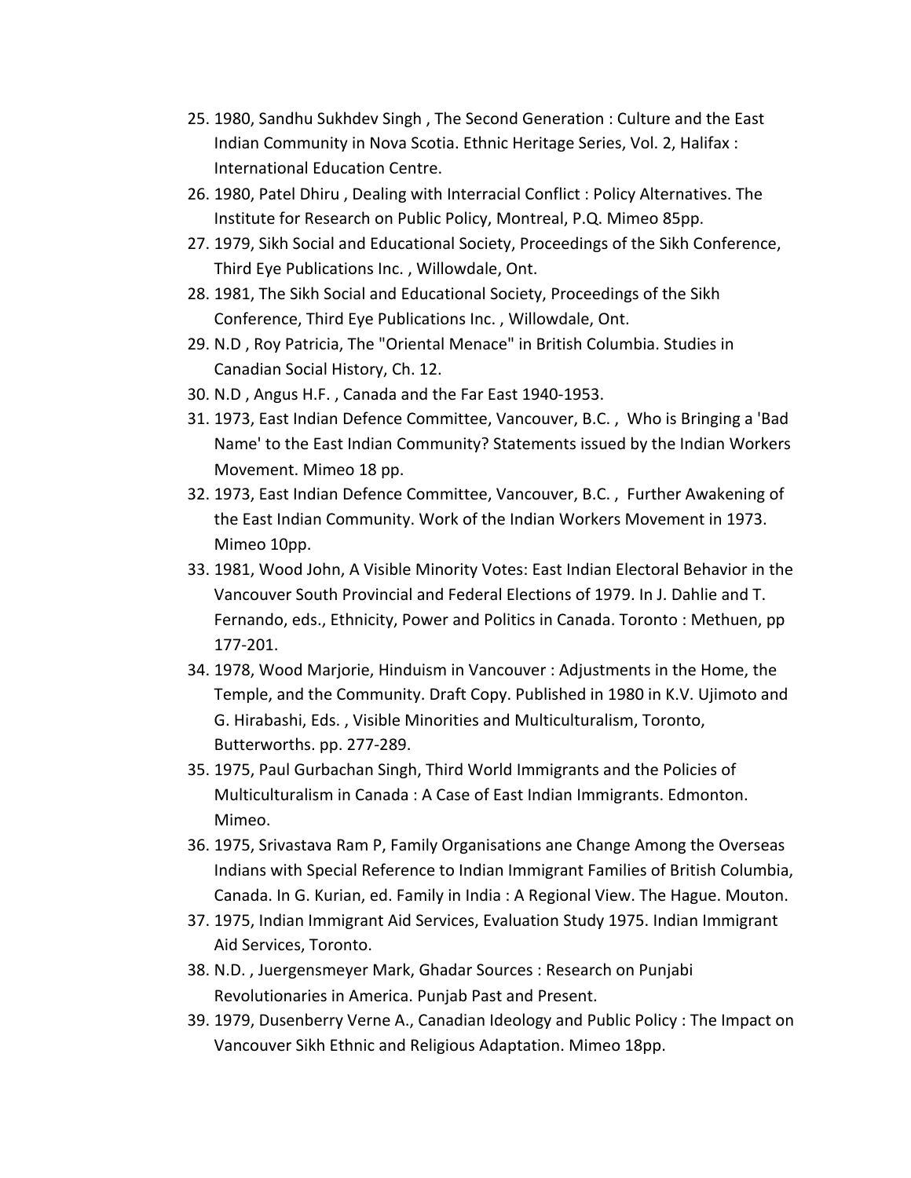25. 1980, Sandhu Sukhdev Singh , The Second Generation : Culture and the East Indian Community in Nova Scotia. Ethnic Heritage Series, Vol. 2, Halifax : International Education Centre.
26. 1980, Patel Dhiru , Dealing with Interracial Conflict : Policy Alternatives. The Institute for Research on Public Policy, Montreal, P.Q. Mimeo 85pp.
27. 1979, Sikh Social and Educational Society, Proceedings of the Sikh Conference, Third Eye Publications Inc. , Willowdale, Ont.
28. 1981, The Sikh Social and Educational Society, Proceedings of the Sikh Conference, Third Eye Publications Inc. , Willowdale, Ont.
29. N.D , Roy Patricia, The "Oriental Menace" in British Columbia. Studies in Canadian Social History, Ch. 12.
30. N.D , Angus H.F. , Canada and the Far East 1940-1953.
31. 1973, East Indian Defence Committee, Vancouver, B.C. , Who is Bringing a 'Bad Name' to the East Indian Community? Statements issued by the Indian Workers Movement. Mimeo 18 pp.
32. 1973, East Indian Defence Committee, Vancouver, B.C. , Further Awakening of the East Indian Community. Work of the Indian Workers Movement in 1973. Mimeo 10pp.
33. 1981, Wood John, A Visible Minority Votes: East Indian Electoral Behavior in the Vancouver South Provincial and Federal Elections of 1979. In J. Dahlie and T. Fernando, eds., Ethnicity, Power and Politics in Canada. Toronto : Methuen, pp 177-201.
34. 1978, Wood Marjorie, Hinduism in Vancouver : Adjustments in the Home, the Temple, and the Community. Draft Copy. Published in 1980 in K.V. Ujimoto and G. Hirabashi, Eds. , Visible Minorities and Multiculturalism, Toronto, Butterworths. pp. 277-289.
35. 1975, Paul Gurbachan Singh, Third World Immigrants and the Policies of Multiculturalism in Canada : A Case of East Indian Immigrants. Edmonton. Mimeo.
36. 1975, Srivastava Ram P, Family Organisations ane Change Among the Overseas Indians with Special Reference to Indian Immigrant Families of British Columbia, Canada. In G. Kurian, ed. Family in India : A Regional View. The Hague. Mouton.
37. 1975, Indian Immigrant Aid Services, Evaluation Study 1975. Indian Immigrant Aid Services, Toronto.
38. N.D. , Juergensmeyer Mark, Ghadar Sources : Research on Punjabi Revolutionaries in America. Punjab Past and Present.
39. 1979, Dusenberry Verne A., Canadian Ideology and Public Policy : The Impact on Vancouver Sikh Ethnic and Religious Adaptation. Mimeo 18pp.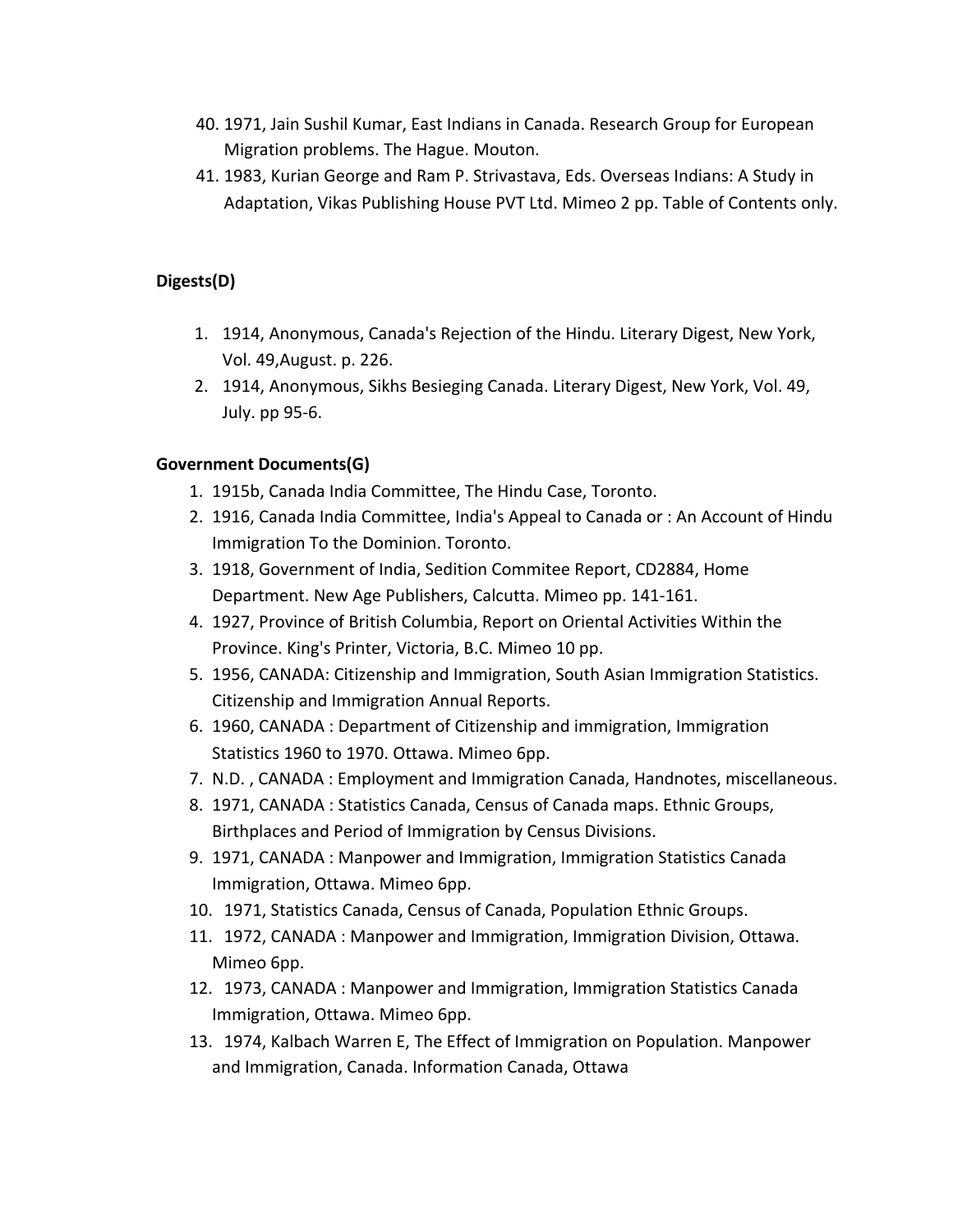40. 1971, Jain Sushil Kumar, East Indians in Canada. Research Group for European Migration problems. The Hague. Mouton.
41. 1983, Kurian George and Ram P. Strivastava, Eds. Overseas Indians: A Study in Adaptation, Vikas Publishing House PVT Ltd. Mimeo 2 pp. Table of Contents only.

**Digests(D)**

1. 1914, Anonymous, Canada's Rejection of the Hindu. Literary Digest, New York, Vol. 49,August. p. 226.
2. 1914, Anonymous, Sikhs Besieging Canada. Literary Digest, New York, Vol. 49, July. pp 95-6.

**Government Documents(G)**

1. 1915b, Canada India Committee, The Hindu Case, Toronto.
2. 1916, Canada India Committee, India's Appeal to Canada or : An Account of Hindu Immigration To the Dominion. Toronto.
3. 1918, Government of India, Sedition Commitee Report, CD2884, Home Department. New Age Publishers, Calcutta. Mimeo pp. 141-161.
4. 1927, Province of British Columbia, Report on Oriental Activities Within the Province. King's Printer, Victoria, B.C. Mimeo 10 pp.
5. 1956, CANADA: Citizenship and Immigration, South Asian Immigration Statistics. Citizenship and Immigration Annual Reports.
6. 1960, CANADA : Department of Citizenship and immigration, Immigration Statistics 1960 to 1970. Ottawa. Mimeo 6pp.
7. N.D. , CANADA : Employment and Immigration Canada, Handnotes, miscellaneous.
8. 1971, CANADA : Statistics Canada, Census of Canada maps. Ethnic Groups, Birthplaces and Period of Immigration by Census Divisions.
9. 1971, CANADA : Manpower and Immigration, Immigration Statistics Canada Immigration, Ottawa. Mimeo 6pp.
10. 1971, Statistics Canada, Census of Canada, Population Ethnic Groups.
11. 1972, CANADA : Manpower and Immigration, Immigration Division, Ottawa. Mimeo 6pp.
12. 1973, CANADA : Manpower and Immigration, Immigration Statistics Canada Immigration, Ottawa. Mimeo 6pp.
13. 1974, Kalbach Warren E, The Effect of Immigration on Population. Manpower and Immigration, Canada. Information Canada, Ottawa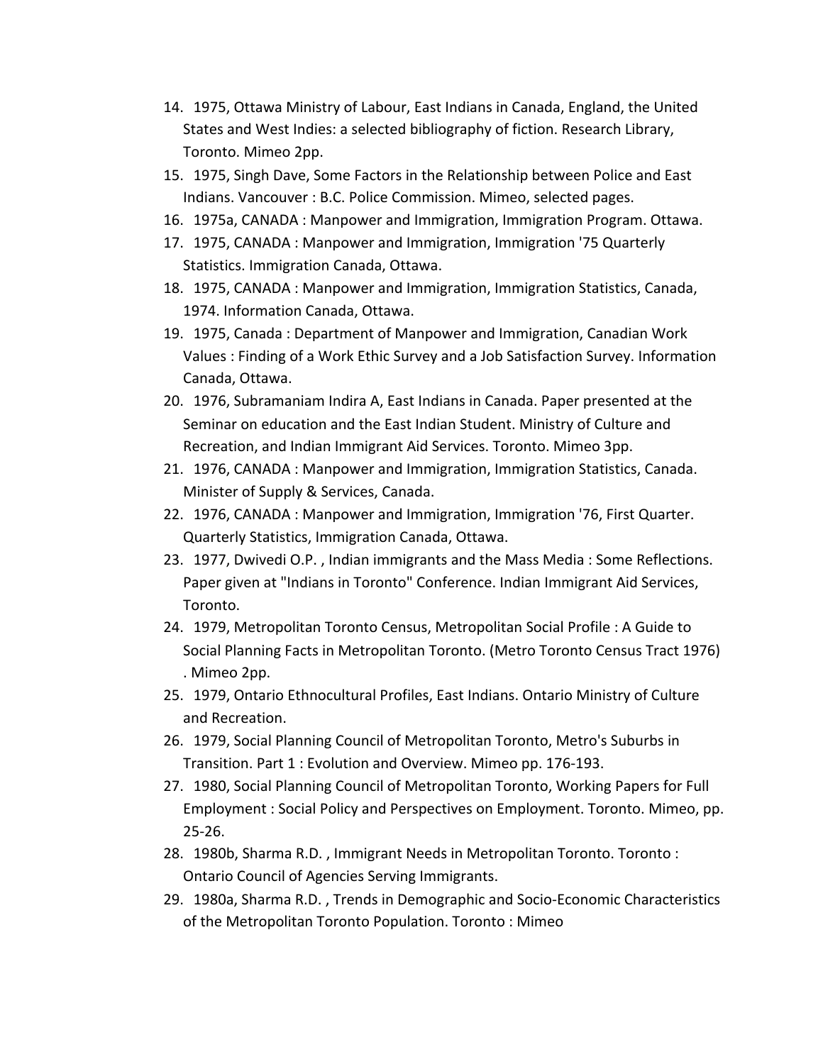14. 1975, Ottawa Ministry of Labour, East Indians in Canada, England, the United States and West Indies: a selected bibliography of fiction. Research Library, Toronto. Mimeo 2pp.
15. 1975, Singh Dave, Some Factors in the Relationship between Police and East Indians. Vancouver : B.C. Police Commission. Mimeo, selected pages.
16. 1975a, CANADA : Manpower and Immigration, Immigration Program. Ottawa.
17. 1975, CANADA : Manpower and Immigration, Immigration '75 Quarterly Statistics. Immigration Canada, Ottawa.
18. 1975, CANADA : Manpower and Immigration, Immigration Statistics, Canada, 1974. Information Canada, Ottawa.
19. 1975, Canada : Department of Manpower and Immigration, Canadian Work Values : Finding of a Work Ethic Survey and a Job Satisfaction Survey. Information Canada, Ottawa.
20. 1976, Subramaniam Indira A, East Indians in Canada. Paper presented at the Seminar on education and the East Indian Student. Ministry of Culture and Recreation, and Indian Immigrant Aid Services. Toronto. Mimeo 3pp.
21. 1976, CANADA : Manpower and Immigration, Immigration Statistics, Canada. Minister of Supply & Services, Canada.
22. 1976, CANADA : Manpower and Immigration, Immigration '76, First Quarter. Quarterly Statistics, Immigration Canada, Ottawa.
23. 1977, Dwivedi O.P. , Indian immigrants and the Mass Media : Some Reflections. Paper given at "Indians in Toronto" Conference. Indian Immigrant Aid Services, Toronto.
24. 1979, Metropolitan Toronto Census, Metropolitan Social Profile : A Guide to Social Planning Facts in Metropolitan Toronto. (Metro Toronto Census Tract 1976) . Mimeo 2pp.
25. 1979, Ontario Ethnocultural Profiles, East Indians. Ontario Ministry of Culture and Recreation.
26. 1979, Social Planning Council of Metropolitan Toronto, Metro's Suburbs in Transition. Part 1 : Evolution and Overview. Mimeo pp. 176-193.
27. 1980, Social Planning Council of Metropolitan Toronto, Working Papers for Full Employment : Social Policy and Perspectives on Employment. Toronto. Mimeo, pp. 25-26.
28. 1980b, Sharma R.D. , Immigrant Needs in Metropolitan Toronto. Toronto : Ontario Council of Agencies Serving Immigrants.
29. 1980a, Sharma R.D. , Trends in Demographic and Socio-Economic Characteristics of the Metropolitan Toronto Population. Toronto : Mimeo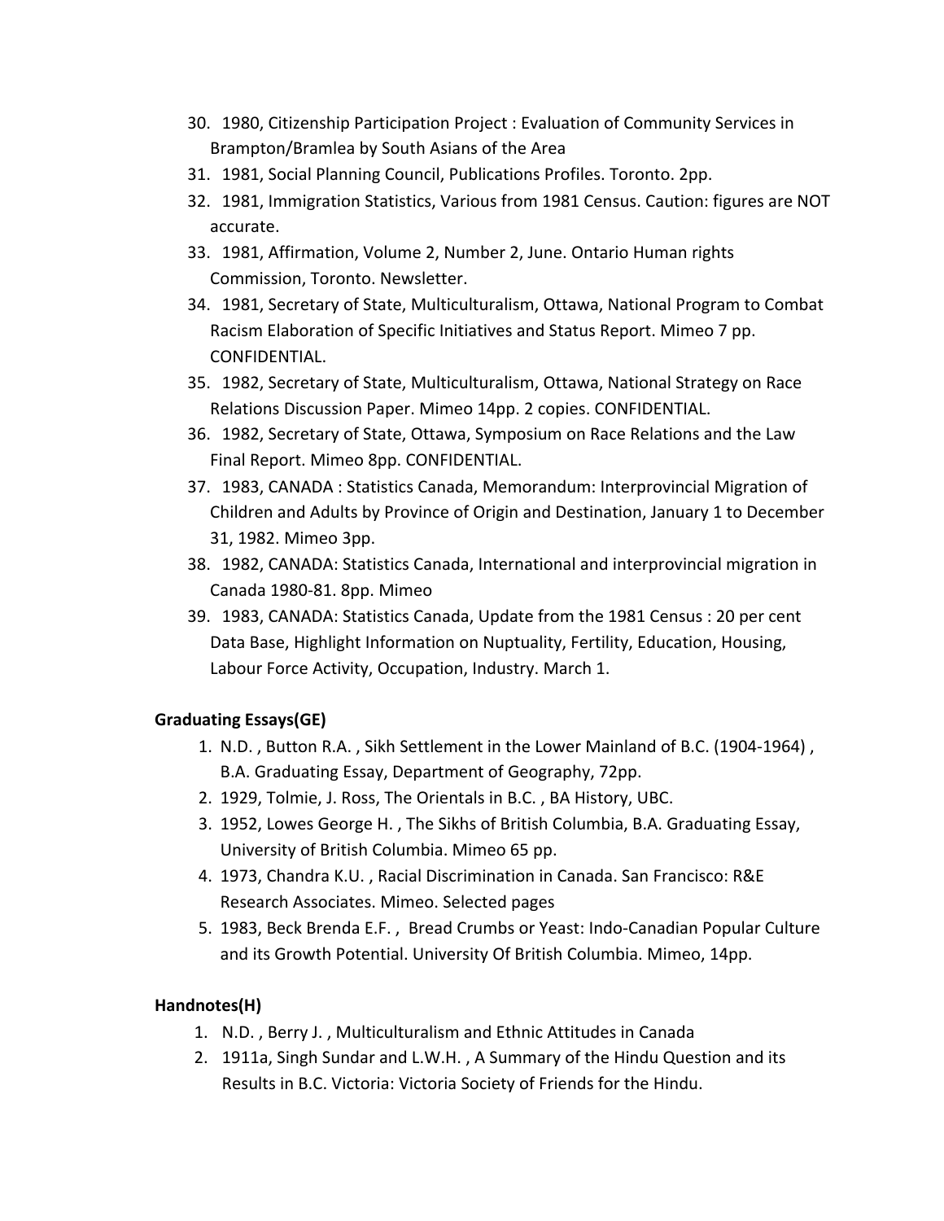30. 1980, Citizenship Participation Project : Evaluation of Community Services in Brampton/Bramlea by South Asians of the Area
31. 1981, Social Planning Council, Publications Profiles. Toronto. 2pp.
32. 1981, Immigration Statistics, Various from 1981 Census. Caution: figures are NOT accurate.
33. 1981, Affirmation, Volume 2, Number 2, June. Ontario Human rights Commission, Toronto. Newsletter.
34. 1981, Secretary of State, Multiculturalism, Ottawa, National Program to Combat Racism Elaboration of Specific Initiatives and Status Report. Mimeo 7 pp. CONFIDENTIAL.
35. 1982, Secretary of State, Multiculturalism, Ottawa, National Strategy on Race Relations Discussion Paper. Mimeo 14pp. 2 copies. CONFIDENTIAL.
36. 1982, Secretary of State, Ottawa, Symposium on Race Relations and the Law Final Report. Mimeo 8pp. CONFIDENTIAL.
37. 1983, CANADA : Statistics Canada, Memorandum: Interprovincial Migration of Children and Adults by Province of Origin and Destination, January 1 to December 31, 1982. Mimeo 3pp.
38. 1982, CANADA: Statistics Canada, International and interprovincial migration in Canada 1980-81. 8pp. Mimeo
39. 1983, CANADA: Statistics Canada, Update from the 1981 Census : 20 per cent Data Base, Highlight Information on Nuptuality, Fertility, Education, Housing, Labour Force Activity, Occupation, Industry. March 1.

**Graduating Essays(GE)**

1. N.D. , Button R.A. , Sikh Settlement in the Lower Mainland of B.C. (1904-1964) , B.A. Graduating Essay, Department of Geography, 72pp.
2. 1929, Tolmie, J. Ross, The Orientals in B.C. , BA History, UBC.
3. 1952, Lowes George H. , The Sikhs of British Columbia, B.A. Graduating Essay, University of British Columbia. Mimeo 65 pp.
4. 1973, Chandra K.U. , Racial Discrimination in Canada. San Francisco: R&E Research Associates. Mimeo. Selected pages
5. 1983, Beck Brenda E.F. , Bread Crumbs or Yeast: Indo-Canadian Popular Culture and its Growth Potential. University Of British Columbia. Mimeo, 14pp.

**Handnotes(H)**

1. N.D. , Berry J. , Multiculturalism and Ethnic Attitudes in Canada
2. 1911a, Singh Sundar and L.W.H. , A Summary of the Hindu Question and its Results in B.C. Victoria: Victoria Society of Friends for the Hindu.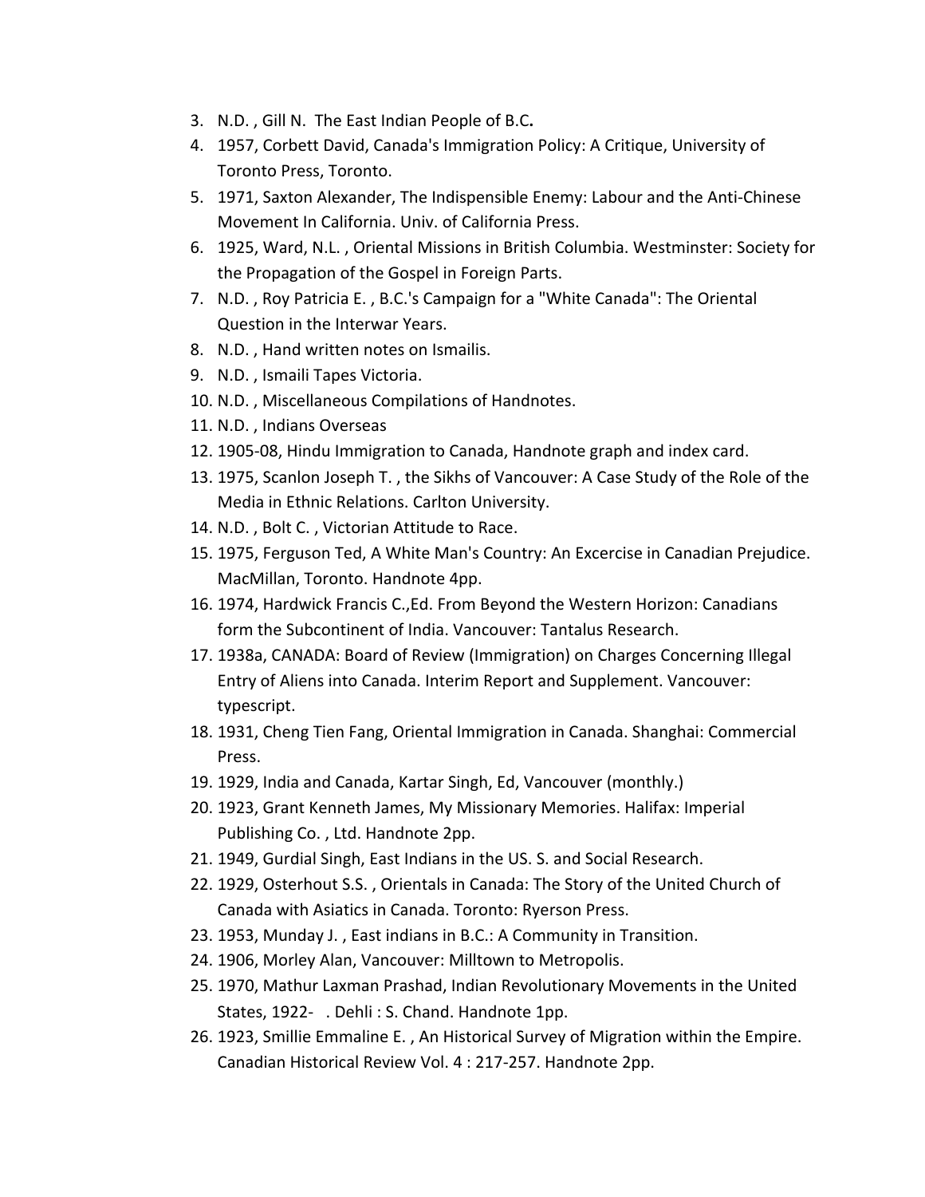3. N.D. , Gill N. The East Indian People of B.C**.**
4. 1957, Corbett David, Canada's Immigration Policy: A Critique, University of Toronto Press, Toronto.
5. 1971, Saxton Alexander, The Indispensible Enemy: Labour and the Anti-Chinese Movement In California. Univ. of California Press.
6. 1925, Ward, N.L. , Oriental Missions in British Columbia. Westminster: Society for the Propagation of the Gospel in Foreign Parts.
7. N.D. , Roy Patricia E. , B.C.'s Campaign for a "White Canada": The Oriental Question in the Interwar Years.
8. N.D. , Hand written notes on Ismailis.
9. N.D. , Ismaili Tapes Victoria.
10. N.D. , Miscellaneous Compilations of Handnotes.
11. N.D. , Indians Overseas
12. 1905-08, Hindu Immigration to Canada, Handnote graph and index card.
13. 1975, Scanlon Joseph T. , the Sikhs of Vancouver: A Case Study of the Role of the Media in Ethnic Relations. Carlton University.
14. N.D. , Bolt C. , Victorian Attitude to Race.
15. 1975, Ferguson Ted, A White Man's Country: An Excercise in Canadian Prejudice. MacMillan, Toronto. Handnote 4pp.
16. 1974, Hardwick Francis C.,Ed. From Beyond the Western Horizon: Canadians form the Subcontinent of India. Vancouver: Tantalus Research.
17. 1938a, CANADA: Board of Review (Immigration) on Charges Concerning Illegal Entry of Aliens into Canada. Interim Report and Supplement. Vancouver: typescript.
18. 1931, Cheng Tien Fang, Oriental Immigration in Canada. Shanghai: Commercial Press.
19. 1929, India and Canada, Kartar Singh, Ed, Vancouver (monthly.)
20. 1923, Grant Kenneth James, My Missionary Memories. Halifax: Imperial Publishing Co. , Ltd. Handnote 2pp.
21. 1949, Gurdial Singh, East Indians in the US. S. and Social Research.
22. 1929, Osterhout S.S. , Orientals in Canada: The Story of the United Church of Canada with Asiatics in Canada. Toronto: Ryerson Press.
23. 1953, Munday J. , East indians in B.C.: A Community in Transition.
24. 1906, Morley Alan, Vancouver: Milltown to Metropolis.
25. 1970, Mathur Laxman Prashad, Indian Revolutionary Movements in the United States, 1922- . Dehli : S. Chand. Handnote 1pp.
26. 1923, Smillie Emmaline E. , An Historical Survey of Migration within the Empire. Canadian Historical Review Vol. 4 : 217-257. Handnote 2pp.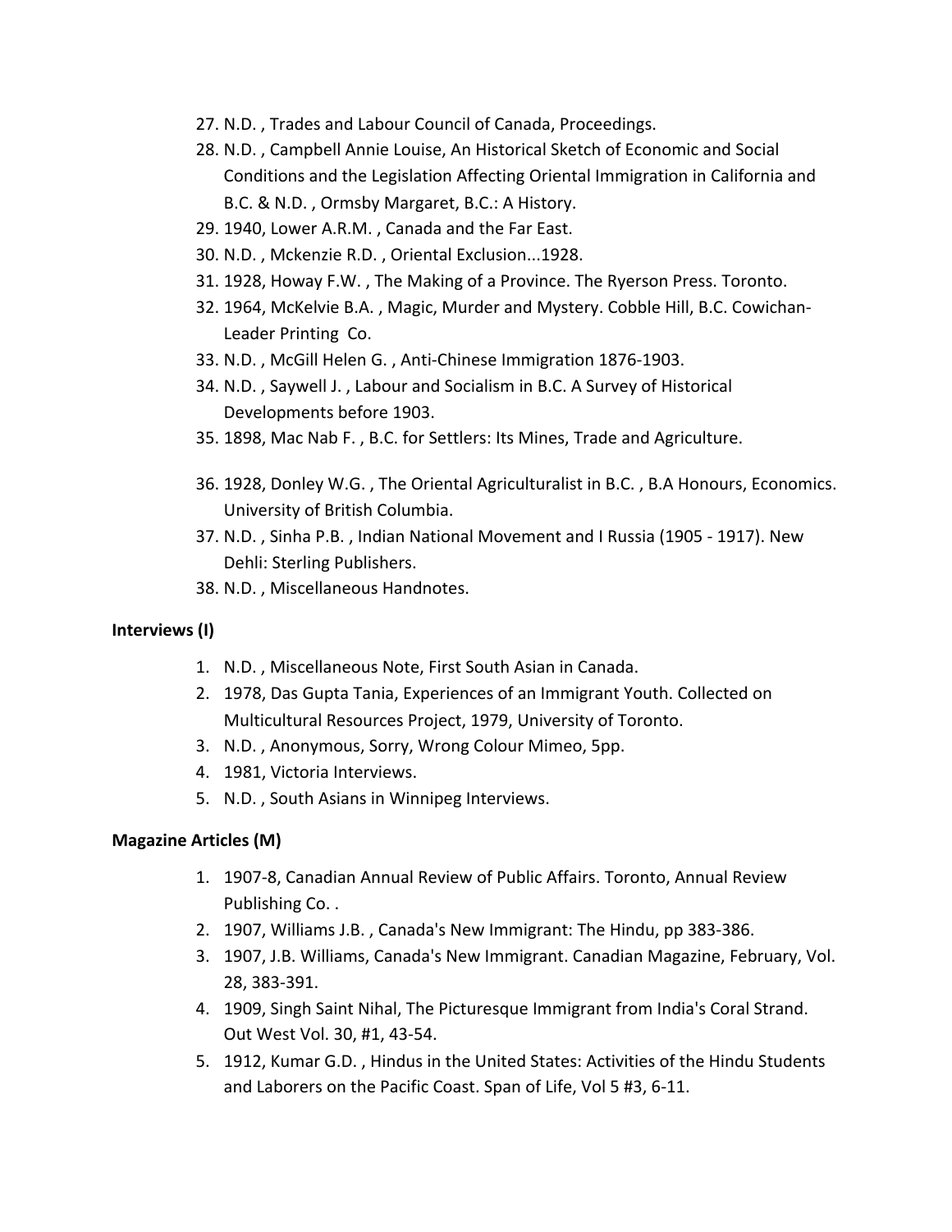27. N.D. , Trades and Labour Council of Canada, Proceedings.
28. N.D. , Campbell Annie Louise, An Historical Sketch of Economic and Social Conditions and the Legislation Affecting Oriental Immigration in California and B.C. & N.D. , Ormsby Margaret, B.C.: A History.
29. 1940, Lower A.R.M. , Canada and the Far East.
30. N.D. , Mckenzie R.D. , Oriental Exclusion...1928.
31. 1928, Howay F.W. , The Making of a Province. The Ryerson Press. Toronto.
32. 1964, McKelvie B.A. , Magic, Murder and Mystery. Cobble Hill, B.C. Cowichan-Leader Printing Co.
33. N.D. , McGill Helen G. , Anti-Chinese Immigration 1876-1903.
34. N.D. , Saywell J. , Labour and Socialism in B.C. A Survey of Historical Developments before 1903.
35. 1898, Mac Nab F. , B.C. for Settlers: Its Mines, Trade and Agriculture.
36. 1928, Donley W.G. , The Oriental Agriculturalist in B.C. , B.A Honours, Economics. University of British Columbia.
37. N.D. , Sinha P.B. , Indian National Movement and I Russia (1905 - 1917). New Dehli: Sterling Publishers.
38. N.D. , Miscellaneous Handnotes.

**Interviews (I)**

1. N.D. , Miscellaneous Note, First South Asian in Canada.
2. 1978, Das Gupta Tania, Experiences of an Immigrant Youth. Collected on Multicultural Resources Project, 1979, University of Toronto.
3. N.D. , Anonymous, Sorry, Wrong Colour Mimeo, 5pp.
4. 1981, Victoria Interviews.
5. N.D. , South Asians in Winnipeg Interviews.

**Magazine Articles (M)**

1. 1907-8, Canadian Annual Review of Public Affairs. Toronto, Annual Review Publishing Co. .
2. 1907, Williams J.B. , Canada's New Immigrant: The Hindu, pp 383-386.
3. 1907, J.B. Williams, Canada's New Immigrant. Canadian Magazine, February, Vol. 28, 383-391.
4. 1909, Singh Saint Nihal, The Picturesque Immigrant from India's Coral Strand. Out West Vol. 30, #1, 43-54.
5. 1912, Kumar G.D. , Hindus in the United States: Activities of the Hindu Students and Laborers on the Pacific Coast. Span of Life, Vol 5 #3, 6-11.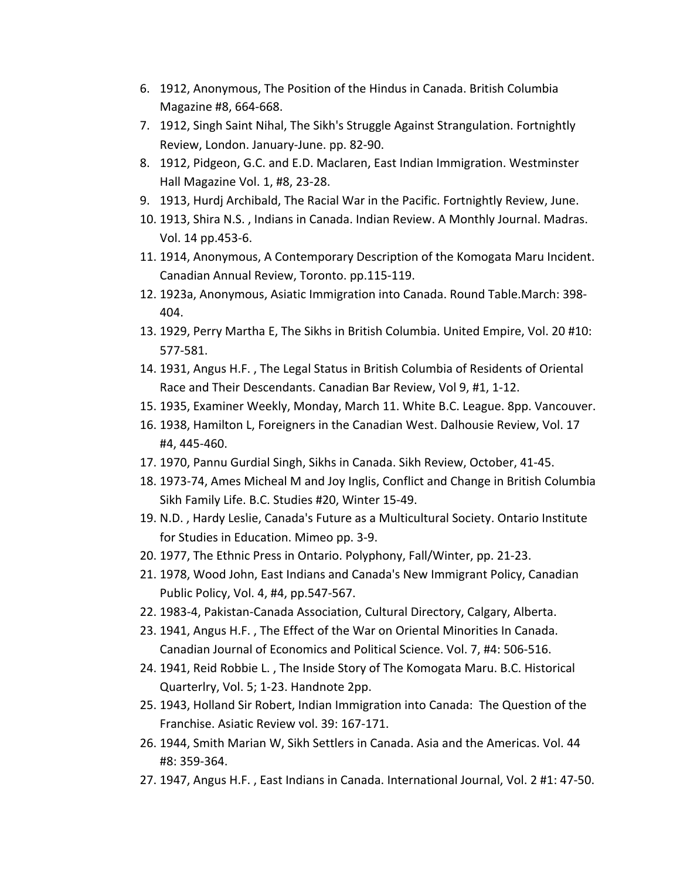6. 1912, Anonymous, The Position of the Hindus in Canada. British Columbia Magazine #8, 664-668.
7. 1912, Singh Saint Nihal, The Sikh's Struggle Against Strangulation. Fortnightly Review, London. January-June. pp. 82-90.
8. 1912, Pidgeon, G.C. and E.D. Maclaren, East Indian Immigration. Westminster Hall Magazine Vol. 1, #8, 23-28.
9. 1913, Hurdj Archibald, The Racial War in the Pacific. Fortnightly Review, June.
10. 1913, Shira N.S. , Indians in Canada. Indian Review. A Monthly Journal. Madras. Vol. 14 pp.453-6.
11. 1914, Anonymous, A Contemporary Description of the Komogata Maru Incident. Canadian Annual Review, Toronto. pp.115-119.
12. 1923a, Anonymous, Asiatic Immigration into Canada. Round Table.March: 398-404.
13. 1929, Perry Martha E, The Sikhs in British Columbia. United Empire, Vol. 20 #10: 577-581.
14. 1931, Angus H.F. , The Legal Status in British Columbia of Residents of Oriental Race and Their Descendants. Canadian Bar Review, Vol 9, #1, 1-12.
15. 1935, Examiner Weekly, Monday, March 11. White B.C. League. 8pp. Vancouver.
16. 1938, Hamilton L, Foreigners in the Canadian West. Dalhousie Review, Vol. 17 #4, 445-460.
17. 1970, Pannu Gurdial Singh, Sikhs in Canada. Sikh Review, October, 41-45.
18. 1973-74, Ames Micheal M and Joy Inglis, Conflict and Change in British Columbia Sikh Family Life. B.C. Studies #20, Winter 15-49.
19. N.D. , Hardy Leslie, Canada's Future as a Multicultural Society. Ontario Institute for Studies in Education. Mimeo pp. 3-9.
20. 1977, The Ethnic Press in Ontario. Polyphony, Fall/Winter, pp. 21-23.
21. 1978, Wood John, East Indians and Canada's New Immigrant Policy, Canadian Public Policy, Vol. 4, #4, pp.547-567.
22. 1983-4, Pakistan-Canada Association, Cultural Directory, Calgary, Alberta.
23. 1941, Angus H.F. , The Effect of the War on Oriental Minorities In Canada. Canadian Journal of Economics and Political Science. Vol. 7, #4: 506-516.
24. 1941, Reid Robbie L. , The Inside Story of The Komogata Maru. B.C. Historical Quarterlry, Vol. 5; 1-23. Handnote 2pp.
25. 1943, Holland Sir Robert, Indian Immigration into Canada: The Question of the Franchise. Asiatic Review vol. 39: 167-171.
26. 1944, Smith Marian W, Sikh Settlers in Canada. Asia and the Americas. Vol. 44 #8: 359-364.
27. 1947, Angus H.F. , East Indians in Canada. International Journal, Vol. 2 #1: 47-50.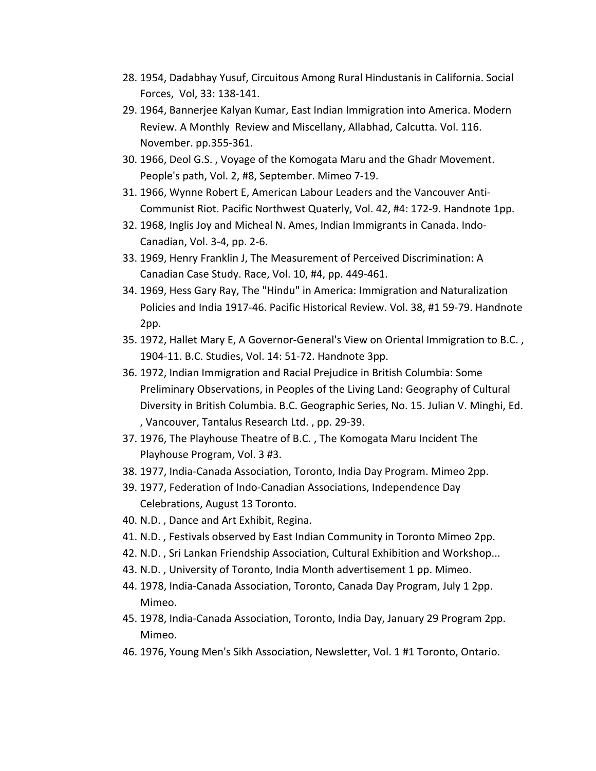28. 1954, Dadabhay Yusuf, Circuitous Among Rural Hindustanis in California. Social Forces, Vol, 33: 138-141.
29. 1964, Bannerjee Kalyan Kumar, East Indian Immigration into America. Modern Review. A Monthly Review and Miscellany, Allabhad, Calcutta. Vol. 116. November. pp.355-361.
30. 1966, Deol G.S. , Voyage of the Komogata Maru and the Ghadr Movement. People's path, Vol. 2, #8, September. Mimeo 7-19.
31. 1966, Wynne Robert E, American Labour Leaders and the Vancouver Anti-Communist Riot. Pacific Northwest Quaterly, Vol. 42, #4: 172-9. Handnote 1pp.
32. 1968, Inglis Joy and Micheal N. Ames, Indian Immigrants in Canada. Indo-Canadian, Vol. 3-4, pp. 2-6.
33. 1969, Henry Franklin J, The Measurement of Perceived Discrimination: A Canadian Case Study. Race, Vol. 10, #4, pp. 449-461.
34. 1969, Hess Gary Ray, The "Hindu" in America: Immigration and Naturalization Policies and India 1917-46. Pacific Historical Review. Vol. 38, #1 59-79. Handnote 2pp.
35. 1972, Hallet Mary E, A Governor-General's View on Oriental Immigration to B.C. , 1904-11. B.C. Studies, Vol. 14: 51-72. Handnote 3pp.
36. 1972, Indian Immigration and Racial Prejudice in British Columbia: Some Preliminary Observations, in Peoples of the Living Land: Geography of Cultural Diversity in British Columbia. B.C. Geographic Series, No. 15. Julian V. Minghi, Ed. , Vancouver, Tantalus Research Ltd. , pp. 29-39.
37. 1976, The Playhouse Theatre of B.C. , The Komogata Maru Incident The Playhouse Program, Vol. 3 #3.
38. 1977, India-Canada Association, Toronto, India Day Program. Mimeo 2pp.
39. 1977, Federation of Indo-Canadian Associations, Independence Day Celebrations, August 13 Toronto.
40. N.D. , Dance and Art Exhibit, Regina.
41. N.D. , Festivals observed by East Indian Community in Toronto Mimeo 2pp.
42. N.D. , Sri Lankan Friendship Association, Cultural Exhibition and Workshop...
43. N.D. , University of Toronto, India Month advertisement 1 pp. Mimeo.
44. 1978, India-Canada Association, Toronto, Canada Day Program, July 1 2pp. Mimeo.
45. 1978, India-Canada Association, Toronto, India Day, January 29 Program 2pp. Mimeo.
46. 1976, Young Men's Sikh Association, Newsletter, Vol. 1 #1 Toronto, Ontario.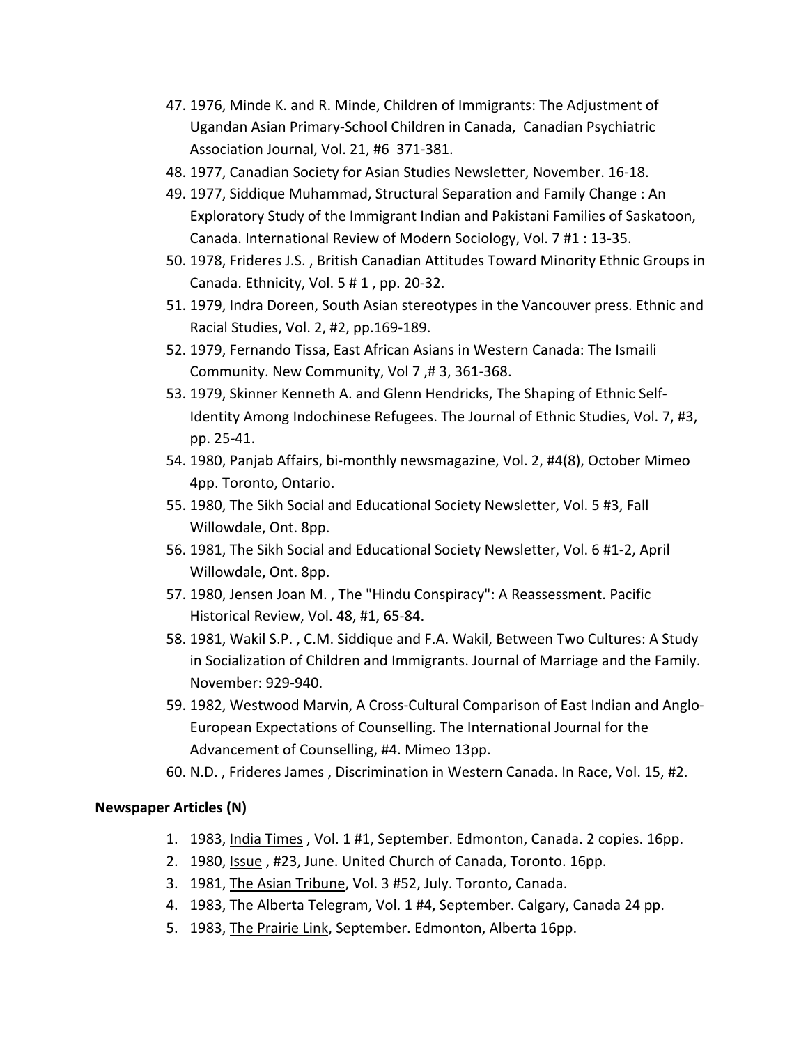47. 1976, Minde K. and R. Minde, Children of Immigrants: The Adjustment of Ugandan Asian Primary-School Children in Canada, Canadian Psychiatric Association Journal, Vol. 21, #6 371-381.
48. 1977, Canadian Society for Asian Studies Newsletter, November. 16-18.
49. 1977, Siddique Muhammad, Structural Separation and Family Change : An Exploratory Study of the Immigrant Indian and Pakistani Families of Saskatoon, Canada. International Review of Modern Sociology, Vol. 7 #1 : 13-35.
50. 1978, Frideres J.S. , British Canadian Attitudes Toward Minority Ethnic Groups in Canada. Ethnicity, Vol. 5 # 1 , pp. 20-32.
51. 1979, Indra Doreen, South Asian stereotypes in the Vancouver press. Ethnic and Racial Studies, Vol. 2, #2, pp.169-189.
52. 1979, Fernando Tissa, East African Asians in Western Canada: The Ismaili Community. New Community, Vol 7 ,# 3, 361-368.
53. 1979, Skinner Kenneth A. and Glenn Hendricks, The Shaping of Ethnic Self-Identity Among Indochinese Refugees. The Journal of Ethnic Studies, Vol. 7, #3, pp. 25-41.
54. 1980, Panjab Affairs, bi-monthly newsmagazine, Vol. 2, #4(8), October Mimeo 4pp. Toronto, Ontario.
55. 1980, The Sikh Social and Educational Society Newsletter, Vol. 5 #3, Fall Willowdale, Ont. 8pp.
56. 1981, The Sikh Social and Educational Society Newsletter, Vol. 6 #1-2, April Willowdale, Ont. 8pp.
57. 1980, Jensen Joan M. , The "Hindu Conspiracy": A Reassessment. Pacific Historical Review, Vol. 48, #1, 65-84.
58. 1981, Wakil S.P. , C.M. Siddique and F.A. Wakil, Between Two Cultures: A Study in Socialization of Children and Immigrants. Journal of Marriage and the Family. November: 929-940.
59. 1982, Westwood Marvin, A Cross-Cultural Comparison of East Indian and Anglo-European Expectations of Counselling. The International Journal for the Advancement of Counselling, #4. Mimeo 13pp.
60. N.D. , Frideres James , Discrimination in Western Canada. In Race, Vol. 15, #2.

**Newspaper Articles (N)**

1. 1983, India Times , Vol. 1 #1, September. Edmonton, Canada. 2 copies. 16pp.
2. 1980, Issue , #23, June. United Church of Canada, Toronto. 16pp.
3. 1981, The Asian Tribune, Vol. 3 #52, July. Toronto, Canada.
4. 1983, The Alberta Telegram, Vol. 1 #4, September. Calgary, Canada 24 pp.
5. 1983, The Prairie Link, September. Edmonton, Alberta 16pp.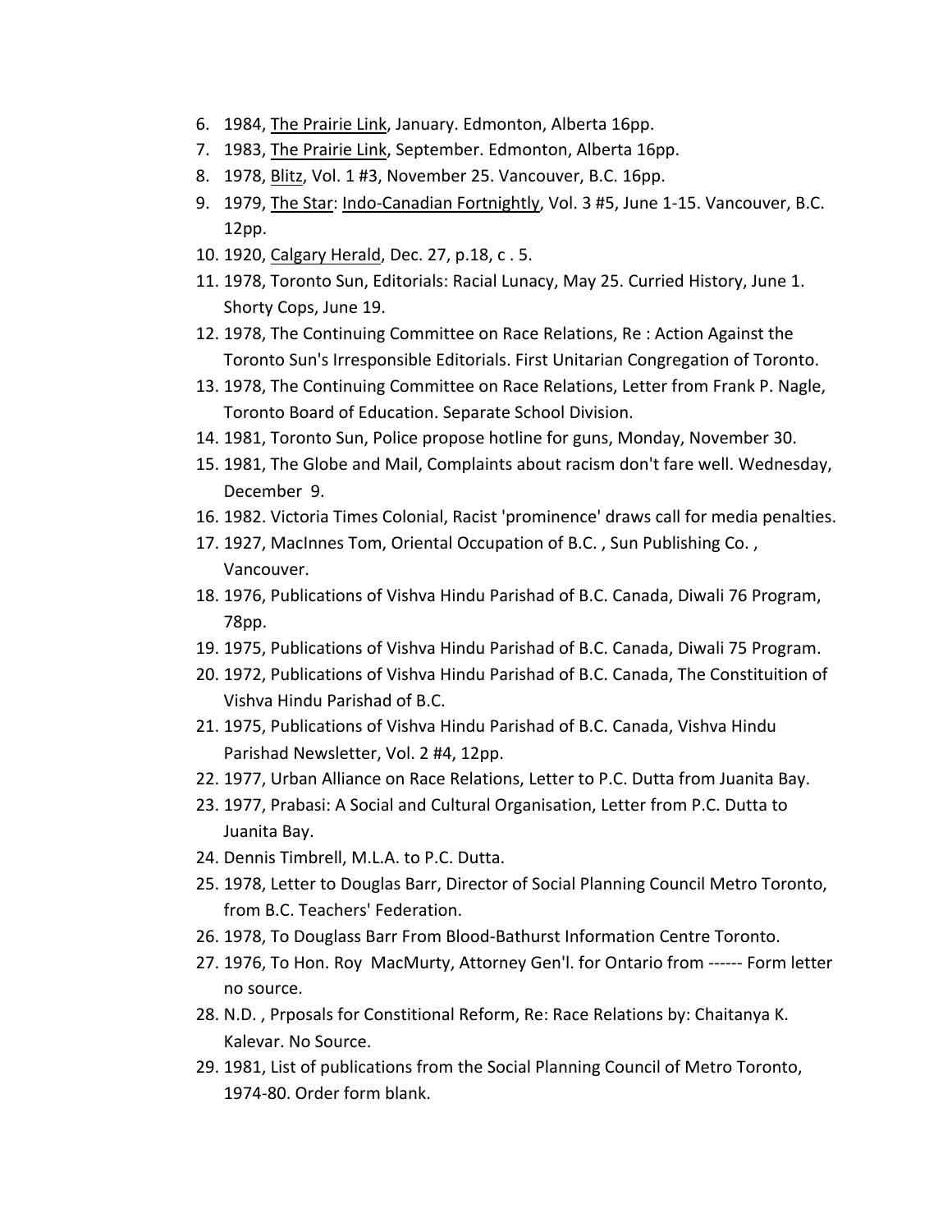6. 1984, <u>The Prairie Link</u>, January. Edmonton, Alberta 16pp.
7. 1983, <u>The Prairie Link</u>, September. Edmonton, Alberta 16pp.
8. 1978, <u>Blitz</u>, Vol. 1 #3, November 25. Vancouver, B.C. 16pp.
9. 1979, <u>The Star</u>: <u>Indo-Canadian Fortnightly</u>, Vol. 3 #5, June 1-15. Vancouver, B.C. 12pp.
10. 1920, <u>Calgary Herald</u>, Dec. 27, p.18, c . 5.
11. 1978, Toronto Sun, Editorials: Racial Lunacy, May 25. Curried History, June 1. Shorty Cops, June 19.
12. 1978, The Continuing Committee on Race Relations, Re : Action Against the Toronto Sun's Irresponsible Editorials. First Unitarian Congregation of Toronto.
13. 1978, The Continuing Committee on Race Relations, Letter from Frank P. Nagle, Toronto Board of Education. Separate School Division.
14. 1981, Toronto Sun, Police propose hotline for guns, Monday, November 30.
15. 1981, The Globe and Mail, Complaints about racism don't fare well. Wednesday, December 9.
16. 1982. Victoria Times Colonial, Racist 'prominence' draws call for media penalties.
17. 1927, MacInnes Tom, Oriental Occupation of B.C. , Sun Publishing Co. , Vancouver.
18. 1976, Publications of Vishva Hindu Parishad of B.C. Canada, Diwali 76 Program, 78pp.
19. 1975, Publications of Vishva Hindu Parishad of B.C. Canada, Diwali 75 Program.
20. 1972, Publications of Vishva Hindu Parishad of B.C. Canada, The Constituition of Vishva Hindu Parishad of B.C.
21. 1975, Publications of Vishva Hindu Parishad of B.C. Canada, Vishva Hindu Parishad Newsletter, Vol. 2 #4, 12pp.
22. 1977, Urban Alliance on Race Relations, Letter to P.C. Dutta from Juanita Bay.
23. 1977, Prabasi: A Social and Cultural Organisation, Letter from P.C. Dutta to Juanita Bay.
24. Dennis Timbrell, M.L.A. to P.C. Dutta.
25. 1978, Letter to Douglas Barr, Director of Social Planning Council Metro Toronto, from B.C. Teachers' Federation.
26. 1978, To Douglass Barr From Blood-Bathurst Information Centre Toronto.
27. 1976, To Hon. Roy MacMurty, Attorney Gen'l. for Ontario from ------ Form letter no source.
28. N.D. , Prposals for Constitional Reform, Re: Race Relations by: Chaitanya K. Kalevar. No Source.
29. 1981, List of publications from the Social Planning Council of Metro Toronto, 1974-80. Order form blank.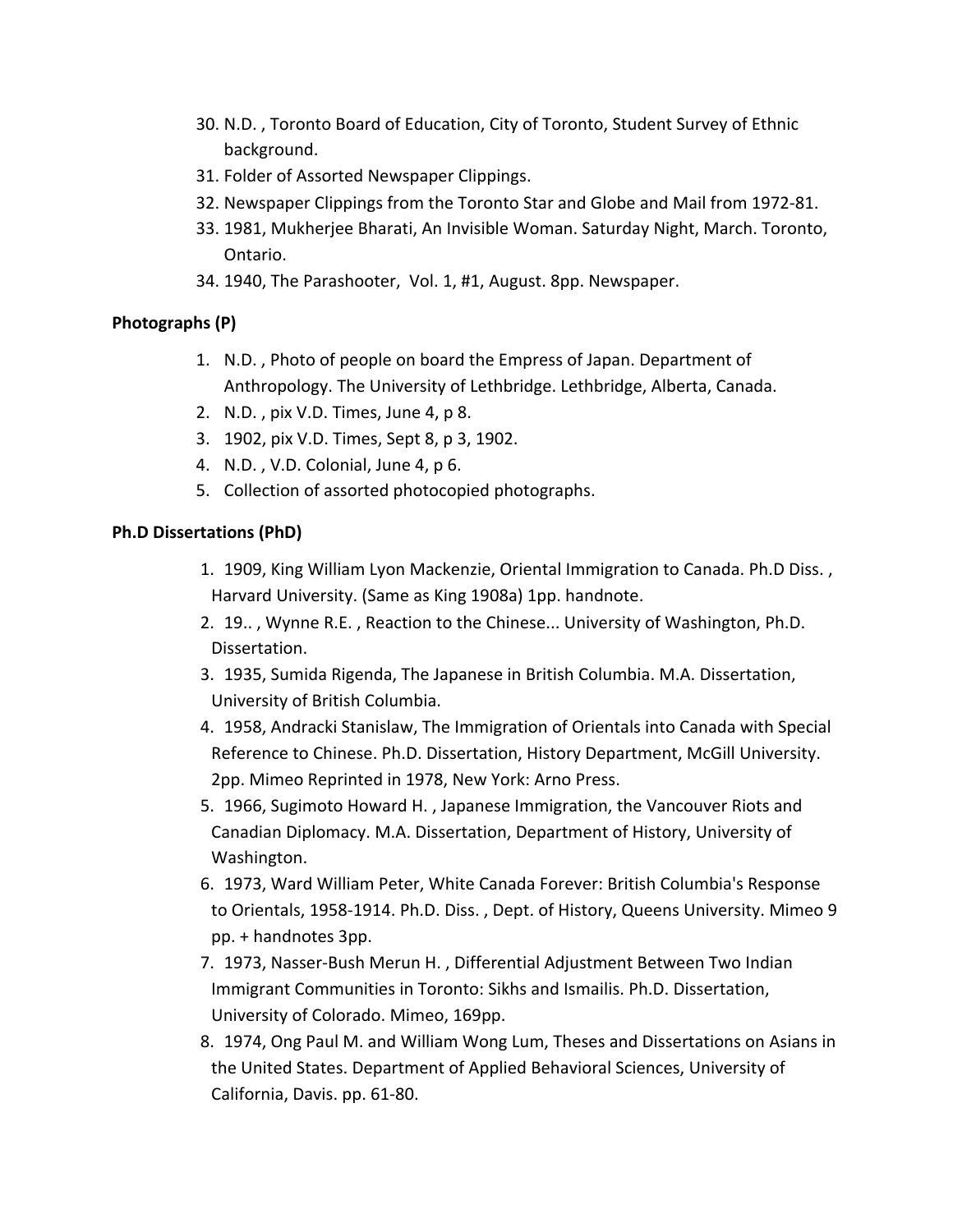30. N.D. , Toronto Board of Education, City of Toronto, Student Survey of Ethnic background.
31. Folder of Assorted Newspaper Clippings.
32. Newspaper Clippings from the Toronto Star and Globe and Mail from 1972-81.
33. 1981, Mukherjee Bharati, An Invisible Woman. Saturday Night, March. Toronto, Ontario.
34. 1940, The Parashooter, Vol. 1, #1, August. 8pp. Newspaper.

**Photographs (P)**

1. N.D. , Photo of people on board the Empress of Japan. Department of Anthropology. The University of Lethbridge. Lethbridge, Alberta, Canada.
2. N.D. , pix V.D. Times, June 4, p 8.
3. 1902, pix V.D. Times, Sept 8, p 3, 1902.
4. N.D. , V.D. Colonial, June 4, p 6.
5. Collection of assorted photocopied photographs.

**Ph.D Dissertations (PhD)**

1. 1909, King William Lyon Mackenzie, Oriental Immigration to Canada. Ph.D Diss. , Harvard University. (Same as King 1908a) 1pp. handnote.
2. 19.. , Wynne R.E. , Reaction to the Chinese... University of Washington, Ph.D. Dissertation.
3. 1935, Sumida Rigenda, The Japanese in British Columbia. M.A. Dissertation, University of British Columbia.
4. 1958, Andracki Stanislaw, The Immigration of Orientals into Canada with Special Reference to Chinese. Ph.D. Dissertation, History Department, McGill University. 2pp. Mimeo Reprinted in 1978, New York: Arno Press.
5. 1966, Sugimoto Howard H. , Japanese Immigration, the Vancouver Riots and Canadian Diplomacy. M.A. Dissertation, Department of History, University of Washington.
6. 1973, Ward William Peter, White Canada Forever: British Columbia's Response to Orientals, 1958-1914. Ph.D. Diss. , Dept. of History, Queens University. Mimeo 9 pp. + handnotes 3pp.
7. 1973, Nasser-Bush Merun H. , Differential Adjustment Between Two Indian Immigrant Communities in Toronto: Sikhs and Ismailis. Ph.D. Dissertation, University of Colorado. Mimeo, 169pp.
8. 1974, Ong Paul M. and William Wong Lum, Theses and Dissertations on Asians in the United States. Department of Applied Behavioral Sciences, University of California, Davis. pp. 61-80.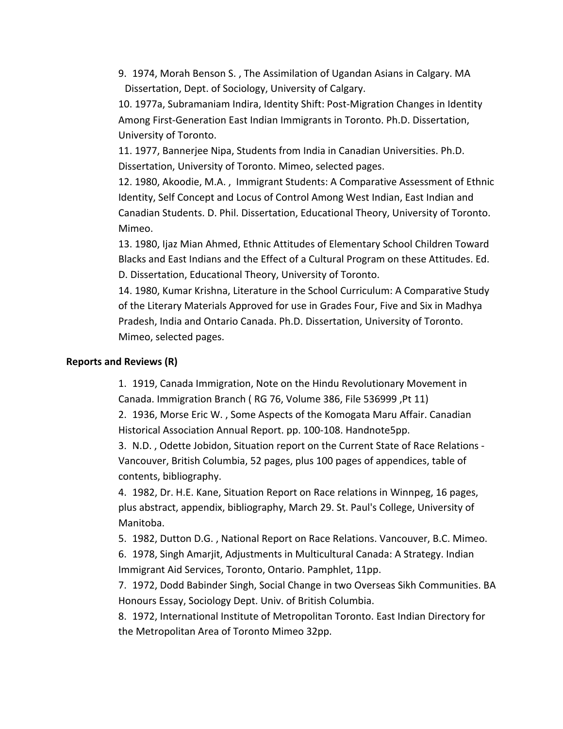9. 1974, Morah Benson S. , The Assimilation of Ugandan Asians in Calgary. MA Dissertation, Dept. of Sociology, University of Calgary.

10. 1977a, Subramaniam Indira, Identity Shift: Post-Migration Changes in Identity Among First-Generation East Indian Immigrants in Toronto. Ph.D. Dissertation, University of Toronto.

11. 1977, Bannerjee Nipa, Students from India in Canadian Universities. Ph.D. Dissertation, University of Toronto. Mimeo, selected pages.

12. 1980, Akoodie, M.A. , Immigrant Students: A Comparative Assessment of Ethnic Identity, Self Concept and Locus of Control Among West Indian, East Indian and Canadian Students. D. Phil. Dissertation, Educational Theory, University of Toronto. Mimeo.

13. 1980, Ijaz Mian Ahmed, Ethnic Attitudes of Elementary School Children Toward Blacks and East Indians and the Effect of a Cultural Program on these Attitudes. Ed. D. Dissertation, Educational Theory, University of Toronto.

14. 1980, Kumar Krishna, Literature in the School Curriculum: A Comparative Study of the Literary Materials Approved for use in Grades Four, Five and Six in Madhya Pradesh, India and Ontario Canada. Ph.D. Dissertation, University of Toronto. Mimeo, selected pages.

**Reports and Reviews (R)**

1. 1919, Canada Immigration, Note on the Hindu Revolutionary Movement in Canada. Immigration Branch ( RG 76, Volume 386, File 536999 ,Pt 11)

2. 1936, Morse Eric W. , Some Aspects of the Komogata Maru Affair. Canadian Historical Association Annual Report. pp. 100-108. Handnote5pp.

3. N.D. , Odette Jobidon, Situation report on the Current State of Race Relations - Vancouver, British Columbia, 52 pages, plus 100 pages of appendices, table of contents, bibliography.

4. 1982, Dr. H.E. Kane, Situation Report on Race relations in Winnpeg, 16 pages, plus abstract, appendix, bibliography, March 29. St. Paul's College, University of Manitoba.

5. 1982, Dutton D.G. , National Report on Race Relations. Vancouver, B.C. Mimeo.

6. 1978, Singh Amarjit, Adjustments in Multicultural Canada: A Strategy. Indian Immigrant Aid Services, Toronto, Ontario. Pamphlet, 11pp.

7. 1972, Dodd Babinder Singh, Social Change in two Overseas Sikh Communities. BA Honours Essay, Sociology Dept. Univ. of British Columbia.

8. 1972, International Institute of Metropolitan Toronto. East Indian Directory for the Metropolitan Area of Toronto Mimeo 32pp.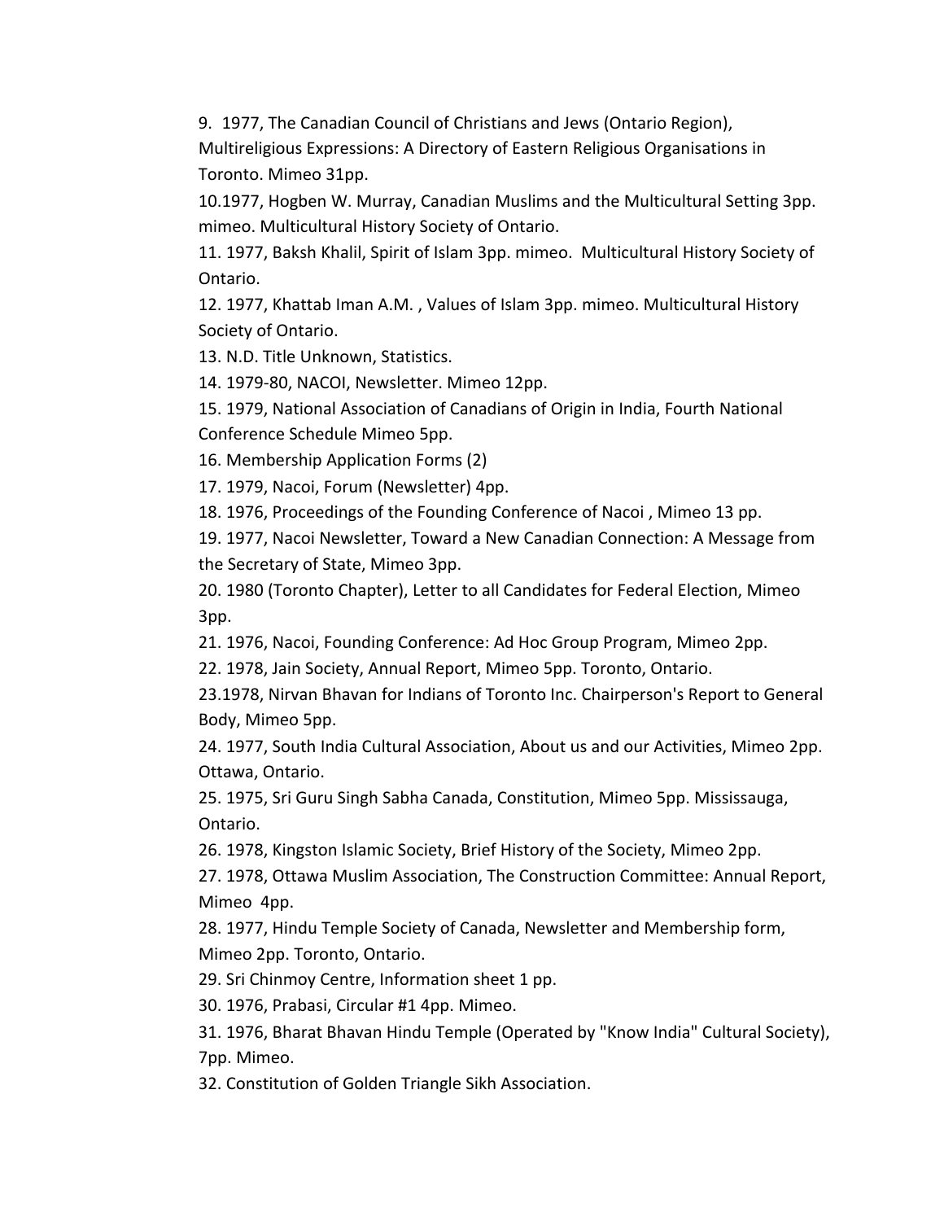9. 1977, The Canadian Council of Christians and Jews (Ontario Region), Multireligious Expressions: A Directory of Eastern Religious Organisations in Toronto. Mimeo 31pp.

10. 1977, Hogben W. Murray, Canadian Muslims and the Multicultural Setting 3pp. mimeo. Multicultural History Society of Ontario.

11. 1977, Baksh Khalil, Spirit of Islam 3pp. mimeo. Multicultural History Society of Ontario.

12. 1977, Khattab Iman A.M. , Values of Islam 3pp. mimeo. Multicultural History Society of Ontario.

13. N.D. Title Unknown, Statistics.

14. 1979-80, NACOI, Newsletter. Mimeo 12pp.

15. 1979, National Association of Canadians of Origin in India, Fourth National Conference Schedule Mimeo 5pp.

16. Membership Application Forms (2)

17. 1979, Nacoi, Forum (Newsletter) 4pp.

18. 1976, Proceedings of the Founding Conference of Nacoi , Mimeo 13 pp.

19. 1977, Nacoi Newsletter, Toward a New Canadian Connection: A Message from the Secretary of State, Mimeo 3pp.

20. 1980 (Toronto Chapter), Letter to all Candidates for Federal Election, Mimeo 3pp.

21. 1976, Nacoi, Founding Conference: Ad Hoc Group Program, Mimeo 2pp.

22. 1978, Jain Society, Annual Report, Mimeo 5pp. Toronto, Ontario.

23. 1978, Nirvan Bhavan for Indians of Toronto Inc. Chairperson's Report to General Body, Mimeo 5pp.

24. 1977, South India Cultural Association, About us and our Activities, Mimeo 2pp. Ottawa, Ontario.

25. 1975, Sri Guru Singh Sabha Canada, Constitution, Mimeo 5pp. Mississauga, Ontario.

26. 1978, Kingston Islamic Society, Brief History of the Society, Mimeo 2pp.

27. 1978, Ottawa Muslim Association, The Construction Committee: Annual Report, Mimeo 4pp.

28. 1977, Hindu Temple Society of Canada, Newsletter and Membership form, Mimeo 2pp. Toronto, Ontario.

29. Sri Chinmoy Centre, Information sheet 1 pp.

30. 1976, Prabasi, Circular #1 4pp. Mimeo.

31. 1976, Bharat Bhavan Hindu Temple (Operated by "Know India" Cultural Society), 7pp. Mimeo.

32. Constitution of Golden Triangle Sikh Association.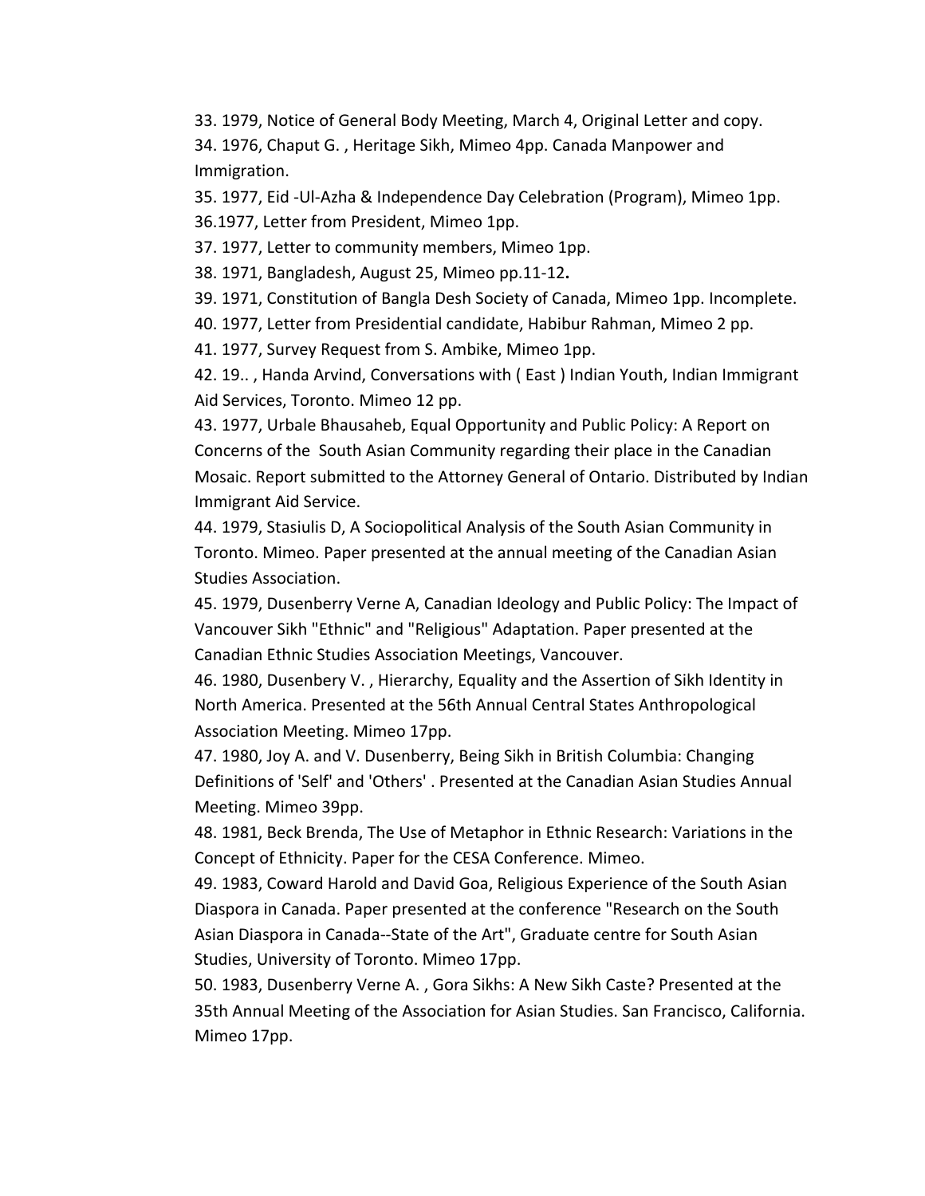33. 1979, Notice of General Body Meeting, March 4, Original Letter and copy.

34. 1976, Chaput G. , Heritage Sikh, Mimeo 4pp. Canada Manpower and Immigration.

35. 1977, Eid -Ul-Azha & Independence Day Celebration (Program), Mimeo 1pp.

36.1977, Letter from President, Mimeo 1pp.

37. 1977, Letter to community members, Mimeo 1pp.

38. 1971, Bangladesh, August 25, Mimeo pp.11-12**.**

39. 1971, Constitution of Bangla Desh Society of Canada, Mimeo 1pp. Incomplete.

40. 1977, Letter from Presidential candidate, Habibur Rahman, Mimeo 2 pp.

41. 1977, Survey Request from S. Ambike, Mimeo 1pp.

42. 19.. , Handa Arvind, Conversations with ( East ) Indian Youth, Indian Immigrant Aid Services, Toronto. Mimeo 12 pp.

43. 1977, Urbale Bhausaheb, Equal Opportunity and Public Policy: A Report on Concerns of the South Asian Community regarding their place in the Canadian Mosaic. Report submitted to the Attorney General of Ontario. Distributed by Indian Immigrant Aid Service.

44. 1979, Stasiulis D, A Sociopolitical Analysis of the South Asian Community in Toronto. Mimeo. Paper presented at the annual meeting of the Canadian Asian Studies Association.

45. 1979, Dusenberry Verne A, Canadian Ideology and Public Policy: The Impact of Vancouver Sikh "Ethnic" and "Religious" Adaptation. Paper presented at the Canadian Ethnic Studies Association Meetings, Vancouver.

46. 1980, Dusenbery V. , Hierarchy, Equality and the Assertion of Sikh Identity in North America. Presented at the 56th Annual Central States Anthropological Association Meeting. Mimeo 17pp.

47. 1980, Joy A. and V. Dusenberry, Being Sikh in British Columbia: Changing Definitions of 'Self' and 'Others' . Presented at the Canadian Asian Studies Annual Meeting. Mimeo 39pp.

48. 1981, Beck Brenda, The Use of Metaphor in Ethnic Research: Variations in the Concept of Ethnicity. Paper for the CESA Conference. Mimeo.

49. 1983, Coward Harold and David Goa, Religious Experience of the South Asian Diaspora in Canada. Paper presented at the conference "Research on the South Asian Diaspora in Canada--State of the Art", Graduate centre for South Asian Studies, University of Toronto. Mimeo 17pp.

50. 1983, Dusenberry Verne A. , Gora Sikhs: A New Sikh Caste? Presented at the 35th Annual Meeting of the Association for Asian Studies. San Francisco, California. Mimeo 17pp.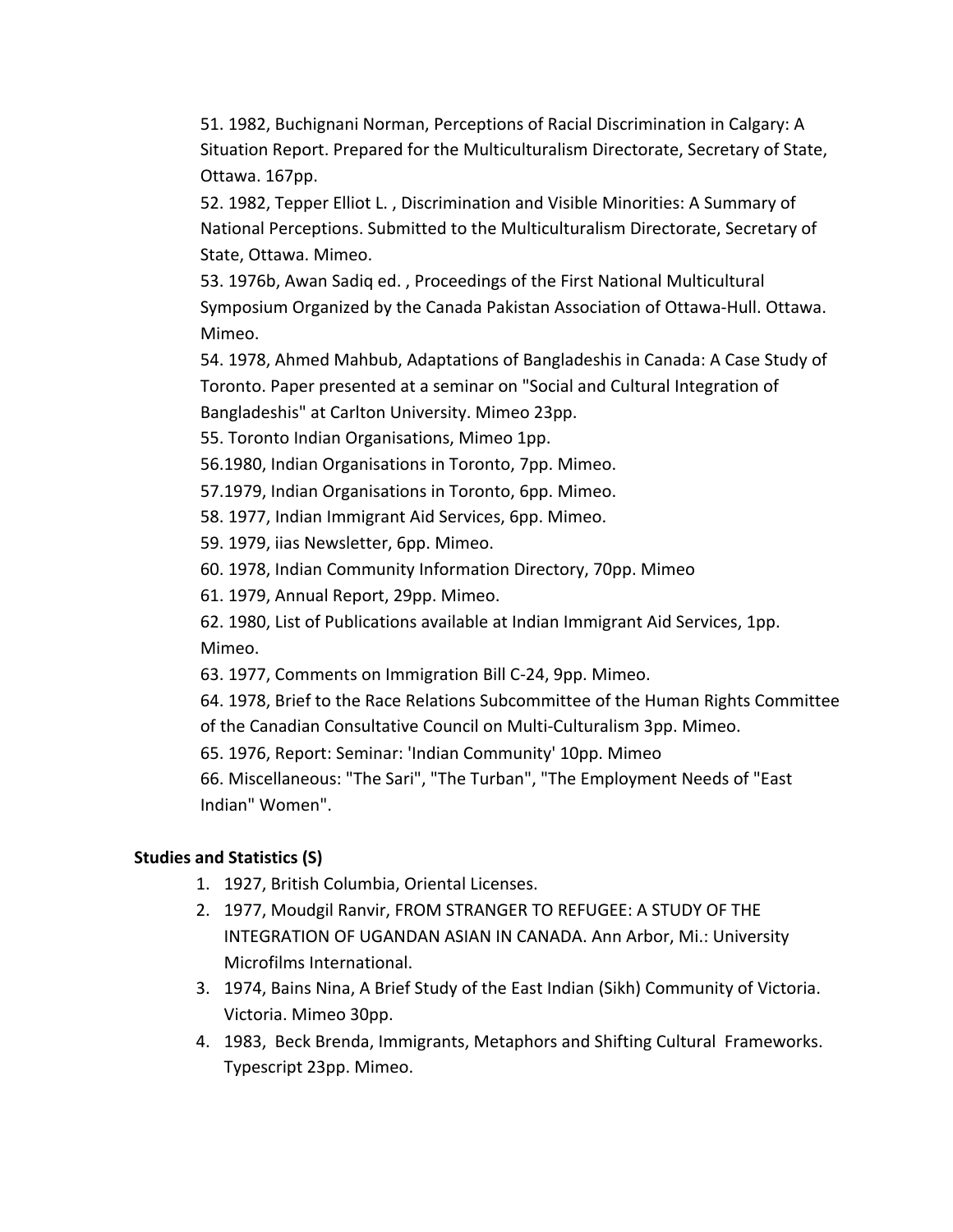51. 1982, Buchignani Norman, Perceptions of Racial Discrimination in Calgary: A Situation Report. Prepared for the Multiculturalism Directorate, Secretary of State, Ottawa. 167pp.

52. 1982, Tepper Elliot L. , Discrimination and Visible Minorities: A Summary of National Perceptions. Submitted to the Multiculturalism Directorate, Secretary of State, Ottawa. Mimeo.

53. 1976b, Awan Sadiq ed. , Proceedings of the First National Multicultural Symposium Organized by the Canada Pakistan Association of Ottawa-Hull. Ottawa. Mimeo.

54. 1978, Ahmed Mahbub, Adaptations of Bangladeshis in Canada: A Case Study of Toronto. Paper presented at a seminar on "Social and Cultural Integration of Bangladeshis" at Carlton University. Mimeo 23pp.

55. Toronto Indian Organisations, Mimeo 1pp.

56.1980, Indian Organisations in Toronto, 7pp. Mimeo.

57.1979, Indian Organisations in Toronto, 6pp. Mimeo.

58. 1977, Indian Immigrant Aid Services, 6pp. Mimeo.

59. 1979, iias Newsletter, 6pp. Mimeo.

60. 1978, Indian Community Information Directory, 70pp. Mimeo

61. 1979, Annual Report, 29pp. Mimeo.

62. 1980, List of Publications available at Indian Immigrant Aid Services, 1pp. Mimeo.

63. 1977, Comments on Immigration Bill C-24, 9pp. Mimeo.

64. 1978, Brief to the Race Relations Subcommittee of the Human Rights Committee of the Canadian Consultative Council on Multi-Culturalism 3pp. Mimeo.

65. 1976, Report: Seminar: 'Indian Community' 10pp. Mimeo

66. Miscellaneous: "The Sari", "The Turban", "The Employment Needs of "East Indian" Women".

**Studies and Statistics (S)**

1. 1927, British Columbia, Oriental Licenses.
2. 1977, Moudgil Ranvir, FROM STRANGER TO REFUGEE: A STUDY OF THE INTEGRATION OF UGANDAN ASIAN IN CANADA. Ann Arbor, Mi.: University Microfilms International.
3. 1974, Bains Nina, A Brief Study of the East Indian (Sikh) Community of Victoria. Victoria. Mimeo 30pp.
4. 1983, Beck Brenda, Immigrants, Metaphors and Shifting Cultural Frameworks. Typescript 23pp. Mimeo.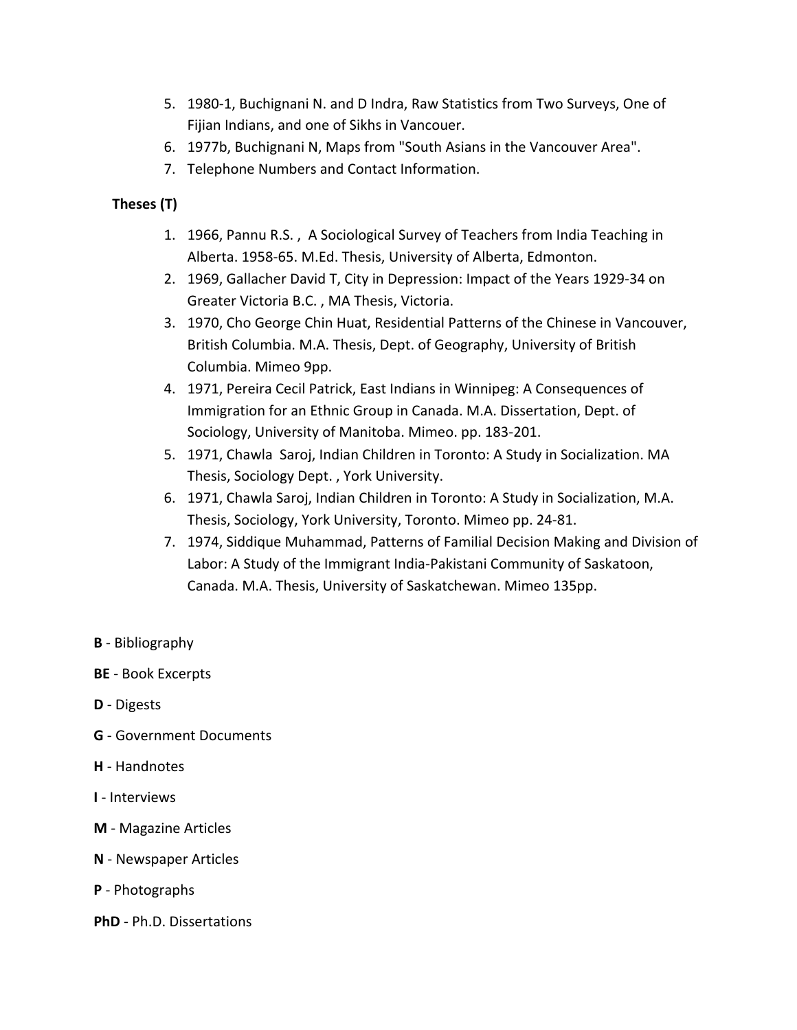5. 1980-1, Buchignani N. and D Indra, Raw Statistics from Two Surveys, One of Fijian Indians, and one of Sikhs in Vancouer.
6. 1977b, Buchignani N, Maps from "South Asians in the Vancouver Area".
7. Telephone Numbers and Contact Information.

**Theses (T)**

1. 1966, Pannu R.S. , A Sociological Survey of Teachers from India Teaching in Alberta. 1958-65. M.Ed. Thesis, University of Alberta, Edmonton.
2. 1969, Gallacher David T, City in Depression: Impact of the Years 1929-34 on Greater Victoria B.C. , MA Thesis, Victoria.
3. 1970, Cho George Chin Huat, Residential Patterns of the Chinese in Vancouver, British Columbia. M.A. Thesis, Dept. of Geography, University of British Columbia. Mimeo 9pp.
4. 1971, Pereira Cecil Patrick, East Indians in Winnipeg: A Consequences of Immigration for an Ethnic Group in Canada. M.A. Dissertation, Dept. of Sociology, University of Manitoba. Mimeo. pp. 183-201.
5. 1971, Chawla Saroj, Indian Children in Toronto: A Study in Socialization. MA Thesis, Sociology Dept. , York University.
6. 1971, Chawla Saroj, Indian Children in Toronto: A Study in Socialization, M.A. Thesis, Sociology, York University, Toronto. Mimeo pp. 24-81.
7. 1974, Siddique Muhammad, Patterns of Familial Decision Making and Division of Labor: A Study of the Immigrant India-Pakistani Community of Saskatoon, Canada. M.A. Thesis, University of Saskatchewan. Mimeo 135pp.

**B** - Bibliography

**BE** - Book Excerpts

**D** - Digests

**G** - Government Documents

**H** - Handnotes

**I** - Interviews

**M** - Magazine Articles

**N** - Newspaper Articles

**P** - Photographs

**PhD** - Ph.D. Dissertations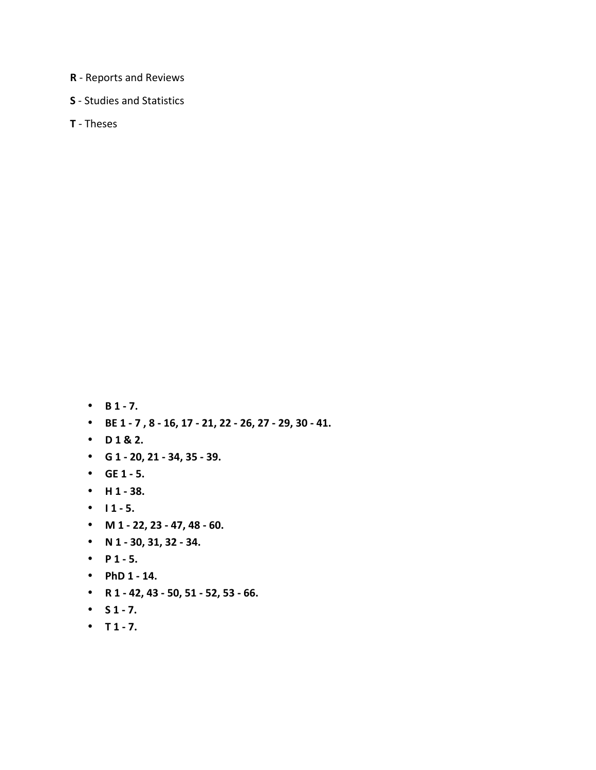**R** - Reports and Reviews

**S** - Studies and Statistics

**T** - Theses

- **B 1 - 7.**
- **BE 1 - 7 , 8 - 16, 17 - 21, 22 - 26, 27 - 29, 30 - 41.**
- **D 1 & 2.**
- **G 1 - 20, 21 - 34, 35 - 39.**
- **GE 1 - 5.**
- **H 1 - 38.**
- **I 1 - 5.**
- **M 1 - 22, 23 - 47, 48 - 60.**
- **N 1 - 30, 31, 32 - 34.**
- **P 1 - 5.**
- **PhD 1 - 14.**
- **R 1 - 42, 43 - 50, 51 - 52, 53 - 66.**
- **S 1 - 7.**
- **T 1 - 7.**